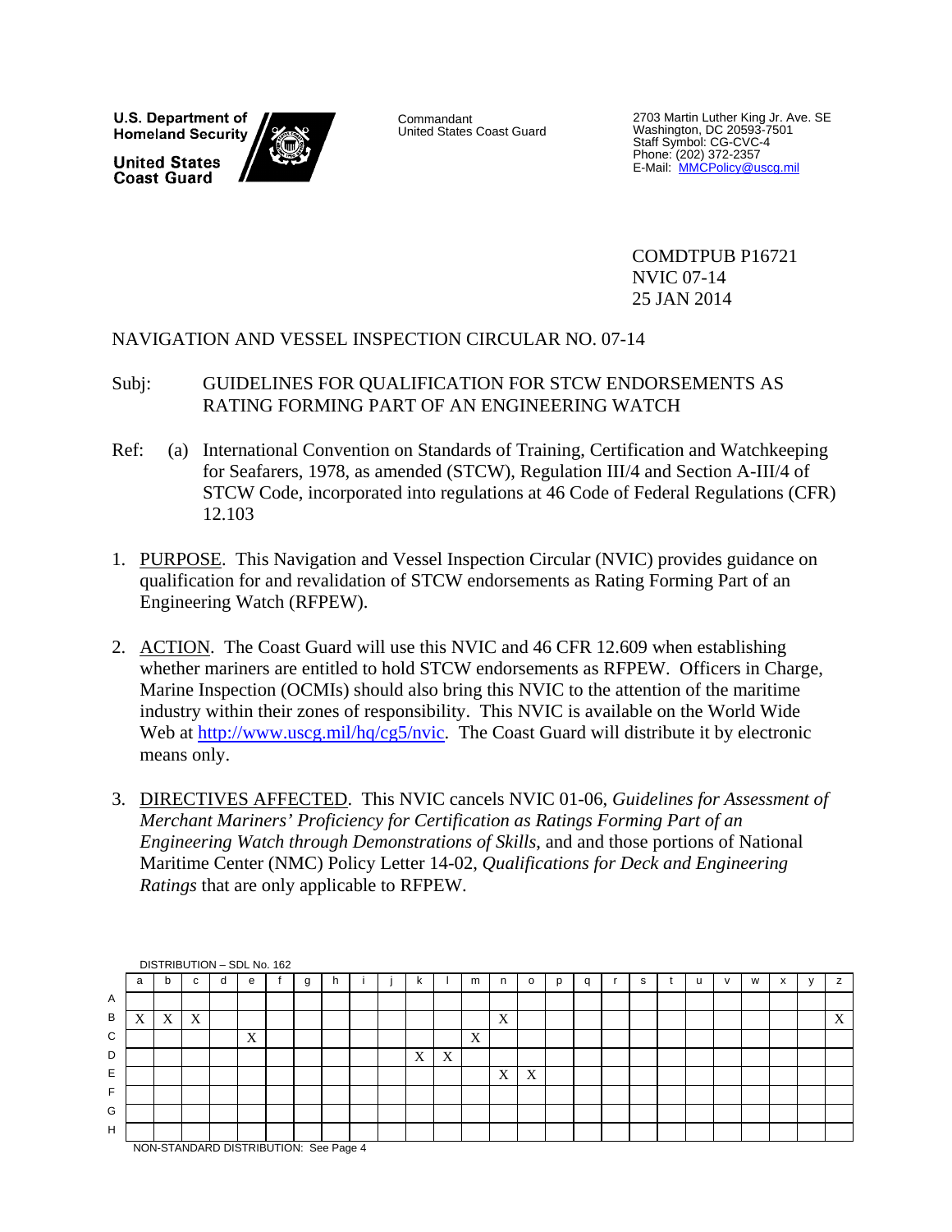U.S. Department of Homeland Security

United States Coast Guard

Commandant
United States Coast Guard

2703 Martin Luther King Jr. Ave. SE
Washington, DC 20593-7501
Staff Symbol: CG-CVC-4
Phone: (202) 372-2357
E-Mail: MMCPolicy@uscg.mil

COMDTPUB P16721
NVIC 07-14
25 JAN 2014

NAVIGATION AND VESSEL INSPECTION CIRCULAR NO. 07-14

Subj: GUIDELINES FOR QUALIFICATION FOR STCW ENDORSEMENTS AS RATING FORMING PART OF AN ENGINEERING WATCH

Ref: (a) International Convention on Standards of Training, Certification and Watchkeeping for Seafarers, 1978, as amended (STCW), Regulation III/4 and Section A-III/4 of STCW Code, incorporated into regulations at 46 Code of Federal Regulations (CFR) 12.103

1. PURPOSE. This Navigation and Vessel Inspection Circular (NVIC) provides guidance on qualification for and revalidation of STCW endorsements as Rating Forming Part of an Engineering Watch (RFPEW).

2. ACTION. The Coast Guard will use this NVIC and 46 CFR 12.609 when establishing whether mariners are entitled to hold STCW endorsements as RFPEW. Officers in Charge, Marine Inspection (OCMIs) should also bring this NVIC to the attention of the maritime industry within their zones of responsibility. This NVIC is available on the World Wide Web at http://www.uscg.mil/hq/cg5/nvic. The Coast Guard will distribute it by electronic means only.

3. DIRECTIVES AFFECTED. This NVIC cancels NVIC 01-06, *Guidelines for Assessment of Merchant Mariners' Proficiency for Certification as Ratings Forming Part of an Engineering Watch through Demonstrations of Skills*, and and those portions of National Maritime Center (NMC) Policy Letter 14-02, *Qualifications for Deck and Engineering Ratings* that are only applicable to RFPEW.

DISTRIBUTION – SDL No. 162

| | a | b | c | d | e | f | g | h | i | j | k | l | m | n | o | p | q | r | s | t | u | v | w | x | y | z |
|---|---|---|---|---|---|---|---|---|---|---|---|---|---|---|---|---|---|---|---|---|---|---|---|---|---|---|
| A | | | | | | | | | | | | | | | | | | | | | | | | | | |
| B | X | X | X | | | | | | | | | | | X | | | | | | | | | | | | X |
| C | | | | | X | | | | | | | | X | | | | | | | | | | | | | |
| D | | | | | | | | | | | X | X | | | | | | | | | | | | | | |
| E | | | | | | | | | | | | | | X | X | | | | | | | | | | | |
| F | | | | | | | | | | | | | | | | | | | | | | | | | | |
| G | | | | | | | | | | | | | | | | | | | | | | | | | | |
| H | | | | | | | | | | | | | | | | | | | | | | | | | | |

NON-STANDARD DISTRIBUTION: See Page 4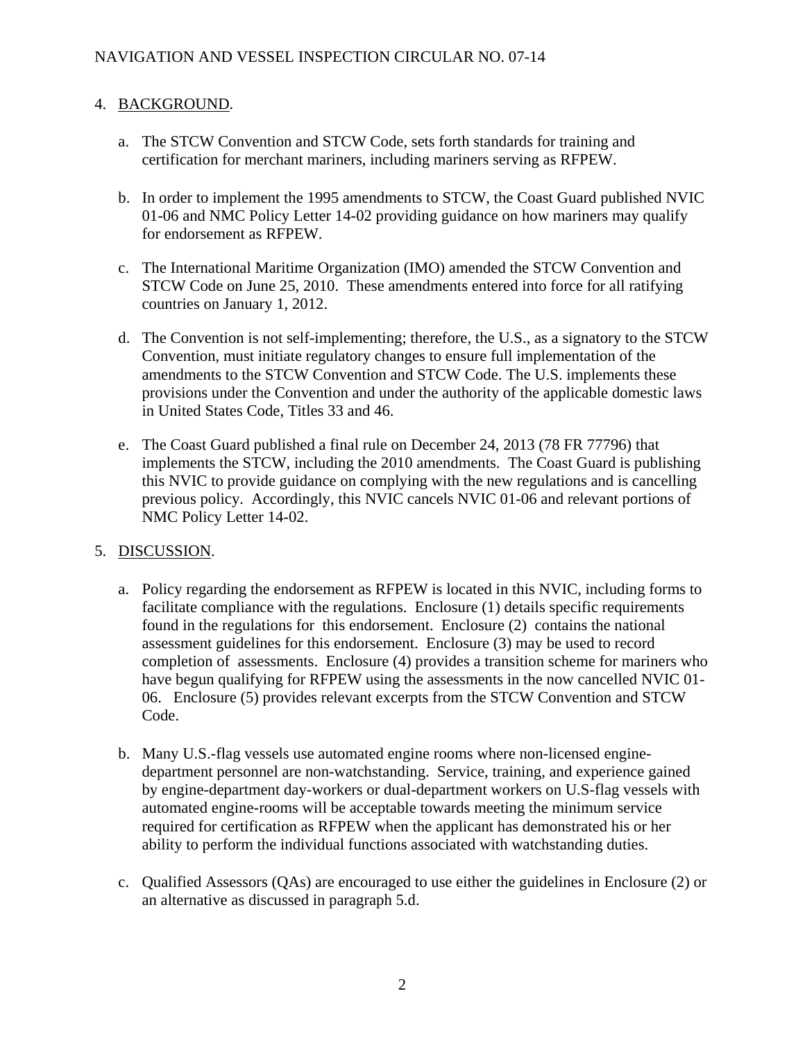4. BACKGROUND.

   a. The STCW Convention and STCW Code, sets forth standards for training and certification for merchant mariners, including mariners serving as RFPEW.

   b. In order to implement the 1995 amendments to STCW, the Coast Guard published NVIC 01-06 and NMC Policy Letter 14-02 providing guidance on how mariners may qualify for endorsement as RFPEW.

   c. The International Maritime Organization (IMO) amended the STCW Convention and STCW Code on June 25, 2010. These amendments entered into force for all ratifying countries on January 1, 2012.

   d. The Convention is not self-implementing; therefore, the U.S., as a signatory to the STCW Convention, must initiate regulatory changes to ensure full implementation of the amendments to the STCW Convention and STCW Code. The U.S. implements these provisions under the Convention and under the authority of the applicable domestic laws in United States Code, Titles 33 and 46.

   e. The Coast Guard published a final rule on December 24, 2013 (78 FR 77796) that implements the STCW, including the 2010 amendments. The Coast Guard is publishing this NVIC to provide guidance on complying with the new regulations and is cancelling previous policy. Accordingly, this NVIC cancels NVIC 01-06 and relevant portions of NMC Policy Letter 14-02.

5. DISCUSSION.

   a. Policy regarding the endorsement as RFPEW is located in this NVIC, including forms to facilitate compliance with the regulations. Enclosure (1) details specific requirements found in the regulations for this endorsement. Enclosure (2) contains the national assessment guidelines for this endorsement. Enclosure (3) may be used to record completion of assessments. Enclosure (4) provides a transition scheme for mariners who have begun qualifying for RFPEW using the assessments in the now cancelled NVIC 01-06. Enclosure (5) provides relevant excerpts from the STCW Convention and STCW Code.

   b. Many U.S.-flag vessels use automated engine rooms where non-licensed engine-department personnel are non-watchstanding. Service, training, and experience gained by engine-department day-workers or dual-department workers on U.S-flag vessels with automated engine-rooms will be acceptable towards meeting the minimum service required for certification as RFPEW when the applicant has demonstrated his or her ability to perform the individual functions associated with watchstanding duties.

   c. Qualified Assessors (QAs) are encouraged to use either the guidelines in Enclosure (2) or an alternative as discussed in paragraph 5.d.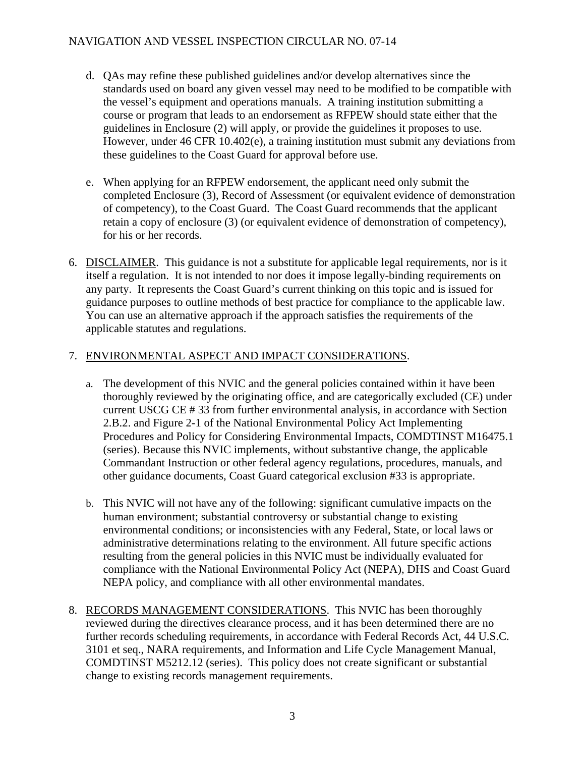d. QAs may refine these published guidelines and/or develop alternatives since the standards used on board any given vessel may need to be modified to be compatible with the vessel's equipment and operations manuals. A training institution submitting a course or program that leads to an endorsement as RFPEW should state either that the guidelines in Enclosure (2) will apply, or provide the guidelines it proposes to use. However, under 46 CFR 10.402(e), a training institution must submit any deviations from these guidelines to the Coast Guard for approval before use.

e. When applying for an RFPEW endorsement, the applicant need only submit the completed Enclosure (3), Record of Assessment (or equivalent evidence of demonstration of competency), to the Coast Guard. The Coast Guard recommends that the applicant retain a copy of enclosure (3) (or equivalent evidence of demonstration of competency), for his or her records.

6. DISCLAIMER. This guidance is not a substitute for applicable legal requirements, nor is it itself a regulation. It is not intended to nor does it impose legally-binding requirements on any party. It represents the Coast Guard's current thinking on this topic and is issued for guidance purposes to outline methods of best practice for compliance to the applicable law. You can use an alternative approach if the approach satisfies the requirements of the applicable statutes and regulations.

7. ENVIRONMENTAL ASPECT AND IMPACT CONSIDERATIONS.

a. The development of this NVIC and the general policies contained within it have been thoroughly reviewed by the originating office, and are categorically excluded (CE) under current USCG CE # 33 from further environmental analysis, in accordance with Section 2.B.2. and Figure 2-1 of the National Environmental Policy Act Implementing Procedures and Policy for Considering Environmental Impacts, COMDTINST M16475.1 (series). Because this NVIC implements, without substantive change, the applicable Commandant Instruction or other federal agency regulations, procedures, manuals, and other guidance documents, Coast Guard categorical exclusion #33 is appropriate.

b. This NVIC will not have any of the following: significant cumulative impacts on the human environment; substantial controversy or substantial change to existing environmental conditions; or inconsistencies with any Federal, State, or local laws or administrative determinations relating to the environment. All future specific actions resulting from the general policies in this NVIC must be individually evaluated for compliance with the National Environmental Policy Act (NEPA), DHS and Coast Guard NEPA policy, and compliance with all other environmental mandates.

8. RECORDS MANAGEMENT CONSIDERATIONS. This NVIC has been thoroughly reviewed during the directives clearance process, and it has been determined there are no further records scheduling requirements, in accordance with Federal Records Act, 44 U.S.C. 3101 et seq., NARA requirements, and Information and Life Cycle Management Manual, COMDTINST M5212.12 (series). This policy does not create significant or substantial change to existing records management requirements.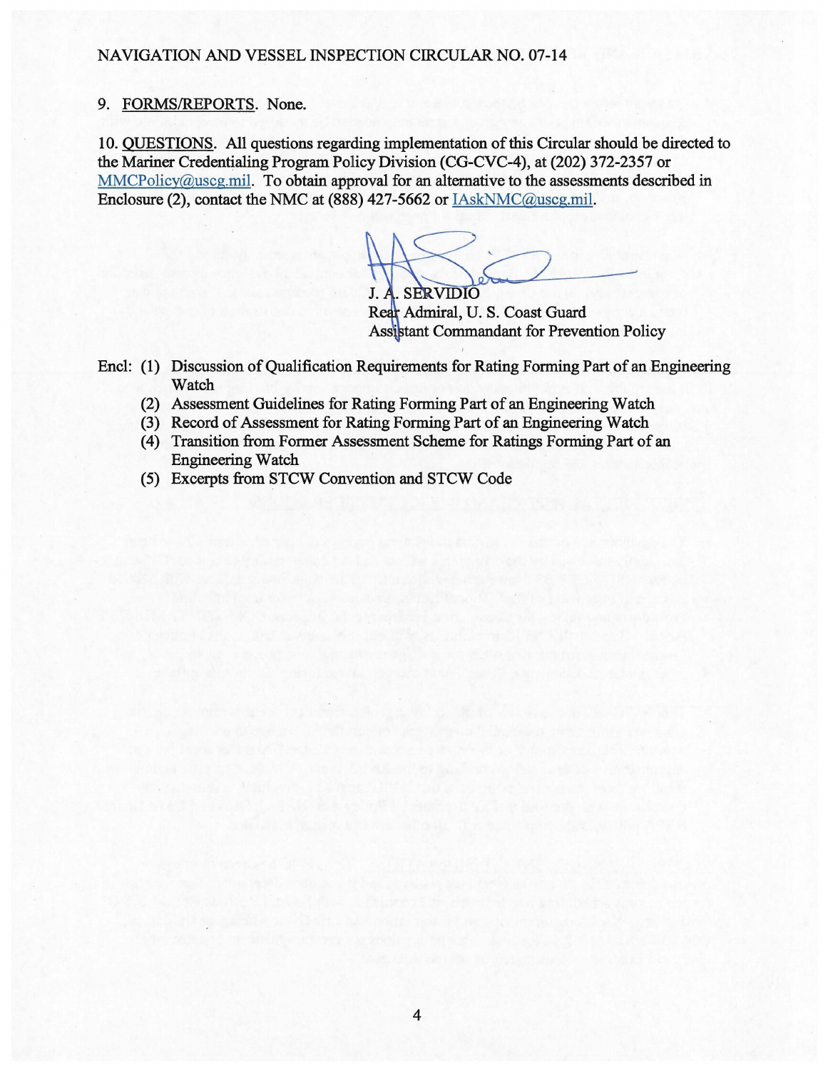NAVIGATION AND VESSEL INSPECTION CIRCULAR NO. 07-14

9. FORMS/REPORTS. None.

10. QUESTIONS. All questions regarding implementation of this Circular should be directed to the Mariner Credentialing Program Policy Division (CG-CVC-4), at (202) 372-2357 or MMCPolicy@uscg.mil. To obtain approval for an alternative to the assessments described in Enclosure (2), contact the NMC at (888) 427-5662 or IAskNMC@uscg.mil.

J. A. SERVIDIO
Rear Admiral, U. S. Coast Guard
Assistant Commandant for Prevention Policy

Encl: (1) Discussion of Qualification Requirements for Rating Forming Part of an Engineering Watch
(2) Assessment Guidelines for Rating Forming Part of an Engineering Watch
(3) Record of Assessment for Rating Forming Part of an Engineering Watch
(4) Transition from Former Assessment Scheme for Ratings Forming Part of an Engineering Watch
(5) Excerpts from STCW Convention and STCW Code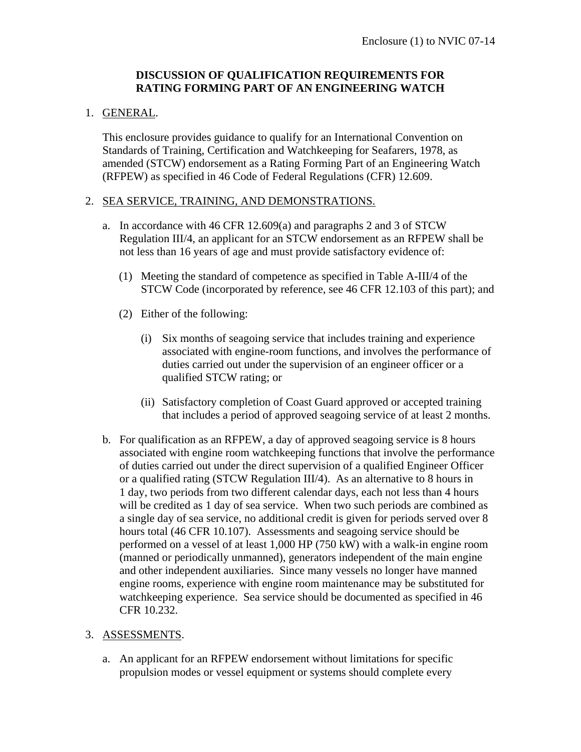# DISCUSSION OF QUALIFICATION REQUIREMENTS FOR RATING FORMING PART OF AN ENGINEERING WATCH

1. GENERAL.

   This enclosure provides guidance to qualify for an International Convention on Standards of Training, Certification and Watchkeeping for Seafarers, 1978, as amended (STCW) endorsement as a Rating Forming Part of an Engineering Watch (RFPEW) as specified in 46 Code of Federal Regulations (CFR) 12.609.

2. SEA SERVICE, TRAINING, AND DEMONSTRATIONS.

   a. In accordance with 46 CFR 12.609(a) and paragraphs 2 and 3 of STCW Regulation III/4, an applicant for an STCW endorsement as an RFPEW shall be not less than 16 years of age and must provide satisfactory evidence of:

      (1) Meeting the standard of competence as specified in Table A-III/4 of the STCW Code (incorporated by reference, see 46 CFR 12.103 of this part); and

      (2) Either of the following:

         (i) Six months of seagoing service that includes training and experience associated with engine-room functions, and involves the performance of duties carried out under the supervision of an engineer officer or a qualified STCW rating; or

         (ii) Satisfactory completion of Coast Guard approved or accepted training that includes a period of approved seagoing service of at least 2 months.

   b. For qualification as an RFPEW, a day of approved seagoing service is 8 hours associated with engine room watchkeeping functions that involve the performance of duties carried out under the direct supervision of a qualified Engineer Officer or a qualified rating (STCW Regulation III/4). As an alternative to 8 hours in 1 day, two periods from two different calendar days, each not less than 4 hours will be credited as 1 day of sea service. When two such periods are combined as a single day of sea service, no additional credit is given for periods served over 8 hours total (46 CFR 10.107). Assessments and seagoing service should be performed on a vessel of at least 1,000 HP (750 kW) with a walk-in engine room (manned or periodically unmanned), generators independent of the main engine and other independent auxiliaries. Since many vessels no longer have manned engine rooms, experience with engine room maintenance may be substituted for watchkeeping experience. Sea service should be documented as specified in 46 CFR 10.232.

3. ASSESSMENTS.

   a. An applicant for an RFPEW endorsement without limitations for specific propulsion modes or vessel equipment or systems should complete every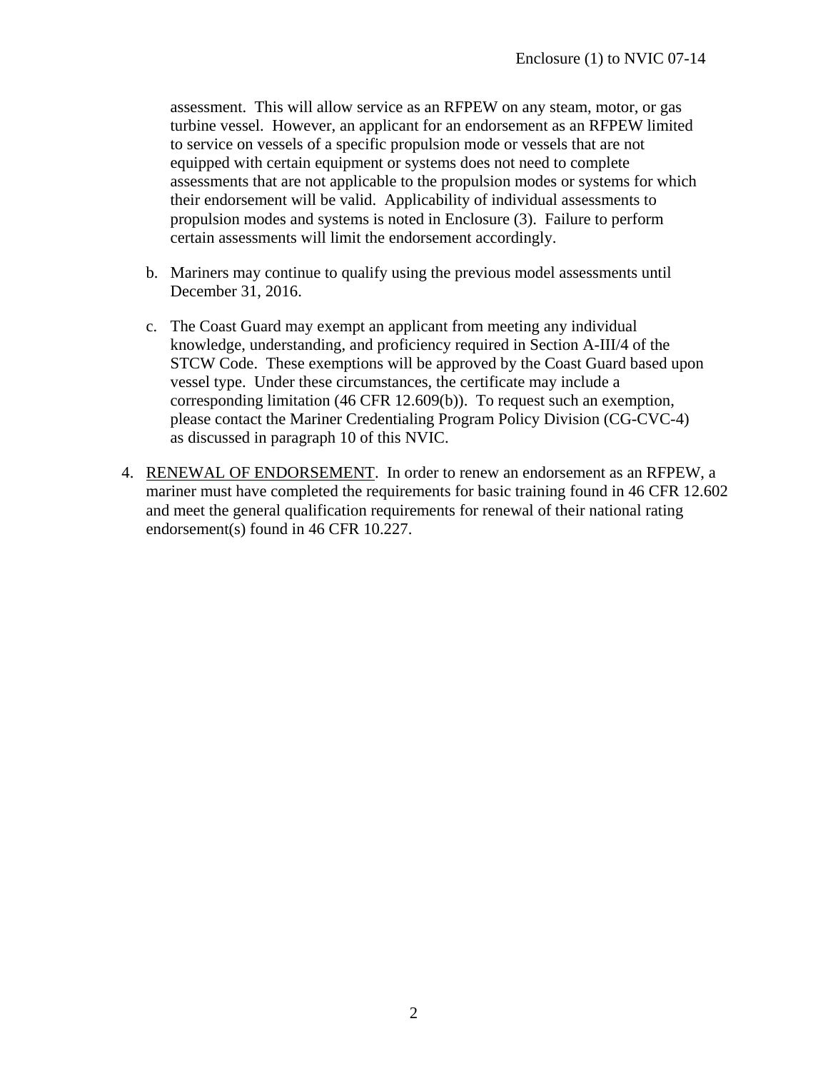assessment. This will allow service as an RFPEW on any steam, motor, or gas turbine vessel. However, an applicant for an endorsement as an RFPEW limited to service on vessels of a specific propulsion mode or vessels that are not equipped with certain equipment or systems does not need to complete assessments that are not applicable to the propulsion modes or systems for which their endorsement will be valid. Applicability of individual assessments to propulsion modes and systems is noted in Enclosure (3). Failure to perform certain assessments will limit the endorsement accordingly.

b. Mariners may continue to qualify using the previous model assessments until December 31, 2016.

c. The Coast Guard may exempt an applicant from meeting any individual knowledge, understanding, and proficiency required in Section A-III/4 of the STCW Code. These exemptions will be approved by the Coast Guard based upon vessel type. Under these circumstances, the certificate may include a corresponding limitation (46 CFR 12.609(b)). To request such an exemption, please contact the Mariner Credentialing Program Policy Division (CG-CVC-4) as discussed in paragraph 10 of this NVIC.

4. RENEWAL OF ENDORSEMENT. In order to renew an endorsement as an RFPEW, a mariner must have completed the requirements for basic training found in 46 CFR 12.602 and meet the general qualification requirements for renewal of their national rating endorsement(s) found in 46 CFR 10.227.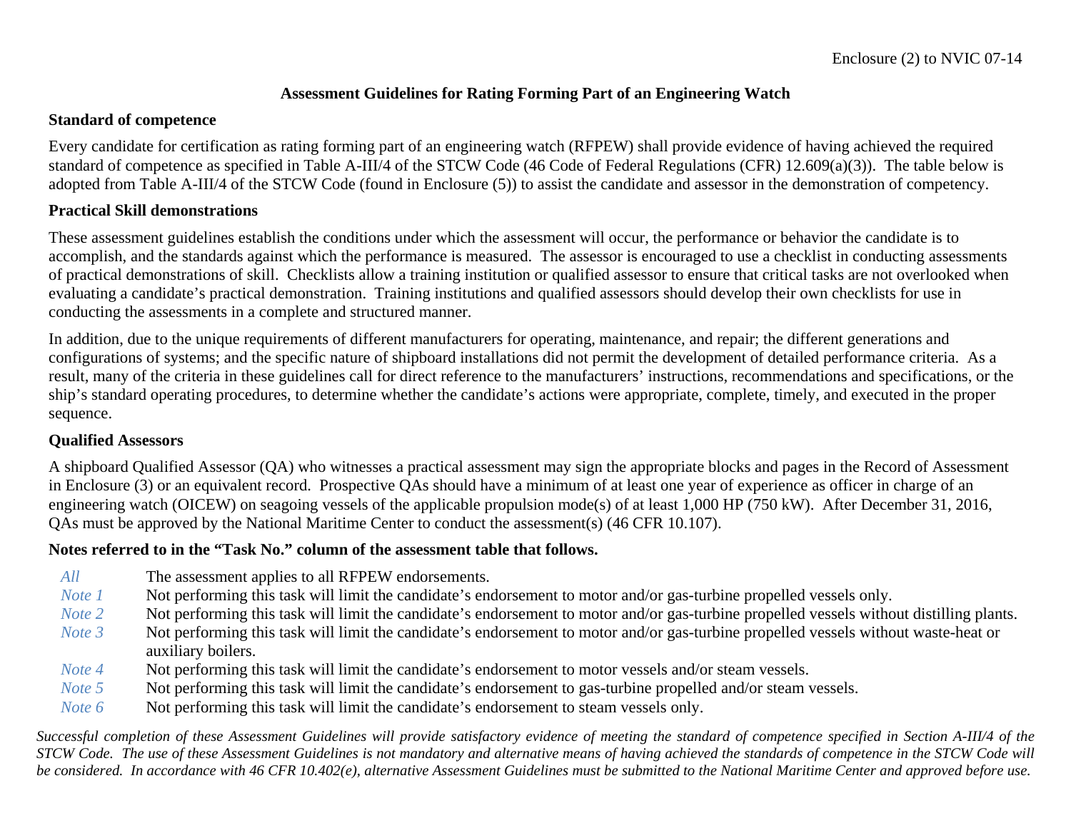Enclosure (2) to NVIC 07-14

# Assessment Guidelines for Rating Forming Part of an Engineering Watch

## Standard of competence

Every candidate for certification as rating forming part of an engineering watch (RFPEW) shall provide evidence of having achieved the required standard of competence as specified in Table A-III/4 of the STCW Code (46 Code of Federal Regulations (CFR) 12.609(a)(3)). The table below is adopted from Table A-III/4 of the STCW Code (found in Enclosure (5)) to assist the candidate and assessor in the demonstration of competency.

## Practical Skill demonstrations

These assessment guidelines establish the conditions under which the assessment will occur, the performance or behavior the candidate is to accomplish, and the standards against which the performance is measured. The assessor is encouraged to use a checklist in conducting assessments of practical demonstrations of skill. Checklists allow a training institution or qualified assessor to ensure that critical tasks are not overlooked when evaluating a candidate's practical demonstration. Training institutions and qualified assessors should develop their own checklists for use in conducting the assessments in a complete and structured manner.

In addition, due to the unique requirements of different manufacturers for operating, maintenance, and repair; the different generations and configurations of systems; and the specific nature of shipboard installations did not permit the development of detailed performance criteria. As a result, many of the criteria in these guidelines call for direct reference to the manufacturers' instructions, recommendations and specifications, or the ship's standard operating procedures, to determine whether the candidate's actions were appropriate, complete, timely, and executed in the proper sequence.

## Qualified Assessors

A shipboard Qualified Assessor (QA) who witnesses a practical assessment may sign the appropriate blocks and pages in the Record of Assessment in Enclosure (3) or an equivalent record. Prospective QAs should have a minimum of at least one year of experience as officer in charge of an engineering watch (OICEW) on seagoing vessels of the applicable propulsion mode(s) of at least 1,000 HP (750 kW). After December 31, 2016, QAs must be approved by the National Maritime Center to conduct the assessment(s) (46 CFR 10.107).

## Notes referred to in the "Task No." column of the assessment table that follows.

| | |
|---|---|
| *All* | The assessment applies to all RFPEW endorsements. |
| *Note 1* | Not performing this task will limit the candidate's endorsement to motor and/or gas-turbine propelled vessels only. |
| *Note 2* | Not performing this task will limit the candidate's endorsement to motor and/or gas-turbine propelled vessels without distilling plants. |
| *Note 3* | Not performing this task will limit the candidate's endorsement to motor and/or gas-turbine propelled vessels without waste-heat or auxiliary boilers. |
| *Note 4* | Not performing this task will limit the candidate's endorsement to motor vessels and/or steam vessels. |
| *Note 5* | Not performing this task will limit the candidate's endorsement to gas-turbine propelled and/or steam vessels. |
| *Note 6* | Not performing this task will limit the candidate's endorsement to steam vessels only. |

*Successful completion of these Assessment Guidelines will provide satisfactory evidence of meeting the standard of competence specified in Section A-III/4 of the STCW Code. The use of these Assessment Guidelines is not mandatory and alternative means of having achieved the standards of competence in the STCW Code will be considered. In accordance with 46 CFR 10.402(e), alternative Assessment Guidelines must be submitted to the National Maritime Center and approved before use.*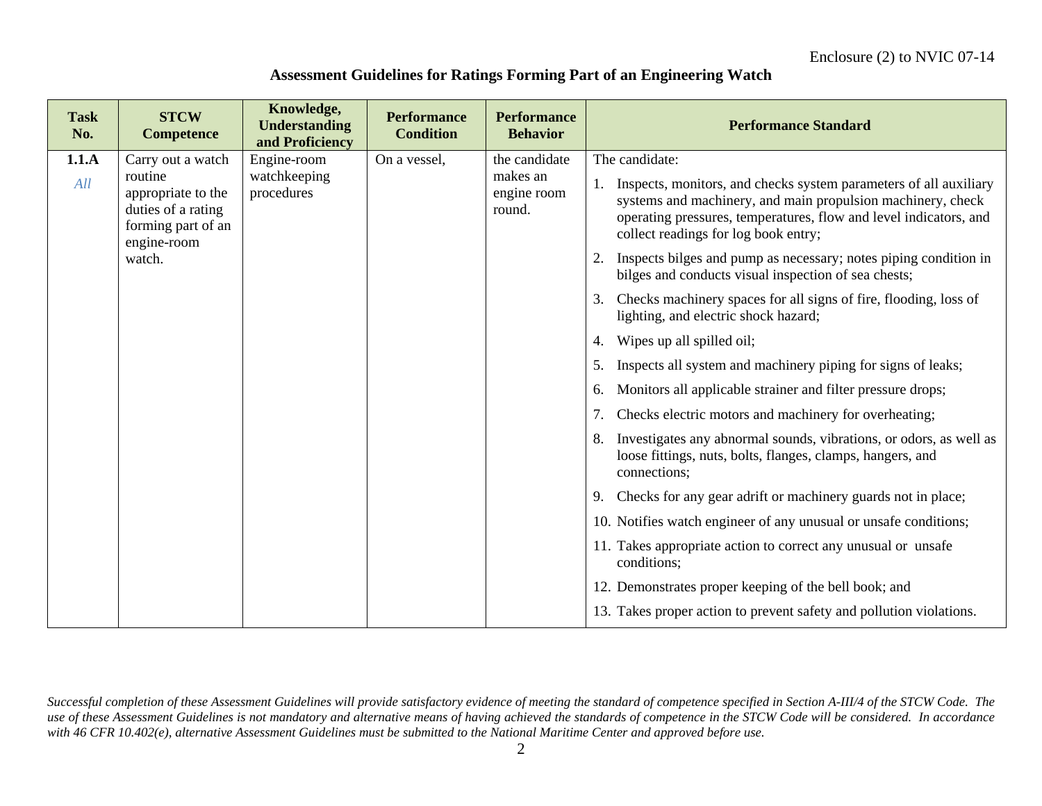Enclosure (2) to NVIC 07-14

## Assessment Guidelines for Ratings Forming Part of an Engineering Watch

| Task No. | STCW Competence | Knowledge, Understanding and Proficiency | Performance Condition | Performance Behavior | Performance Standard |
|---|---|---|---|---|---|
| **1.1.A** *All* | Carry out a watch routine appropriate to the duties of a rating forming part of an engine-room watch. | Engine-room watchkeeping procedures | On a vessel, | the candidate makes an engine room round. | The candidate: 1. Inspects, monitors, and checks system parameters of all auxiliary systems and machinery, and main propulsion machinery, check operating pressures, temperatures, flow and level indicators, and collect readings for log book entry; 2. Inspects bilges and pump as necessary; notes piping condition in bilges and conducts visual inspection of sea chests; 3. Checks machinery spaces for all signs of fire, flooding, loss of lighting, and electric shock hazard; 4. Wipes up all spilled oil; 5. Inspects all system and machinery piping for signs of leaks; 6. Monitors all applicable strainer and filter pressure drops; 7. Checks electric motors and machinery for overheating; 8. Investigates any abnormal sounds, vibrations, or odors, as well as loose fittings, nuts, bolts, flanges, clamps, hangers, and connections; 9. Checks for any gear adrift or machinery guards not in place; 10. Notifies watch engineer of any unusual or unsafe conditions; 11. Takes appropriate action to correct any unusual or unsafe conditions; 12. Demonstrates proper keeping of the bell book; and 13. Takes proper action to prevent safety and pollution violations. |

*Successful completion of these Assessment Guidelines will provide satisfactory evidence of meeting the standard of competence specified in Section A-III/4 of the STCW Code. The use of these Assessment Guidelines is not mandatory and alternative means of having achieved the standards of competence in the STCW Code will be considered. In accordance with 46 CFR 10.402(e), alternative Assessment Guidelines must be submitted to the National Maritime Center and approved before use.*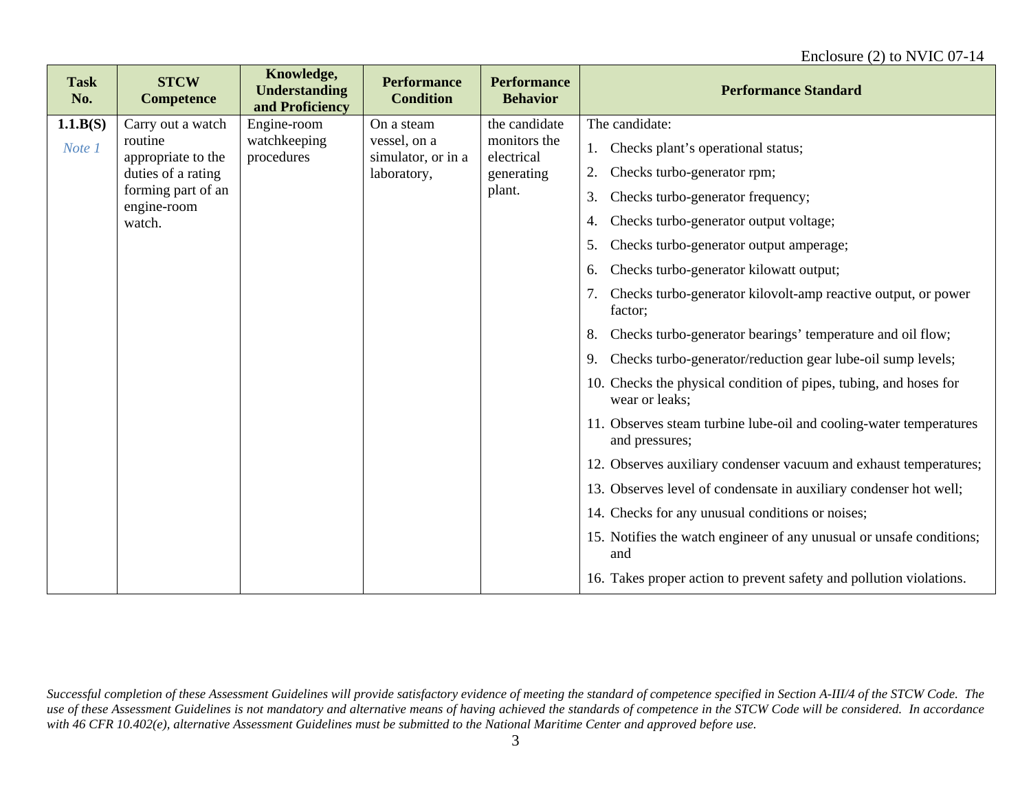| Task No. | STCW Competence | Knowledge, Understanding and Proficiency | Performance Condition | Performance Behavior | Performance Standard |
|---|---|---|---|---|---|
| **1.1.B(S)** *Note 1* | Carry out a watch routine appropriate to the duties of a rating forming part of an engine-room watch. | Engine-room watchkeeping procedures | On a steam vessel, on a simulator, or in a laboratory, | the candidate monitors the electrical generating plant. | The candidate:<br>1. Checks plant's operational status;<br>2. Checks turbo-generator rpm;<br>3. Checks turbo-generator frequency;<br>4. Checks turbo-generator output voltage;<br>5. Checks turbo-generator output amperage;<br>6. Checks turbo-generator kilowatt output;<br>7. Checks turbo-generator kilovolt-amp reactive output, or power factor;<br>8. Checks turbo-generator bearings' temperature and oil flow;<br>9. Checks turbo-generator/reduction gear lube-oil sump levels;<br>10. Checks the physical condition of pipes, tubing, and hoses for wear or leaks;<br>11. Observes steam turbine lube-oil and cooling-water temperatures and pressures;<br>12. Observes auxiliary condenser vacuum and exhaust temperatures;<br>13. Observes level of condensate in auxiliary condenser hot well;<br>14. Checks for any unusual conditions or noises;<br>15. Notifies the watch engineer of any unusual or unsafe conditions; and<br>16. Takes proper action to prevent safety and pollution violations. |

*Successful completion of these Assessment Guidelines will provide satisfactory evidence of meeting the standard of competence specified in Section A-III/4 of the STCW Code. The use of these Assessment Guidelines is not mandatory and alternative means of having achieved the standards of competence in the STCW Code will be considered. In accordance with 46 CFR 10.402(e), alternative Assessment Guidelines must be submitted to the National Maritime Center and approved before use.*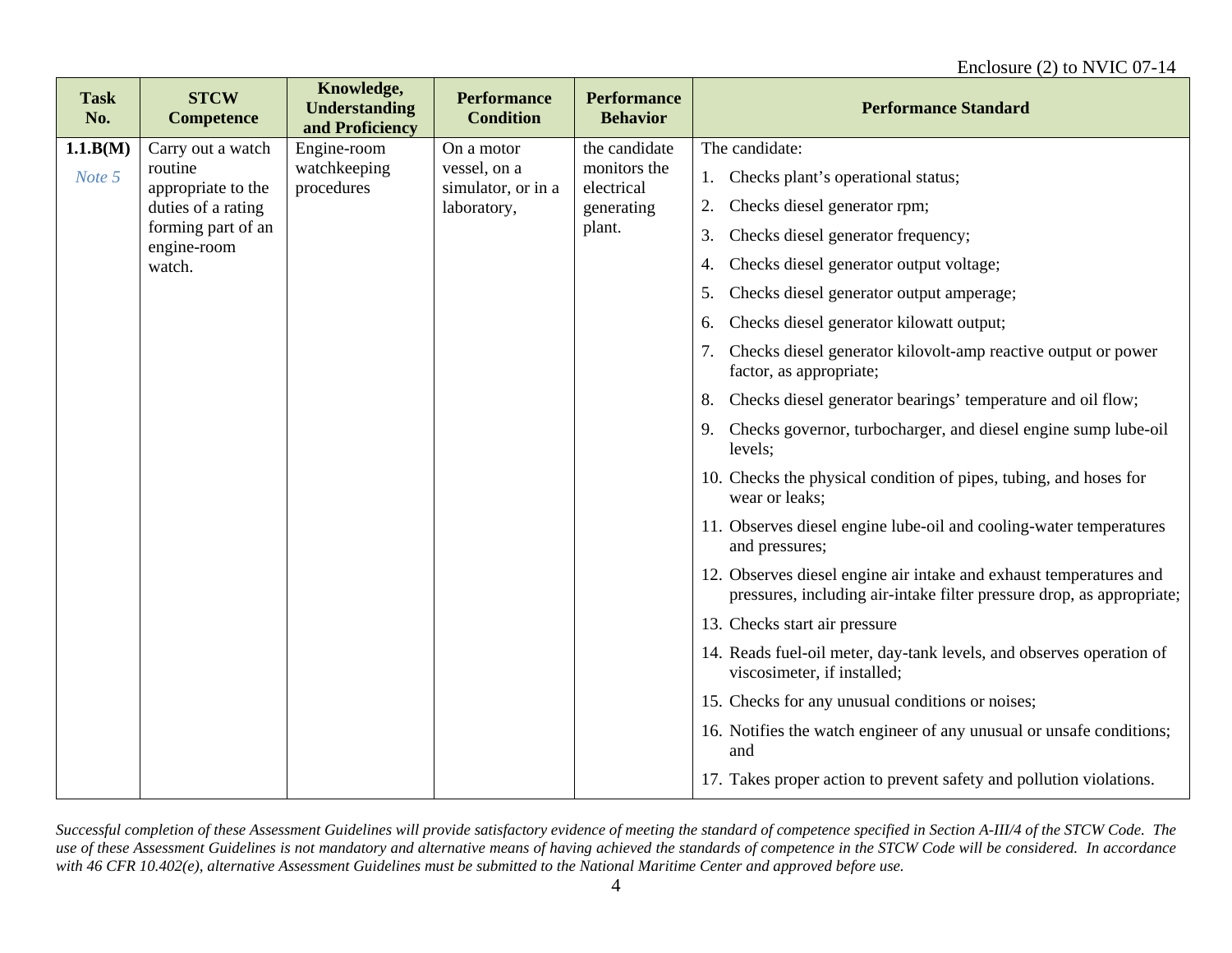| Task No. | STCW Competence | Knowledge, Understanding and Proficiency | Performance Condition | Performance Behavior | Performance Standard |
|---|---|---|---|---|---|
| **1.1.B(M)** *Note 5* | Carry out a watch routine appropriate to the duties of a rating forming part of an engine-room watch. | Engine-room watchkeeping procedures | On a motor vessel, on a simulator, or in a laboratory, | the candidate monitors the electrical generating plant. | The candidate:<br>1. Checks plant's operational status;<br>2. Checks diesel generator rpm;<br>3. Checks diesel generator frequency;<br>4. Checks diesel generator output voltage;<br>5. Checks diesel generator output amperage;<br>6. Checks diesel generator kilowatt output;<br>7. Checks diesel generator kilovolt-amp reactive output or power factor, as appropriate;<br>8. Checks diesel generator bearings' temperature and oil flow;<br>9. Checks governor, turbocharger, and diesel engine sump lube-oil levels;<br>10. Checks the physical condition of pipes, tubing, and hoses for wear or leaks;<br>11. Observes diesel engine lube-oil and cooling-water temperatures and pressures;<br>12. Observes diesel engine air intake and exhaust temperatures and pressures, including air-intake filter pressure drop, as appropriate;<br>13. Checks start air pressure<br>14. Reads fuel-oil meter, day-tank levels, and observes operation of viscosimeter, if installed;<br>15. Checks for any unusual conditions or noises;<br>16. Notifies the watch engineer of any unusual or unsafe conditions; and<br>17. Takes proper action to prevent safety and pollution violations. |

*Successful completion of these Assessment Guidelines will provide satisfactory evidence of meeting the standard of competence specified in Section A-III/4 of the STCW Code. The use of these Assessment Guidelines is not mandatory and alternative means of having achieved the standards of competence in the STCW Code will be considered. In accordance with 46 CFR 10.402(e), alternative Assessment Guidelines must be submitted to the National Maritime Center and approved before use.*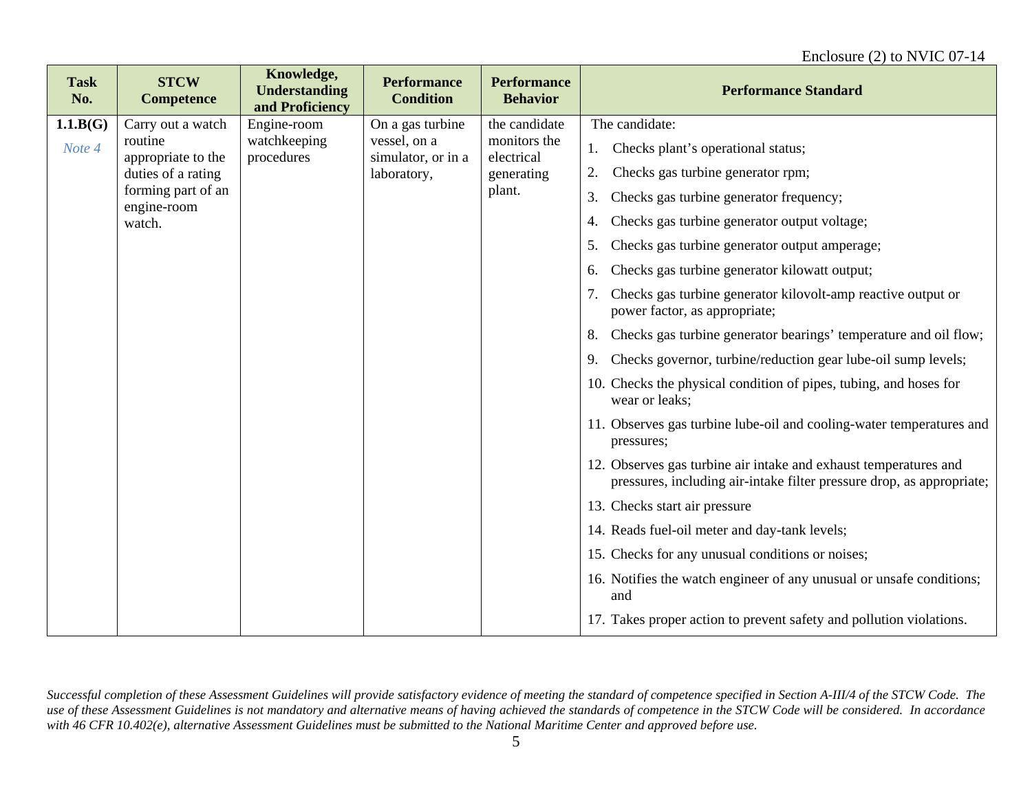| Task No. | STCW Competence | Knowledge, Understanding and Proficiency | Performance Condition | Performance Behavior | Performance Standard |
|---|---|---|---|---|---|
| **1.1.B(G)** *Note 4* | Carry out a watch routine appropriate to the duties of a rating forming part of an engine-room watch. | Engine-room watchkeeping procedures | On a gas turbine vessel, on a simulator, or in a laboratory, | the candidate monitors the electrical generating plant. | The candidate:<br>1. Checks plant's operational status;<br>2. Checks gas turbine generator rpm;<br>3. Checks gas turbine generator frequency;<br>4. Checks gas turbine generator output voltage;<br>5. Checks gas turbine generator output amperage;<br>6. Checks gas turbine generator kilowatt output;<br>7. Checks gas turbine generator kilovolt-amp reactive output or power factor, as appropriate;<br>8. Checks gas turbine generator bearings' temperature and oil flow;<br>9. Checks governor, turbine/reduction gear lube-oil sump levels;<br>10. Checks the physical condition of pipes, tubing, and hoses for wear or leaks;<br>11. Observes gas turbine lube-oil and cooling-water temperatures and pressures;<br>12. Observes gas turbine air intake and exhaust temperatures and pressures, including air-intake filter pressure drop, as appropriate;<br>13. Checks start air pressure<br>14. Reads fuel-oil meter and day-tank levels;<br>15. Checks for any unusual conditions or noises;<br>16. Notifies the watch engineer of any unusual or unsafe conditions; and<br>17. Takes proper action to prevent safety and pollution violations. |

*Successful completion of these Assessment Guidelines will provide satisfactory evidence of meeting the standard of competence specified in Section A-III/4 of the STCW Code. The use of these Assessment Guidelines is not mandatory and alternative means of having achieved the standards of competence in the STCW Code will be considered. In accordance with 46 CFR 10.402(e), alternative Assessment Guidelines must be submitted to the National Maritime Center and approved before use.*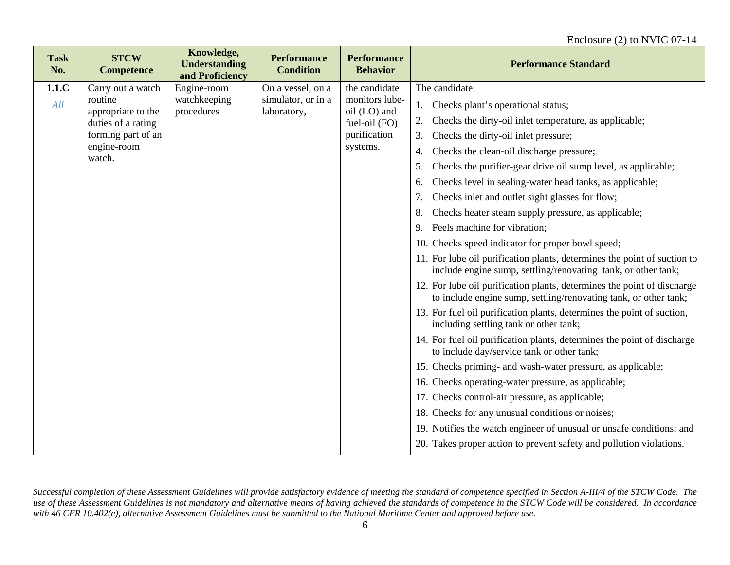| Task No. | STCW Competence | Knowledge, Understanding and Proficiency | Performance Condition | Performance Behavior | Performance Standard |
|---|---|---|---|---|---|
| **1.1.C** *All* | Carry out a watch routine appropriate to the duties of a rating forming part of an engine-room watch. | Engine-room watchkeeping procedures | On a vessel, on a simulator, or in a laboratory, | the candidate monitors lube-oil (LO) and fuel-oil (FO) purification systems. | The candidate:<br>1. Checks plant's operational status;<br>2. Checks the dirty-oil inlet temperature, as applicable;<br>3. Checks the dirty-oil inlet pressure;<br>4. Checks the clean-oil discharge pressure;<br>5. Checks the purifier-gear drive oil sump level, as applicable;<br>6. Checks level in sealing-water head tanks, as applicable;<br>7. Checks inlet and outlet sight glasses for flow;<br>8. Checks heater steam supply pressure, as applicable;<br>9. Feels machine for vibration;<br>10. Checks speed indicator for proper bowl speed;<br>11. For lube oil purification plants, determines the point of suction to include engine sump, settling/renovating tank, or other tank;<br>12. For lube oil purification plants, determines the point of discharge to include engine sump, settling/renovating tank, or other tank;<br>13. For fuel oil purification plants, determines the point of suction, including settling tank or other tank;<br>14. For fuel oil purification plants, determines the point of discharge to include day/service tank or other tank;<br>15. Checks priming- and wash-water pressure, as applicable;<br>16. Checks operating-water pressure, as applicable;<br>17. Checks control-air pressure, as applicable;<br>18. Checks for any unusual conditions or noises;<br>19. Notifies the watch engineer of unusual or unsafe conditions; and<br>20. Takes proper action to prevent safety and pollution violations. |

*Successful completion of these Assessment Guidelines will provide satisfactory evidence of meeting the standard of competence specified in Section A-III/4 of the STCW Code. The use of these Assessment Guidelines is not mandatory and alternative means of having achieved the standards of competence in the STCW Code will be considered. In accordance with 46 CFR 10.402(e), alternative Assessment Guidelines must be submitted to the National Maritime Center and approved before use.*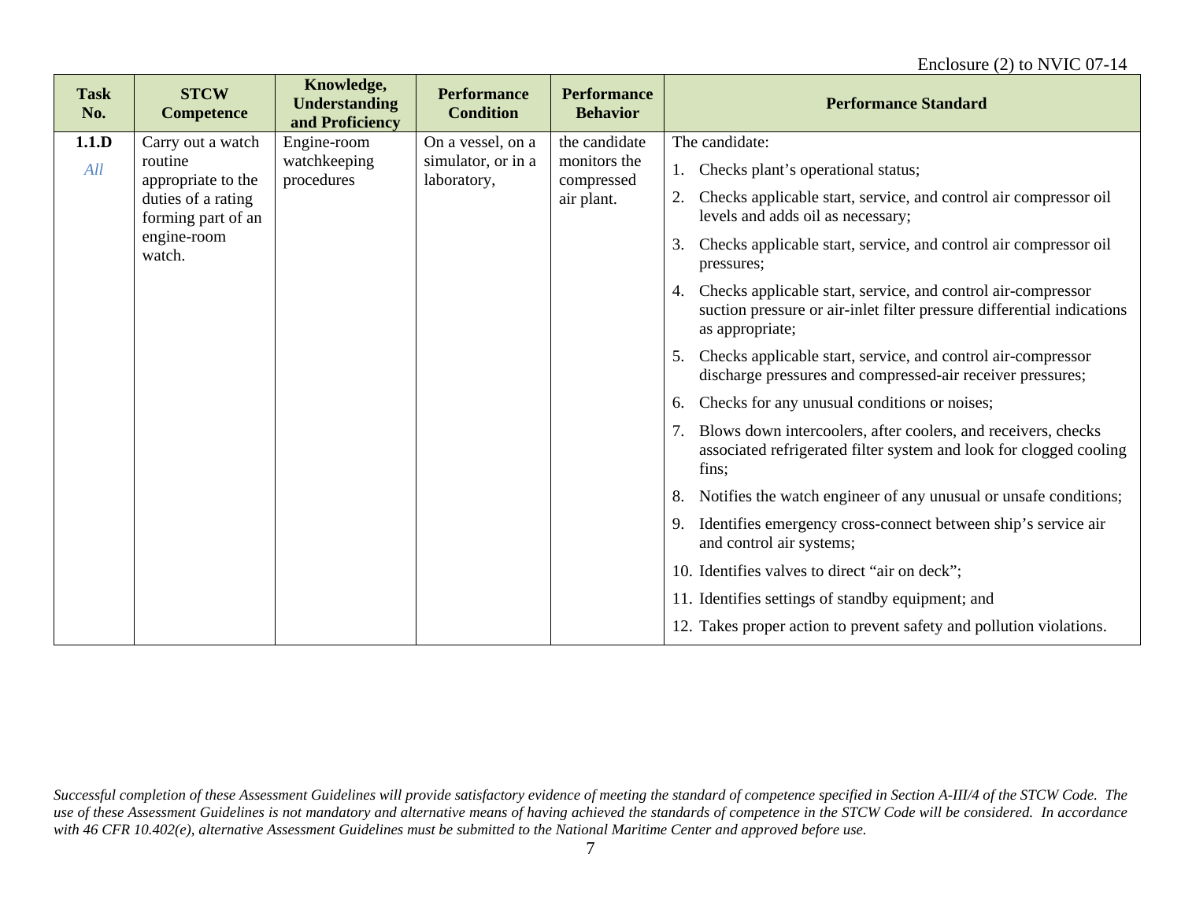Enclosure (2) to NVIC 07-14

| Task No. | STCW Competence | Knowledge, Understanding and Proficiency | Performance Condition | Performance Behavior | Performance Standard |
|---|---|---|---|---|---|
| **1.1.D** *All* | Carry out a watch routine appropriate to the duties of a rating forming part of an engine-room watch. | Engine-room watchkeeping procedures | On a vessel, on a simulator, or in a laboratory, | the candidate monitors the compressed air plant. | The candidate: 1. Checks plant's operational status; 2. Checks applicable start, service, and control air compressor oil levels and adds oil as necessary; 3. Checks applicable start, service, and control air compressor oil pressures; 4. Checks applicable start, service, and control air-compressor suction pressure or air-inlet filter pressure differential indications as appropriate; 5. Checks applicable start, service, and control air-compressor discharge pressures and compressed-air receiver pressures; 6. Checks for any unusual conditions or noises; 7. Blows down intercoolers, after coolers, and receivers, checks associated refrigerated filter system and look for clogged cooling fins; 8. Notifies the watch engineer of any unusual or unsafe conditions; 9. Identifies emergency cross-connect between ship's service air and control air systems; 10. Identifies valves to direct "air on deck"; 11. Identifies settings of standby equipment; and 12. Takes proper action to prevent safety and pollution violations. |

*Successful completion of these Assessment Guidelines will provide satisfactory evidence of meeting the standard of competence specified in Section A-III/4 of the STCW Code. The use of these Assessment Guidelines is not mandatory and alternative means of having achieved the standards of competence in the STCW Code will be considered. In accordance with 46 CFR 10.402(e), alternative Assessment Guidelines must be submitted to the National Maritime Center and approved before use.*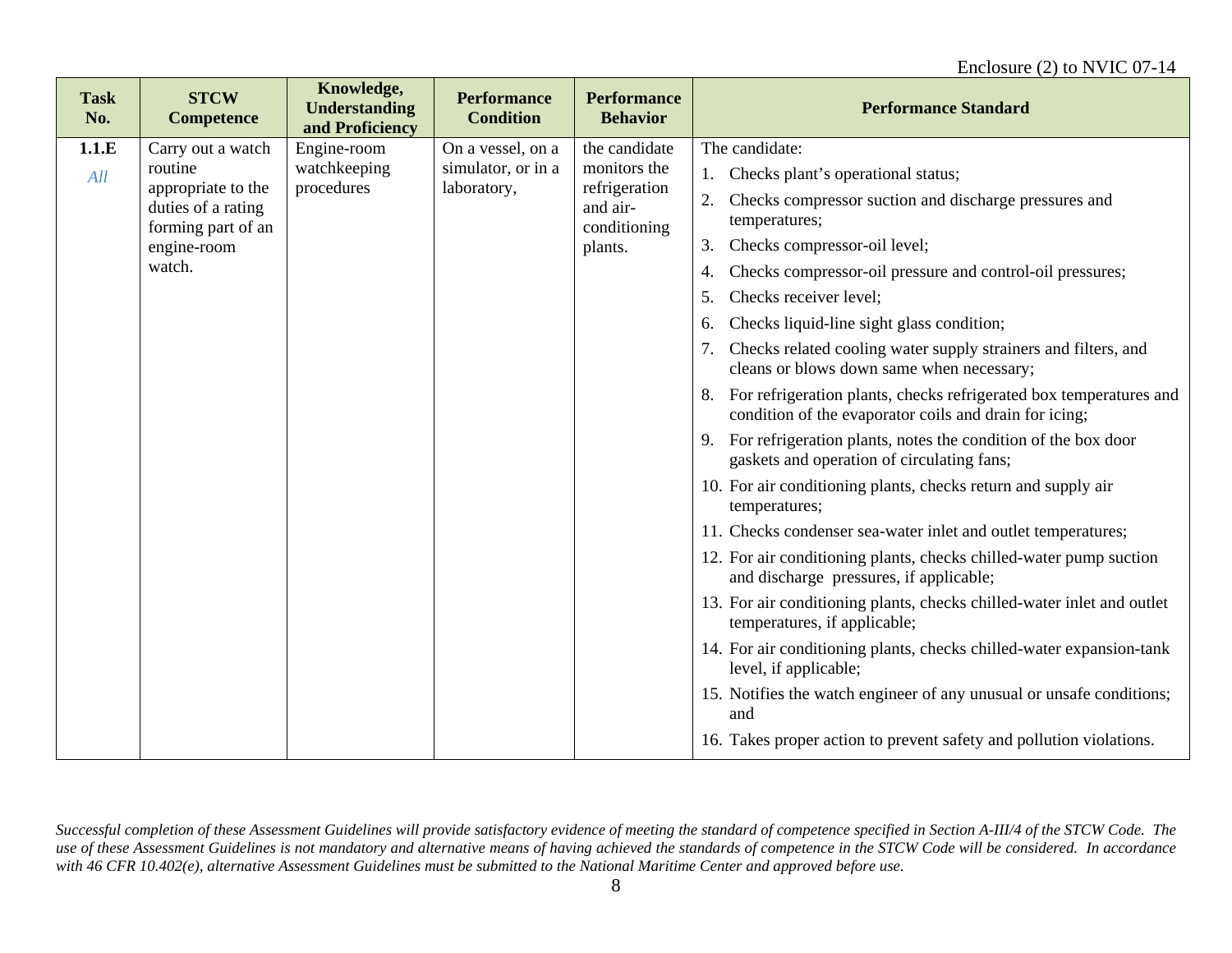Enclosure (2) to NVIC 07-14

| Task No. | STCW Competence | Knowledge, Understanding and Proficiency | Performance Condition | Performance Behavior | Performance Standard |
|---|---|---|---|---|---|
| **1.1.E** *All* | Carry out a watch routine appropriate to the duties of a rating forming part of an engine-room watch. | Engine-room watchkeeping procedures | On a vessel, on a simulator, or in a laboratory, | the candidate monitors the refrigeration and air-conditioning plants. | The candidate: 1. Checks plant's operational status; 2. Checks compressor suction and discharge pressures and temperatures; 3. Checks compressor-oil level; 4. Checks compressor-oil pressure and control-oil pressures; 5. Checks receiver level; 6. Checks liquid-line sight glass condition; 7. Checks related cooling water supply strainers and filters, and cleans or blows down same when necessary; 8. For refrigeration plants, checks refrigerated box temperatures and condition of the evaporator coils and drain for icing; 9. For refrigeration plants, notes the condition of the box door gaskets and operation of circulating fans; 10. For air conditioning plants, checks return and supply air temperatures; 11. Checks condenser sea-water inlet and outlet temperatures; 12. For air conditioning plants, checks chilled-water pump suction and discharge pressures, if applicable; 13. For air conditioning plants, checks chilled-water inlet and outlet temperatures, if applicable; 14. For air conditioning plants, checks chilled-water expansion-tank level, if applicable; 15. Notifies the watch engineer of any unusual or unsafe conditions; and 16. Takes proper action to prevent safety and pollution violations. |

*Successful completion of these Assessment Guidelines will provide satisfactory evidence of meeting the standard of competence specified in Section A-III/4 of the STCW Code. The use of these Assessment Guidelines is not mandatory and alternative means of having achieved the standards of competence in the STCW Code will be considered. In accordance with 46 CFR 10.402(e), alternative Assessment Guidelines must be submitted to the National Maritime Center and approved before use.*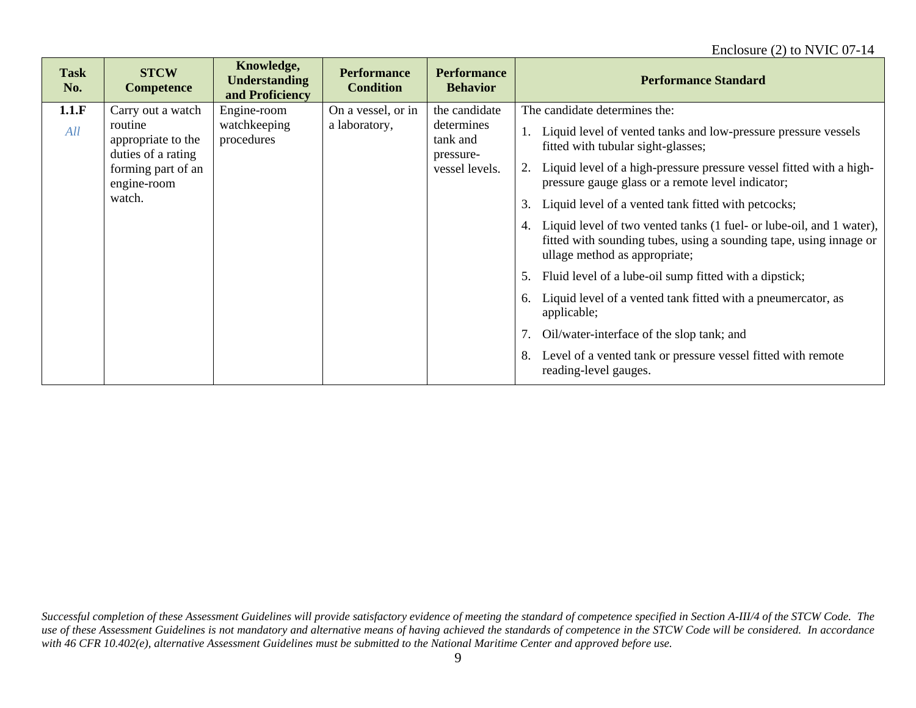| Task No. | STCW Competence | Knowledge, Understanding and Proficiency | Performance Condition | Performance Behavior | Performance Standard |
|---|---|---|---|---|---|
| **1.1.F** *All* | Carry out a watch routine appropriate to the duties of a rating forming part of an engine-room watch. | Engine-room watchkeeping procedures | On a vessel, or in a laboratory, | the candidate determines tank and pressure-vessel levels. | The candidate determines the: 1. Liquid level of vented tanks and low-pressure pressure vessels fitted with tubular sight-glasses; 2. Liquid level of a high-pressure pressure vessel fitted with a high-pressure gauge glass or a remote level indicator; 3. Liquid level of a vented tank fitted with petcocks; 4. Liquid level of two vented tanks (1 fuel- or lube-oil, and 1 water), fitted with sounding tubes, using a sounding tape, using innage or ullage method as appropriate; 5. Fluid level of a lube-oil sump fitted with a dipstick; 6. Liquid level of a vented tank fitted with a pneumercator, as applicable; 7. Oil/water-interface of the slop tank; and 8. Level of a vented tank or pressure vessel fitted with remote reading-level gauges. |

*Successful completion of these Assessment Guidelines will provide satisfactory evidence of meeting the standard of competence specified in Section A-III/4 of the STCW Code. The use of these Assessment Guidelines is not mandatory and alternative means of having achieved the standards of competence in the STCW Code will be considered. In accordance with 46 CFR 10.402(e), alternative Assessment Guidelines must be submitted to the National Maritime Center and approved before use.*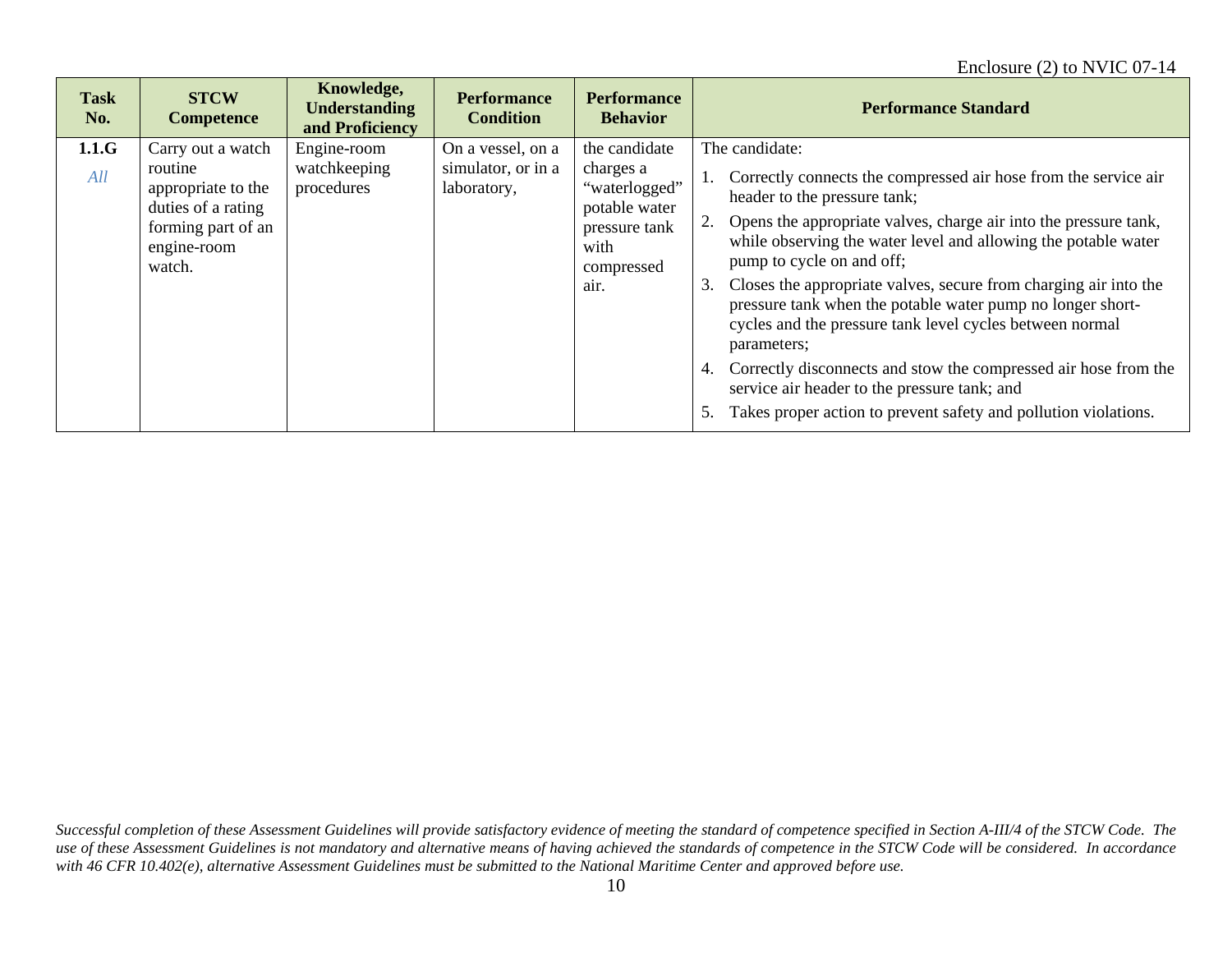| Task No. | STCW Competence | Knowledge, Understanding and Proficiency | Performance Condition | Performance Behavior | Performance Standard |
|---|---|---|---|---|---|
| **1.1.G** *All* | Carry out a watch routine appropriate to the duties of a rating forming part of an engine-room watch. | Engine-room watchkeeping procedures | On a vessel, on a simulator, or in a laboratory, | the candidate charges a “waterlogged” potable water pressure tank with compressed air. | The candidate: 1. Correctly connects the compressed air hose from the service air header to the pressure tank; 2. Opens the appropriate valves, charge air into the pressure tank, while observing the water level and allowing the potable water pump to cycle on and off; 3. Closes the appropriate valves, secure from charging air into the pressure tank when the potable water pump no longer short-cycles and the pressure tank level cycles between normal parameters; 4. Correctly disconnects and stow the compressed air hose from the service air header to the pressure tank; and 5. Takes proper action to prevent safety and pollution violations. |

*Successful completion of these Assessment Guidelines will provide satisfactory evidence of meeting the standard of competence specified in Section A-III/4 of the STCW Code. The use of these Assessment Guidelines is not mandatory and alternative means of having achieved the standards of competence in the STCW Code will be considered. In accordance with 46 CFR 10.402(e), alternative Assessment Guidelines must be submitted to the National Maritime Center and approved before use.*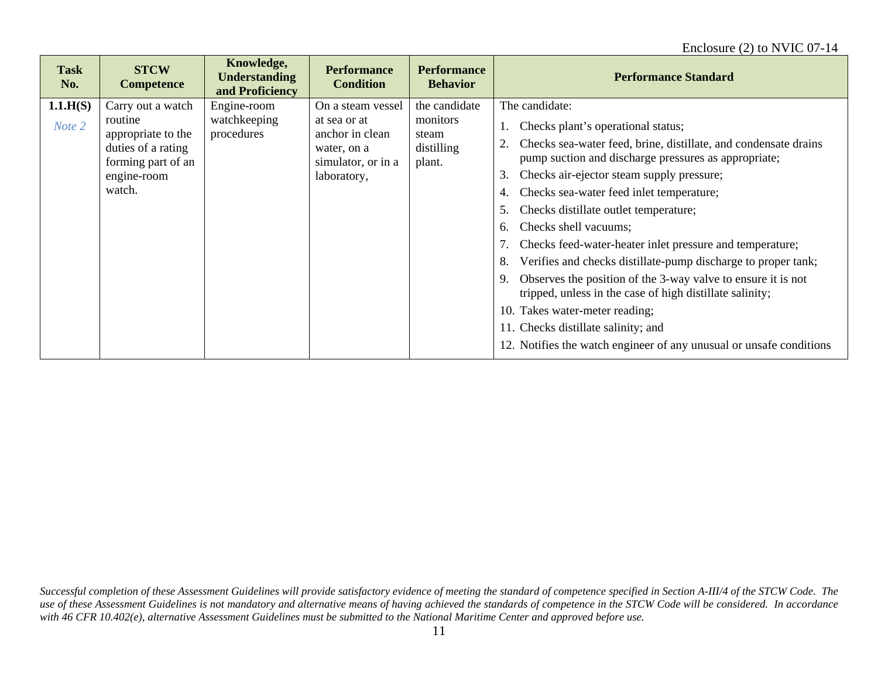| Task No. | STCW Competence | Knowledge, Understanding and Proficiency | Performance Condition | Performance Behavior | Performance Standard |
|---|---|---|---|---|---|
| **1.1.H(S)** *Note 2* | Carry out a watch routine appropriate to the duties of a rating forming part of an engine-room watch. | Engine-room watchkeeping procedures | On a steam vessel at sea or at anchor in clean water, on a simulator, or in a laboratory, | the candidate monitors steam distilling plant. | The candidate:<br>1. Checks plant's operational status;<br>2. Checks sea-water feed, brine, distillate, and condensate drains pump suction and discharge pressures as appropriate;<br>3. Checks air-ejector steam supply pressure;<br>4. Checks sea-water feed inlet temperature;<br>5. Checks distillate outlet temperature;<br>6. Checks shell vacuums;<br>7. Checks feed-water-heater inlet pressure and temperature;<br>8. Verifies and checks distillate-pump discharge to proper tank;<br>9. Observes the position of the 3-way valve to ensure it is not tripped, unless in the case of high distillate salinity;<br>10. Takes water-meter reading;<br>11. Checks distillate salinity; and<br>12. Notifies the watch engineer of any unusual or unsafe conditions |

*Successful completion of these Assessment Guidelines will provide satisfactory evidence of meeting the standard of competence specified in Section A-III/4 of the STCW Code. The use of these Assessment Guidelines is not mandatory and alternative means of having achieved the standards of competence in the STCW Code will be considered. In accordance with 46 CFR 10.402(e), alternative Assessment Guidelines must be submitted to the National Maritime Center and approved before use.*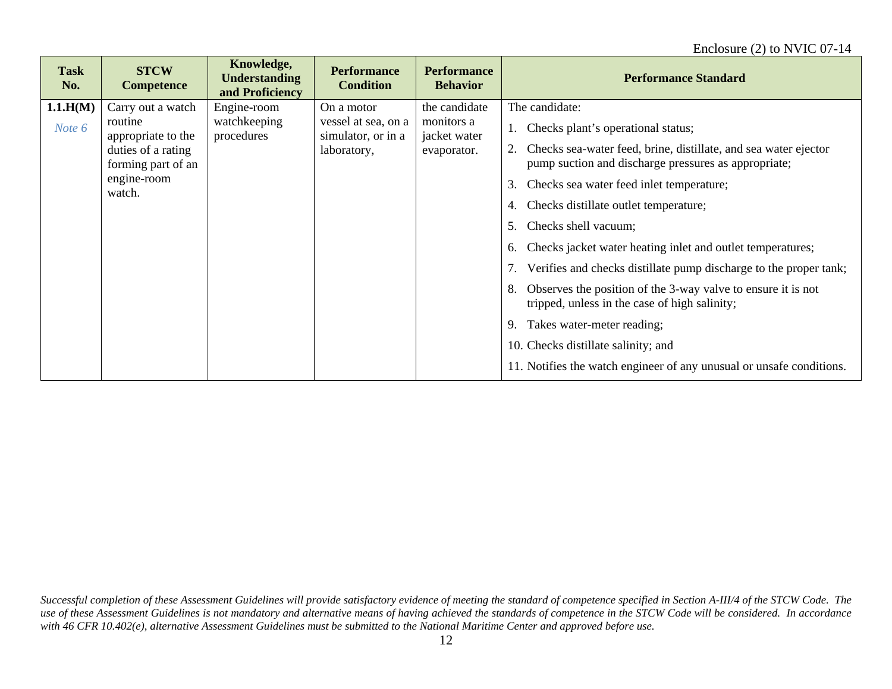| Task No. | STCW Competence | Knowledge, Understanding and Proficiency | Performance Condition | Performance Behavior | Performance Standard |
|---|---|---|---|---|---|
| **1.1.H(M)** *Note 6* | Carry out a watch routine appropriate to the duties of a rating forming part of an engine-room watch. | Engine-room watchkeeping procedures | On a motor vessel at sea, on a simulator, or in a laboratory, | the candidate monitors a jacket water evaporator. | The candidate: 1. Checks plant's operational status; 2. Checks sea-water feed, brine, distillate, and sea water ejector pump suction and discharge pressures as appropriate; 3. Checks sea water feed inlet temperature; 4. Checks distillate outlet temperature; 5. Checks shell vacuum; 6. Checks jacket water heating inlet and outlet temperatures; 7. Verifies and checks distillate pump discharge to the proper tank; 8. Observes the position of the 3-way valve to ensure it is not tripped, unless in the case of high salinity; 9. Takes water-meter reading; 10. Checks distillate salinity; and 11. Notifies the watch engineer of any unusual or unsafe conditions. |

*Successful completion of these Assessment Guidelines will provide satisfactory evidence of meeting the standard of competence specified in Section A-III/4 of the STCW Code. The use of these Assessment Guidelines is not mandatory and alternative means of having achieved the standards of competence in the STCW Code will be considered. In accordance with 46 CFR 10.402(e), alternative Assessment Guidelines must be submitted to the National Maritime Center and approved before use.*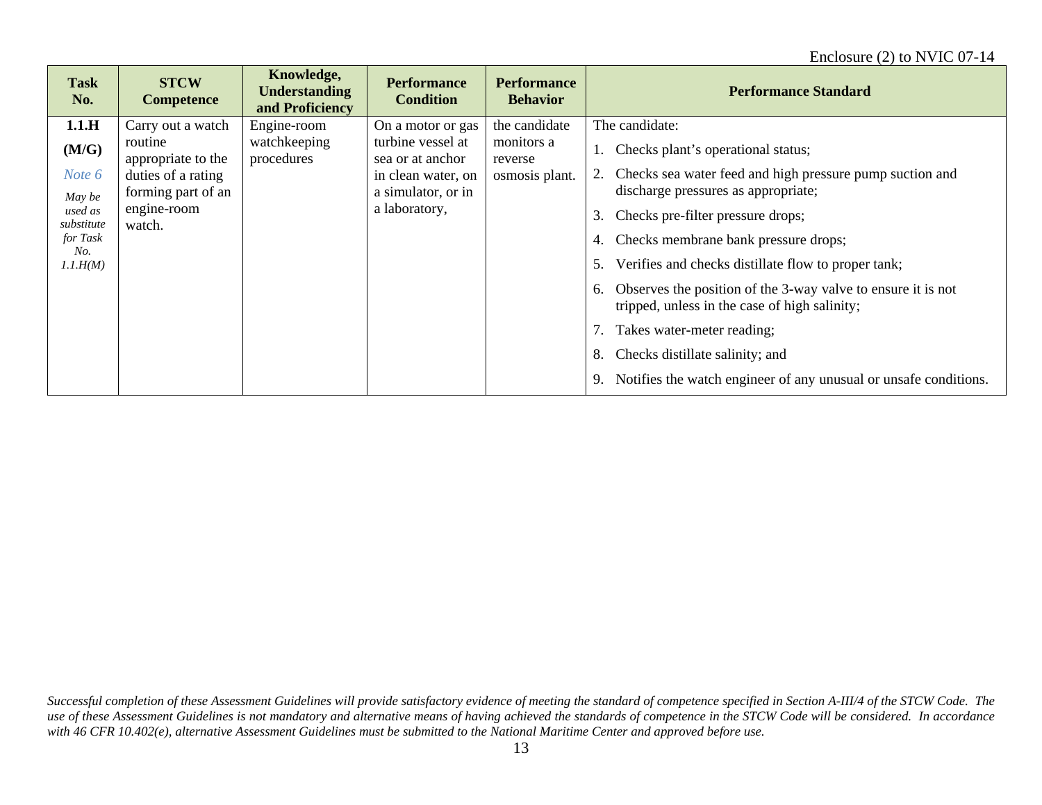| Task No. | STCW Competence | Knowledge, Understanding and Proficiency | Performance Condition | Performance Behavior | Performance Standard |
|---|---|---|---|---|---|
| **1.1.H** **(M/G)** Note 6 *May be used as substitute for Task No. 1.1.H(M)* | Carry out a watch routine appropriate to the duties of a rating forming part of an engine-room watch. | Engine-room watchkeeping procedures | On a motor or gas turbine vessel at sea or at anchor in clean water, on a simulator, or in a laboratory, | the candidate monitors a reverse osmosis plant. | The candidate: 1. Checks plant's operational status; 2. Checks sea water feed and high pressure pump suction and discharge pressures as appropriate; 3. Checks pre-filter pressure drops; 4. Checks membrane bank pressure drops; 5. Verifies and checks distillate flow to proper tank; 6. Observes the position of the 3-way valve to ensure it is not tripped, unless in the case of high salinity; 7. Takes water-meter reading; 8. Checks distillate salinity; and 9. Notifies the watch engineer of any unusual or unsafe conditions. |

*Successful completion of these Assessment Guidelines will provide satisfactory evidence of meeting the standard of competence specified in Section A-III/4 of the STCW Code. The use of these Assessment Guidelines is not mandatory and alternative means of having achieved the standards of competence in the STCW Code will be considered. In accordance with 46 CFR 10.402(e), alternative Assessment Guidelines must be submitted to the National Maritime Center and approved before use.*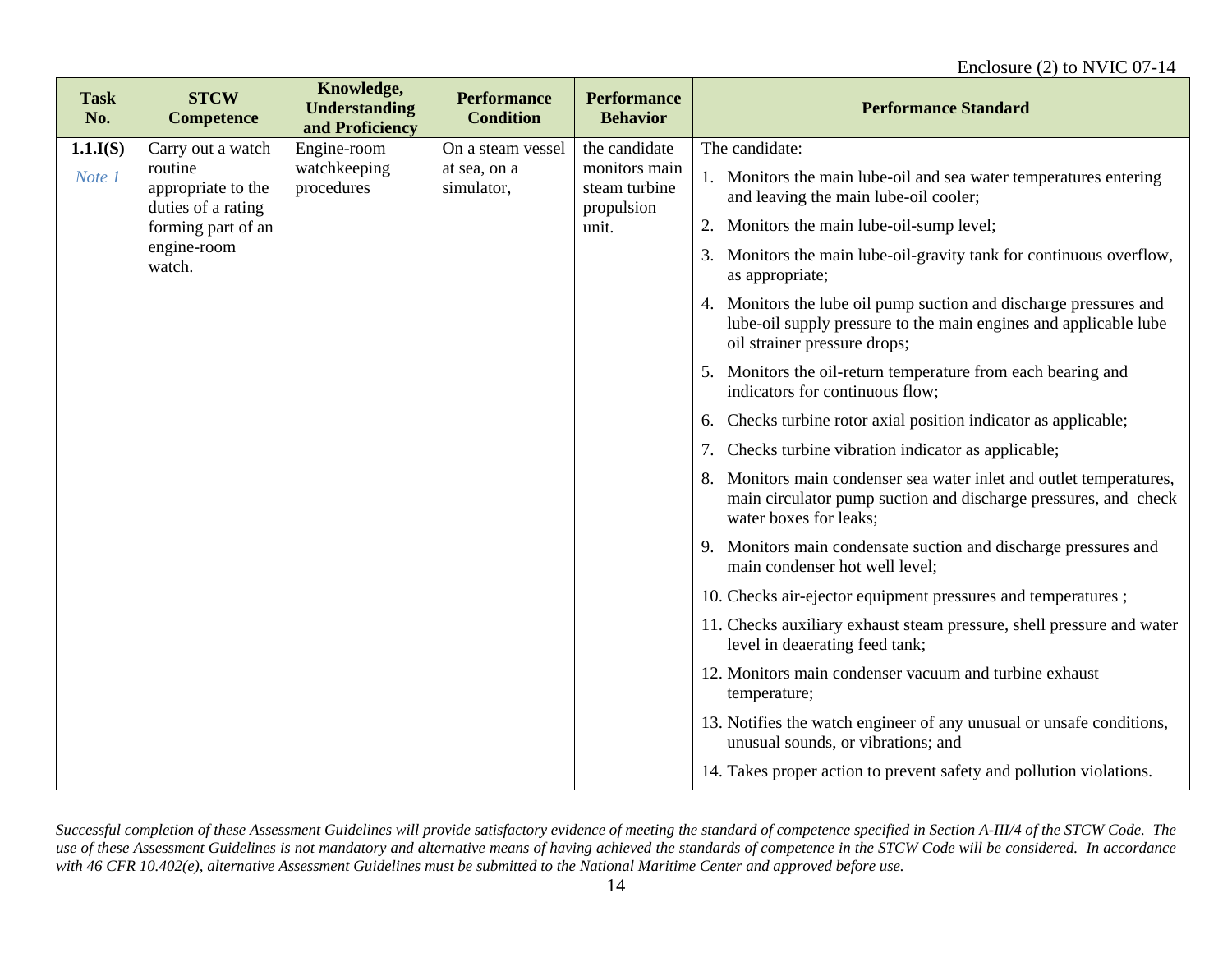| Task No. | STCW Competence | Knowledge, Understanding and Proficiency | Performance Condition | Performance Behavior | Performance Standard |
|---|---|---|---|---|---|
| **1.1.I(S)** *Note 1* | Carry out a watch routine appropriate to the duties of a rating forming part of an engine-room watch. | Engine-room watchkeeping procedures | On a steam vessel at sea, on a simulator, | the candidate monitors main steam turbine propulsion unit. | The candidate:<br>1. Monitors the main lube-oil and sea water temperatures entering and leaving the main lube-oil cooler;<br>2. Monitors the main lube-oil-sump level;<br>3. Monitors the main lube-oil-gravity tank for continuous overflow, as appropriate;<br>4. Monitors the lube oil pump suction and discharge pressures and lube-oil supply pressure to the main engines and applicable lube oil strainer pressure drops;<br>5. Monitors the oil-return temperature from each bearing and indicators for continuous flow;<br>6. Checks turbine rotor axial position indicator as applicable;<br>7. Checks turbine vibration indicator as applicable;<br>8. Monitors main condenser sea water inlet and outlet temperatures, main circulator pump suction and discharge pressures, and check water boxes for leaks;<br>9. Monitors main condensate suction and discharge pressures and main condenser hot well level;<br>10. Checks air-ejector equipment pressures and temperatures ;<br>11. Checks auxiliary exhaust steam pressure, shell pressure and water level in deaerating feed tank;<br>12. Monitors main condenser vacuum and turbine exhaust temperature;<br>13. Notifies the watch engineer of any unusual or unsafe conditions, unusual sounds, or vibrations; and<br>14. Takes proper action to prevent safety and pollution violations. |

*Successful completion of these Assessment Guidelines will provide satisfactory evidence of meeting the standard of competence specified in Section A-III/4 of the STCW Code. The use of these Assessment Guidelines is not mandatory and alternative means of having achieved the standards of competence in the STCW Code will be considered. In accordance with 46 CFR 10.402(e), alternative Assessment Guidelines must be submitted to the National Maritime Center and approved before use.*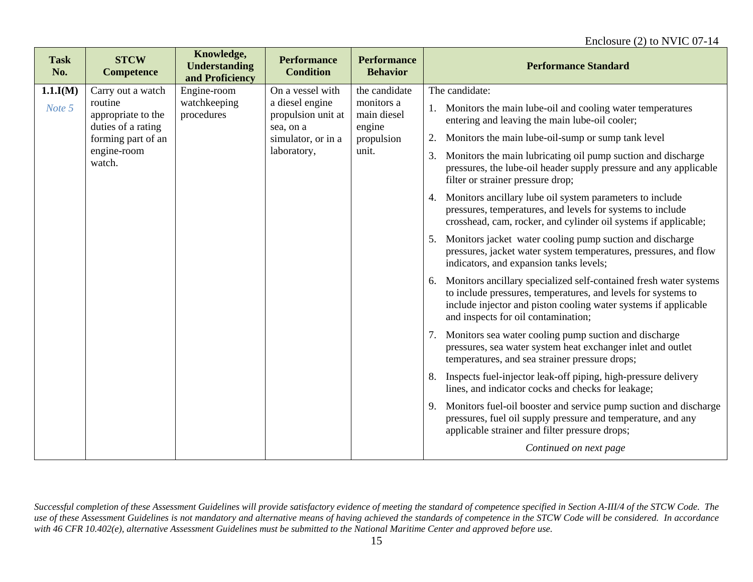Enclosure (2) to NVIC 07-14

| Task No. | STCW Competence | Knowledge, Understanding and Proficiency | Performance Condition | Performance Behavior | Performance Standard |
|---|---|---|---|---|---|
| **1.1.I(M)** *Note 5* | Carry out a watch routine appropriate to the duties of a rating forming part of an engine-room watch. | Engine-room watchkeeping procedures | On a vessel with a diesel engine propulsion unit at sea, on a simulator, or in a laboratory, | the candidate monitors a main diesel engine propulsion unit. | The candidate:<br>1. Monitors the main lube-oil and cooling water temperatures entering and leaving the main lube-oil cooler;<br>2. Monitors the main lube-oil-sump or sump tank level<br>3. Monitors the main lubricating oil pump suction and discharge pressures, the lube-oil header supply pressure and any applicable filter or strainer pressure drop;<br>4. Monitors ancillary lube oil system parameters to include pressures, temperatures, and levels for systems to include crosshead, cam, rocker, and cylinder oil systems if applicable;<br>5. Monitors jacket water cooling pump suction and discharge pressures, jacket water system temperatures, pressures, and flow indicators, and expansion tanks levels;<br>6. Monitors ancillary specialized self-contained fresh water systems to include pressures, temperatures, and levels for systems to include injector and piston cooling water systems if applicable and inspects for oil contamination;<br>7. Monitors sea water cooling pump suction and discharge pressures, sea water system heat exchanger inlet and outlet temperatures, and sea strainer pressure drops;<br>8. Inspects fuel-injector leak-off piping, high-pressure delivery lines, and indicator cocks and checks for leakage;<br>9. Monitors fuel-oil booster and service pump suction and discharge pressures, fuel oil supply pressure and temperature, and any applicable strainer and filter pressure drops;<br>*Continued on next page* |

*Successful completion of these Assessment Guidelines will provide satisfactory evidence of meeting the standard of competence specified in Section A-III/4 of the STCW Code. The use of these Assessment Guidelines is not mandatory and alternative means of having achieved the standards of competence in the STCW Code will be considered. In accordance with 46 CFR 10.402(e), alternative Assessment Guidelines must be submitted to the National Maritime Center and approved before use.*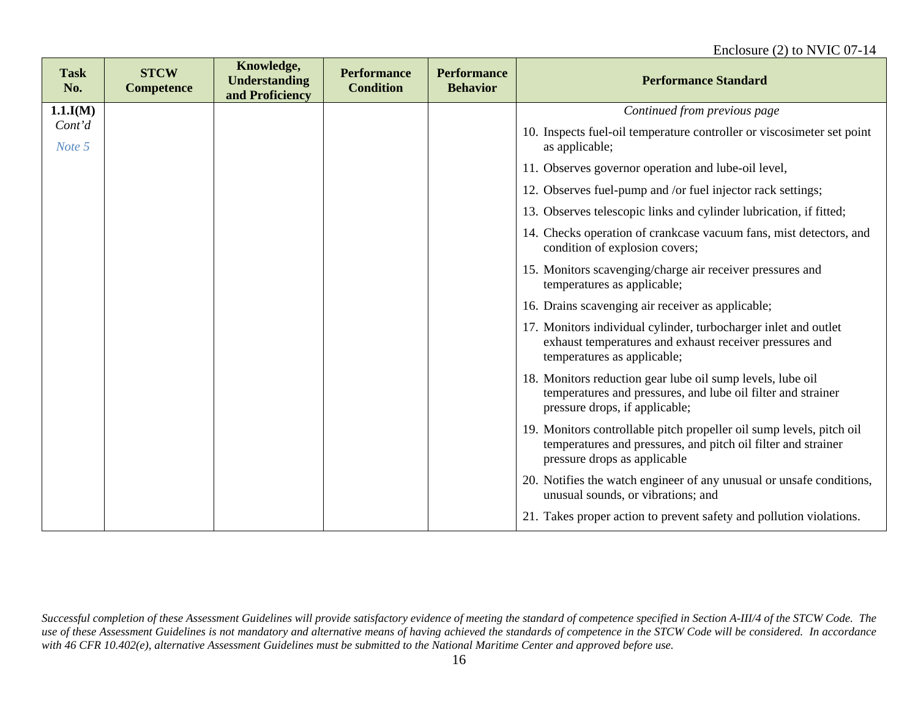| Task No. | STCW Competence | Knowledge, Understanding and Proficiency | Performance Condition | Performance Behavior | Performance Standard |
|---|---|---|---|---|---|
| **1.1.I(M)** *Cont'd* *Note 5* | | | | | *Continued from previous page*<br>10. Inspects fuel-oil temperature controller or viscosimeter set point as applicable;<br>11. Observes governor operation and lube-oil level,<br>12. Observes fuel-pump and /or fuel injector rack settings;<br>13. Observes telescopic links and cylinder lubrication, if fitted;<br>14. Checks operation of crankcase vacuum fans, mist detectors, and condition of explosion covers;<br>15. Monitors scavenging/charge air receiver pressures and temperatures as applicable;<br>16. Drains scavenging air receiver as applicable;<br>17. Monitors individual cylinder, turbocharger inlet and outlet exhaust temperatures and exhaust receiver pressures and temperatures as applicable;<br>18. Monitors reduction gear lube oil sump levels, lube oil temperatures and pressures, and lube oil filter and strainer pressure drops, if applicable;<br>19. Monitors controllable pitch propeller oil sump levels, pitch oil temperatures and pressures, and pitch oil filter and strainer pressure drops as applicable<br>20. Notifies the watch engineer of any unusual or unsafe conditions, unusual sounds, or vibrations; and<br>21. Takes proper action to prevent safety and pollution violations. |

*Successful completion of these Assessment Guidelines will provide satisfactory evidence of meeting the standard of competence specified in Section A-III/4 of the STCW Code. The use of these Assessment Guidelines is not mandatory and alternative means of having achieved the standards of competence in the STCW Code will be considered. In accordance with 46 CFR 10.402(e), alternative Assessment Guidelines must be submitted to the National Maritime Center and approved before use.*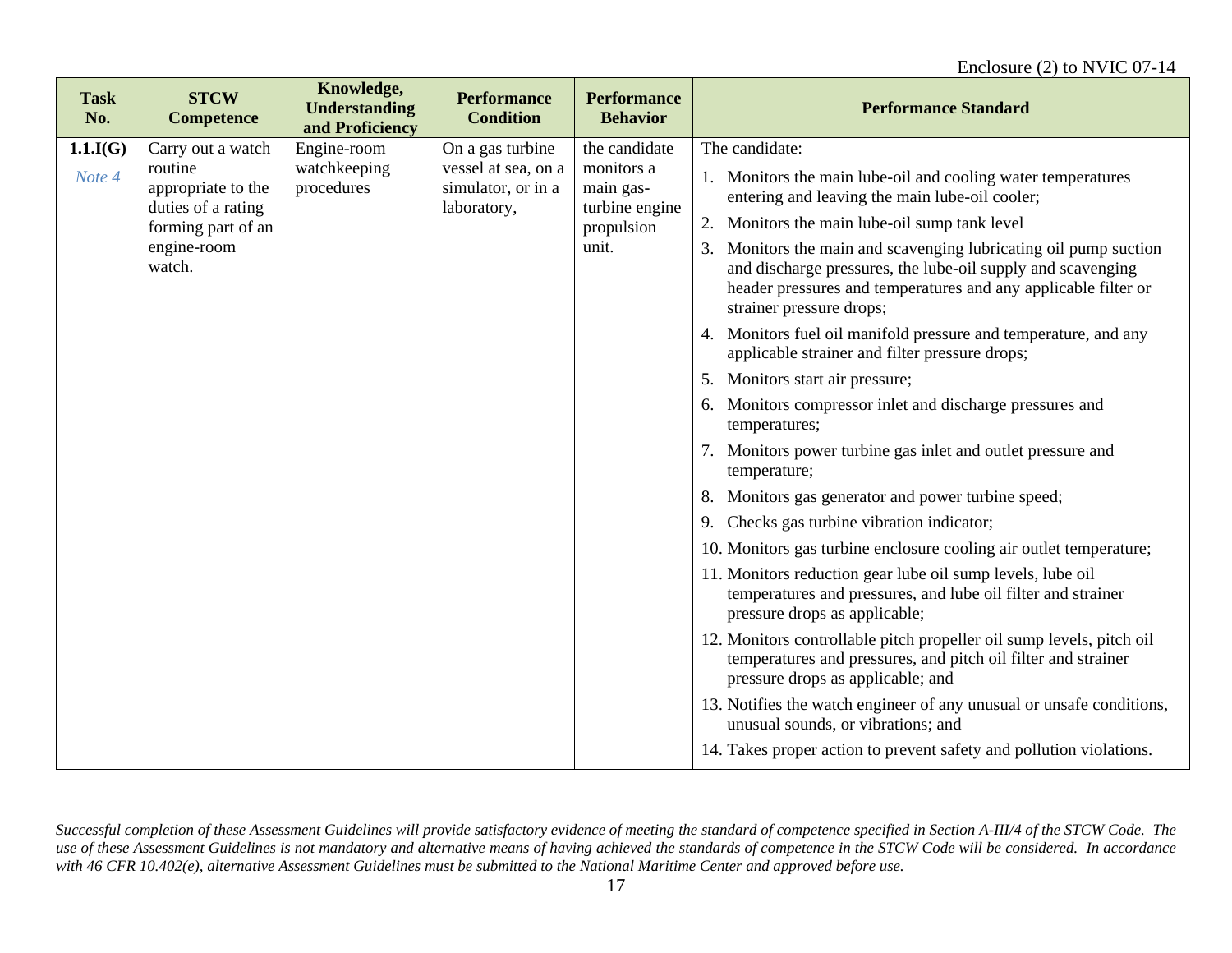| Task No. | STCW Competence | Knowledge, Understanding and Proficiency | Performance Condition | Performance Behavior | Performance Standard |
|---|---|---|---|---|---|
| **1.1.I(G)**<br>*Note 4* | Carry out a watch routine appropriate to the duties of a rating forming part of an engine-room watch. | Engine-room watchkeeping procedures | On a gas turbine vessel at sea, on a simulator, or in a laboratory, | the candidate monitors a main gas-turbine engine propulsion unit. | The candidate:<br>1. Monitors the main lube-oil and cooling water temperatures entering and leaving the main lube-oil cooler;<br>2. Monitors the main lube-oil sump tank level<br>3. Monitors the main and scavenging lubricating oil pump suction and discharge pressures, the lube-oil supply and scavenging header pressures and temperatures and any applicable filter or strainer pressure drops;<br>4. Monitors fuel oil manifold pressure and temperature, and any applicable strainer and filter pressure drops;<br>5. Monitors start air pressure;<br>6. Monitors compressor inlet and discharge pressures and temperatures;<br>7. Monitors power turbine gas inlet and outlet pressure and temperature;<br>8. Monitors gas generator and power turbine speed;<br>9. Checks gas turbine vibration indicator;<br>10. Monitors gas turbine enclosure cooling air outlet temperature;<br>11. Monitors reduction gear lube oil sump levels, lube oil temperatures and pressures, and lube oil filter and strainer pressure drops as applicable;<br>12. Monitors controllable pitch propeller oil sump levels, pitch oil temperatures and pressures, and pitch oil filter and strainer pressure drops as applicable; and<br>13. Notifies the watch engineer of any unusual or unsafe conditions, unusual sounds, or vibrations; and<br>14. Takes proper action to prevent safety and pollution violations. |

*Successful completion of these Assessment Guidelines will provide satisfactory evidence of meeting the standard of competence specified in Section A-III/4 of the STCW Code. The use of these Assessment Guidelines is not mandatory and alternative means of having achieved the standards of competence in the STCW Code will be considered. In accordance with 46 CFR 10.402(e), alternative Assessment Guidelines must be submitted to the National Maritime Center and approved before use.*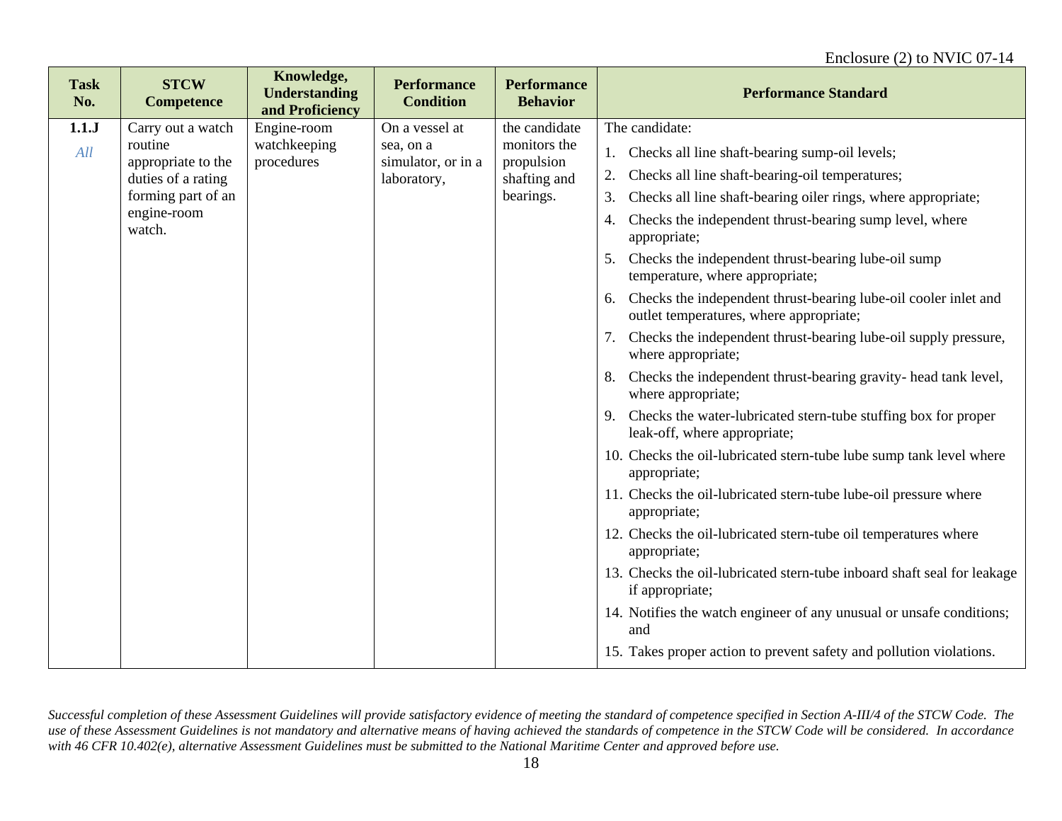| Task No. | STCW Competence | Knowledge, Understanding and Proficiency | Performance Condition | Performance Behavior | Performance Standard |
|---|---|---|---|---|---|
| **1.1.J**<br>*All* | Carry out a watch routine appropriate to the duties of a rating forming part of an engine-room watch. | Engine-room watchkeeping procedures | On a vessel at sea, on a simulator, or in a laboratory, | the candidate monitors the propulsion shafting and bearings. | The candidate:<br>1. Checks all line shaft-bearing sump-oil levels;<br>2. Checks all line shaft-bearing-oil temperatures;<br>3. Checks all line shaft-bearing oiler rings, where appropriate;<br>4. Checks the independent thrust-bearing sump level, where appropriate;<br>5. Checks the independent thrust-bearing lube-oil sump temperature, where appropriate;<br>6. Checks the independent thrust-bearing lube-oil cooler inlet and outlet temperatures, where appropriate;<br>7. Checks the independent thrust-bearing lube-oil supply pressure, where appropriate;<br>8. Checks the independent thrust-bearing gravity- head tank level, where appropriate;<br>9. Checks the water-lubricated stern-tube stuffing box for proper leak-off, where appropriate;<br>10. Checks the oil-lubricated stern-tube lube sump tank level where appropriate;<br>11. Checks the oil-lubricated stern-tube lube-oil pressure where appropriate;<br>12. Checks the oil-lubricated stern-tube oil temperatures where appropriate;<br>13. Checks the oil-lubricated stern-tube inboard shaft seal for leakage if appropriate;<br>14. Notifies the watch engineer of any unusual or unsafe conditions; and<br>15. Takes proper action to prevent safety and pollution violations. |

*Successful completion of these Assessment Guidelines will provide satisfactory evidence of meeting the standard of competence specified in Section A-III/4 of the STCW Code. The use of these Assessment Guidelines is not mandatory and alternative means of having achieved the standards of competence in the STCW Code will be considered. In accordance with 46 CFR 10.402(e), alternative Assessment Guidelines must be submitted to the National Maritime Center and approved before use.*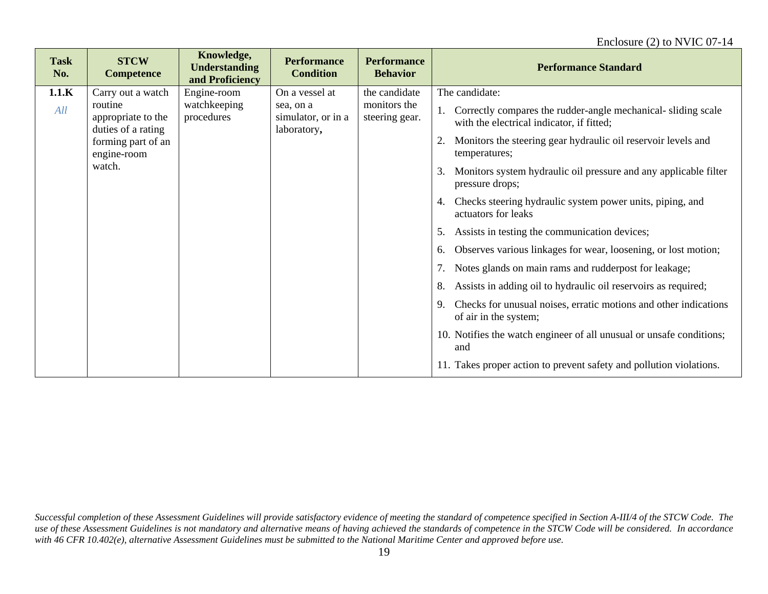| Task No. | STCW Competence | Knowledge, Understanding and Proficiency | Performance Condition | Performance Behavior | Performance Standard |
|---|---|---|---|---|---|
| **1.1.K** *All* | Carry out a watch routine appropriate to the duties of a rating forming part of an engine-room watch. | Engine-room watchkeeping procedures | On a vessel at sea, on a simulator, or in a laboratory**,** | the candidate monitors the steering gear. | The candidate:<br>1. Correctly compares the rudder-angle mechanical- sliding scale with the electrical indicator, if fitted;<br>2. Monitors the steering gear hydraulic oil reservoir levels and temperatures;<br>3. Monitors system hydraulic oil pressure and any applicable filter pressure drops;<br>4. Checks steering hydraulic system power units, piping, and actuators for leaks<br>5. Assists in testing the communication devices;<br>6. Observes various linkages for wear, loosening, or lost motion;<br>7. Notes glands on main rams and rudderpost for leakage;<br>8. Assists in adding oil to hydraulic oil reservoirs as required;<br>9. Checks for unusual noises, erratic motions and other indications of air in the system;<br>10. Notifies the watch engineer of all unusual or unsafe conditions; and<br>11. Takes proper action to prevent safety and pollution violations. |

*Successful completion of these Assessment Guidelines will provide satisfactory evidence of meeting the standard of competence specified in Section A-III/4 of the STCW Code. The use of these Assessment Guidelines is not mandatory and alternative means of having achieved the standards of competence in the STCW Code will be considered. In accordance with 46 CFR 10.402(e), alternative Assessment Guidelines must be submitted to the National Maritime Center and approved before use.*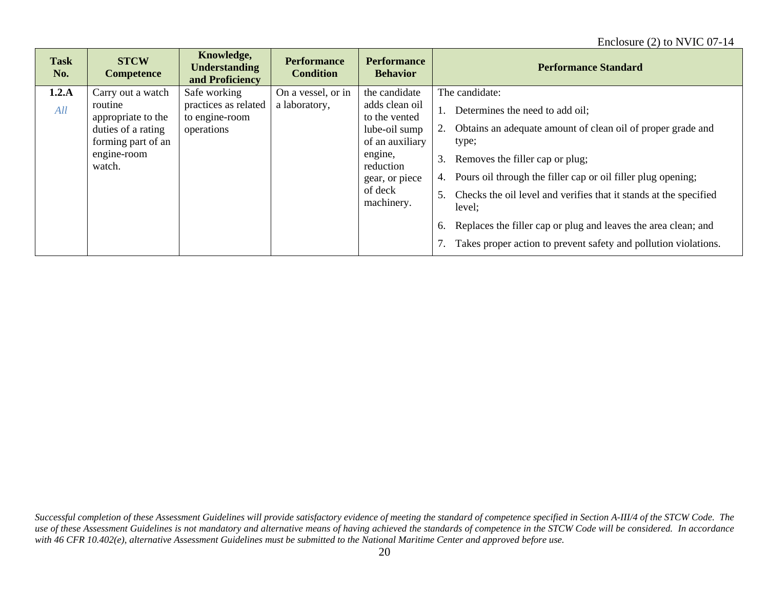| Task No. | STCW Competence | Knowledge, Understanding and Proficiency | Performance Condition | Performance Behavior | Performance Standard |
|---|---|---|---|---|---|
| **1.2.A** *All* | Carry out a watch routine appropriate to the duties of a rating forming part of an engine-room watch. | Safe working practices as related to engine-room operations | On a vessel, or in a laboratory, | the candidate adds clean oil to the vented lube-oil sump of an auxiliary engine, reduction gear, or piece of deck machinery. | The candidate:<br>1. Determines the need to add oil;<br>2. Obtains an adequate amount of clean oil of proper grade and type;<br>3. Removes the filler cap or plug;<br>4. Pours oil through the filler cap or oil filler plug opening;<br>5. Checks the oil level and verifies that it stands at the specified level;<br>6. Replaces the filler cap or plug and leaves the area clean; and<br>7. Takes proper action to prevent safety and pollution violations. |

*Successful completion of these Assessment Guidelines will provide satisfactory evidence of meeting the standard of competence specified in Section A-III/4 of the STCW Code. The use of these Assessment Guidelines is not mandatory and alternative means of having achieved the standards of competence in the STCW Code will be considered. In accordance with 46 CFR 10.402(e), alternative Assessment Guidelines must be submitted to the National Maritime Center and approved before use.*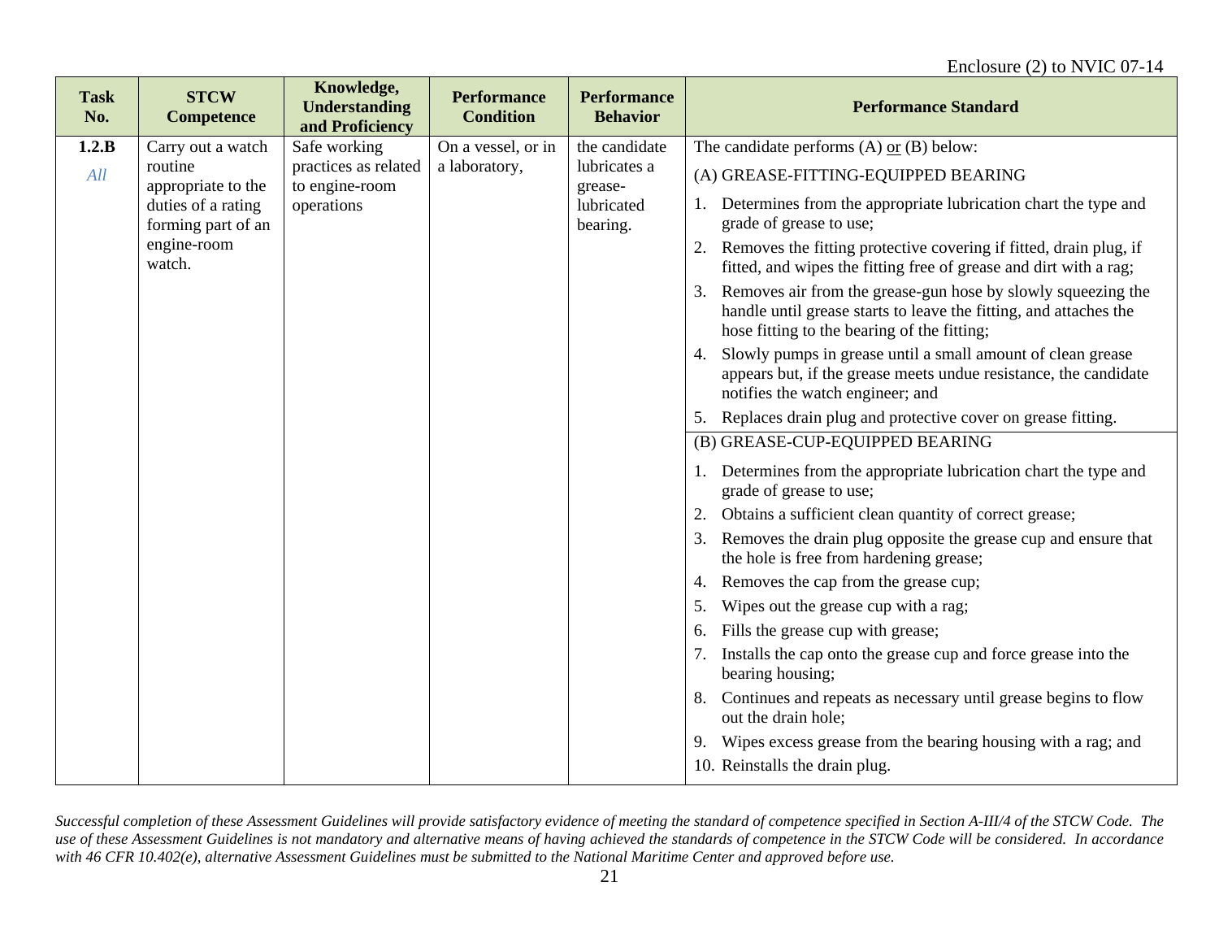| Task No. | STCW Competence | Knowledge, Understanding and Proficiency | Performance Condition | Performance Behavior | Performance Standard |
|---|---|---|---|---|---|
| **1.2.B** *All* | Carry out a watch routine appropriate to the duties of a rating forming part of an engine-room watch. | Safe working practices as related to engine-room operations | On a vessel, or in a laboratory, | the candidate lubricates a grease-lubricated bearing. | The candidate performs (A) or (B) below:<br>(A) GREASE-FITTING-EQUIPPED BEARING<br>1. Determines from the appropriate lubrication chart the type and grade of grease to use;<br>2. Removes the fitting protective covering if fitted, drain plug, if fitted, and wipes the fitting free of grease and dirt with a rag;<br>3. Removes air from the grease-gun hose by slowly squeezing the handle until grease starts to leave the fitting, and attaches the hose fitting to the bearing of the fitting;<br>4. Slowly pumps in grease until a small amount of clean grease appears but, if the grease meets undue resistance, the candidate notifies the watch engineer; and<br>5. Replaces drain plug and protective cover on grease fitting. |
| | | | | | (B) GREASE-CUP-EQUIPPED BEARING<br>1. Determines from the appropriate lubrication chart the type and grade of grease to use;<br>2. Obtains a sufficient clean quantity of correct grease;<br>3. Removes the drain plug opposite the grease cup and ensure that the hole is free from hardening grease;<br>4. Removes the cap from the grease cup;<br>5. Wipes out the grease cup with a rag;<br>6. Fills the grease cup with grease;<br>7. Installs the cap onto the grease cup and force grease into the bearing housing;<br>8. Continues and repeats as necessary until grease begins to flow out the drain hole;<br>9. Wipes excess grease from the bearing housing with a rag; and<br>10. Reinstalls the drain plug. |

*Successful completion of these Assessment Guidelines will provide satisfactory evidence of meeting the standard of competence specified in Section A-III/4 of the STCW Code. The use of these Assessment Guidelines is not mandatory and alternative means of having achieved the standards of competence in the STCW Code will be considered. In accordance with 46 CFR 10.402(e), alternative Assessment Guidelines must be submitted to the National Maritime Center and approved before use.*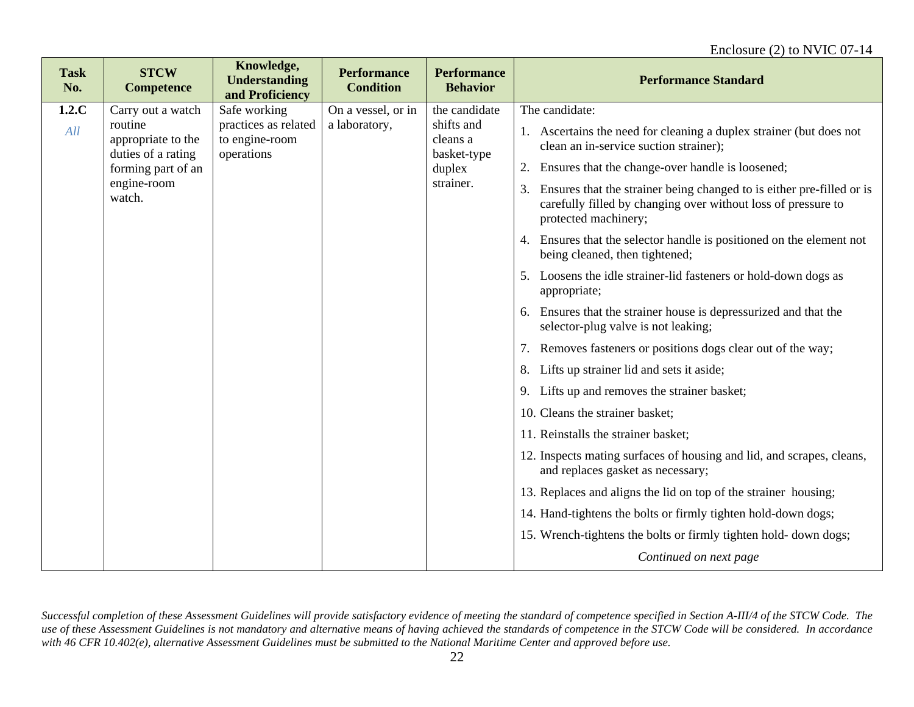Enclosure (2) to NVIC 07-14

| Task No. | STCW Competence | Knowledge, Understanding and Proficiency | Performance Condition | Performance Behavior | Performance Standard |
|---|---|---|---|---|---|
| **1.2.C** *All* | Carry out a watch routine appropriate to the duties of a rating forming part of an engine-room watch. | Safe working practices as related to engine-room operations | On a vessel, or in a laboratory, | the candidate shifts and cleans a basket-type duplex strainer. | The candidate: <br> 1. Ascertains the need for cleaning a duplex strainer (but does not clean an in-service suction strainer); <br> 2. Ensures that the change-over handle is loosened; <br> 3. Ensures that the strainer being changed to is either pre-filled or is carefully filled by changing over without loss of pressure to protected machinery; <br> 4. Ensures that the selector handle is positioned on the element not being cleaned, then tightened; <br> 5. Loosens the idle strainer-lid fasteners or hold-down dogs as appropriate; <br> 6. Ensures that the strainer house is depressurized and that the selector-plug valve is not leaking; <br> 7. Removes fasteners or positions dogs clear out of the way; <br> 8. Lifts up strainer lid and sets it aside; <br> 9. Lifts up and removes the strainer basket; <br> 10. Cleans the strainer basket; <br> 11. Reinstalls the strainer basket; <br> 12. Inspects mating surfaces of housing and lid, and scrapes, cleans, and replaces gasket as necessary; <br> 13. Replaces and aligns the lid on top of the strainer housing; <br> 14. Hand-tightens the bolts or firmly tighten hold-down dogs; <br> 15. Wrench-tightens the bolts or firmly tighten hold- down dogs; <br> *Continued on next page* |

*Successful completion of these Assessment Guidelines will provide satisfactory evidence of meeting the standard of competence specified in Section A-III/4 of the STCW Code. The use of these Assessment Guidelines is not mandatory and alternative means of having achieved the standards of competence in the STCW Code will be considered. In accordance with 46 CFR 10.402(e), alternative Assessment Guidelines must be submitted to the National Maritime Center and approved before use.*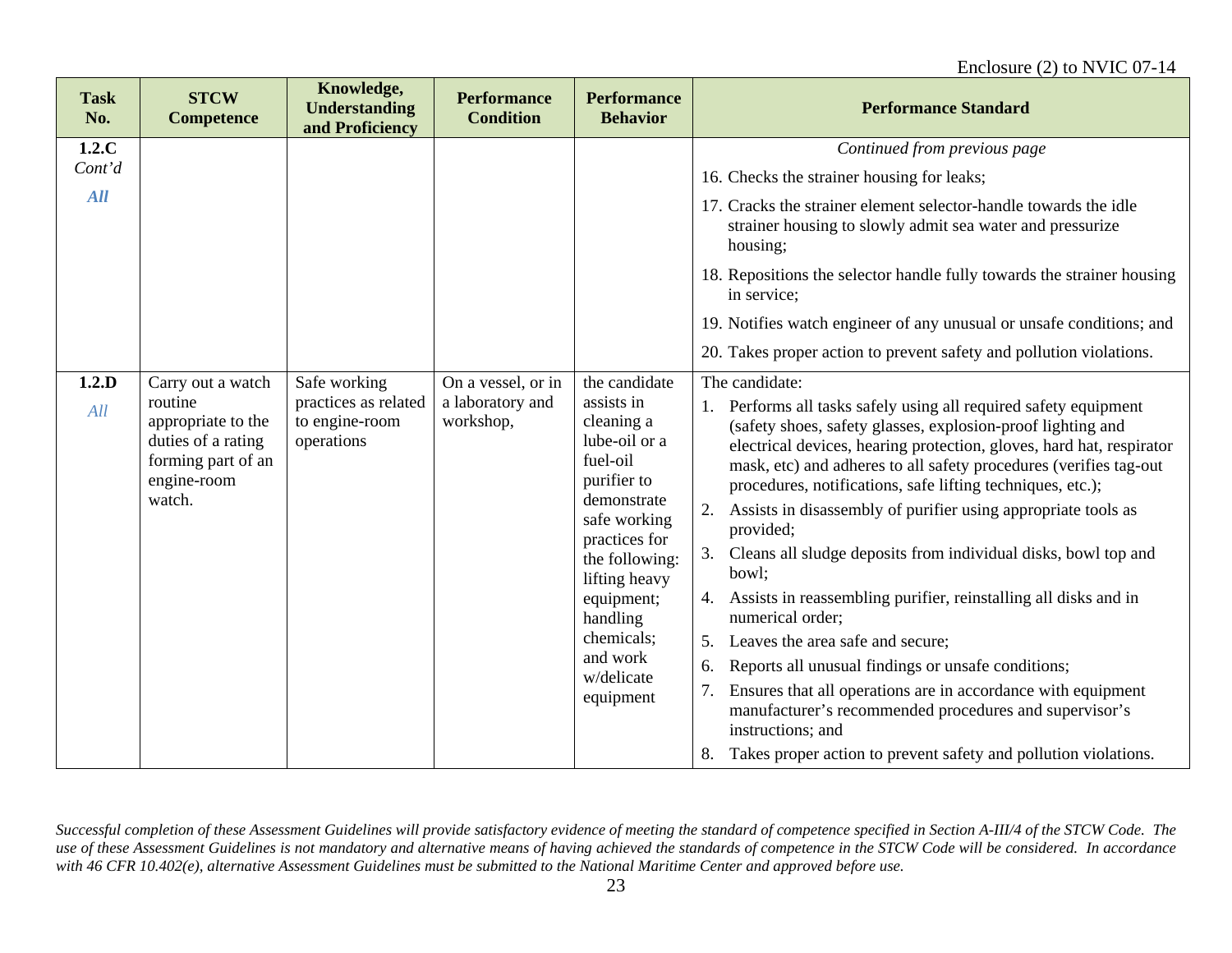| Task No. | STCW Competence | Knowledge, Understanding and Proficiency | Performance Condition | Performance Behavior | Performance Standard |
|---|---|---|---|---|---|
| **1.2.C** *Cont'd* ***All*** | | | | | *Continued from previous page*<br>16. Checks the strainer housing for leaks;<br>17. Cracks the strainer element selector-handle towards the idle strainer housing to slowly admit sea water and pressurize housing;<br>18. Repositions the selector handle fully towards the strainer housing in service;<br>19. Notifies watch engineer of any unusual or unsafe conditions; and<br>20. Takes proper action to prevent safety and pollution violations. |
| **1.2.D** *All* | Carry out a watch routine appropriate to the duties of a rating forming part of an engine-room watch. | Safe working practices as related to engine-room operations | On a vessel, or in a laboratory and workshop, | the candidate assists in cleaning a lube-oil or a fuel-oil purifier to demonstrate safe working practices for the following: lifting heavy equipment; handling chemicals; and work w/delicate equipment | The candidate:<br>1. Performs all tasks safely using all required safety equipment (safety shoes, safety glasses, explosion-proof lighting and electrical devices, hearing protection, gloves, hard hat, respirator mask, etc) and adheres to all safety procedures (verifies tag-out procedures, notifications, safe lifting techniques, etc.);<br>2. Assists in disassembly of purifier using appropriate tools as provided;<br>3. Cleans all sludge deposits from individual disks, bowl top and bowl;<br>4. Assists in reassembling purifier, reinstalling all disks and in numerical order;<br>5. Leaves the area safe and secure;<br>6. Reports all unusual findings or unsafe conditions;<br>7. Ensures that all operations are in accordance with equipment manufacturer's recommended procedures and supervisor's instructions; and<br>8. Takes proper action to prevent safety and pollution violations. |

*Successful completion of these Assessment Guidelines will provide satisfactory evidence of meeting the standard of competence specified in Section A-III/4 of the STCW Code. The use of these Assessment Guidelines is not mandatory and alternative means of having achieved the standards of competence in the STCW Code will be considered. In accordance with 46 CFR 10.402(e), alternative Assessment Guidelines must be submitted to the National Maritime Center and approved before use.*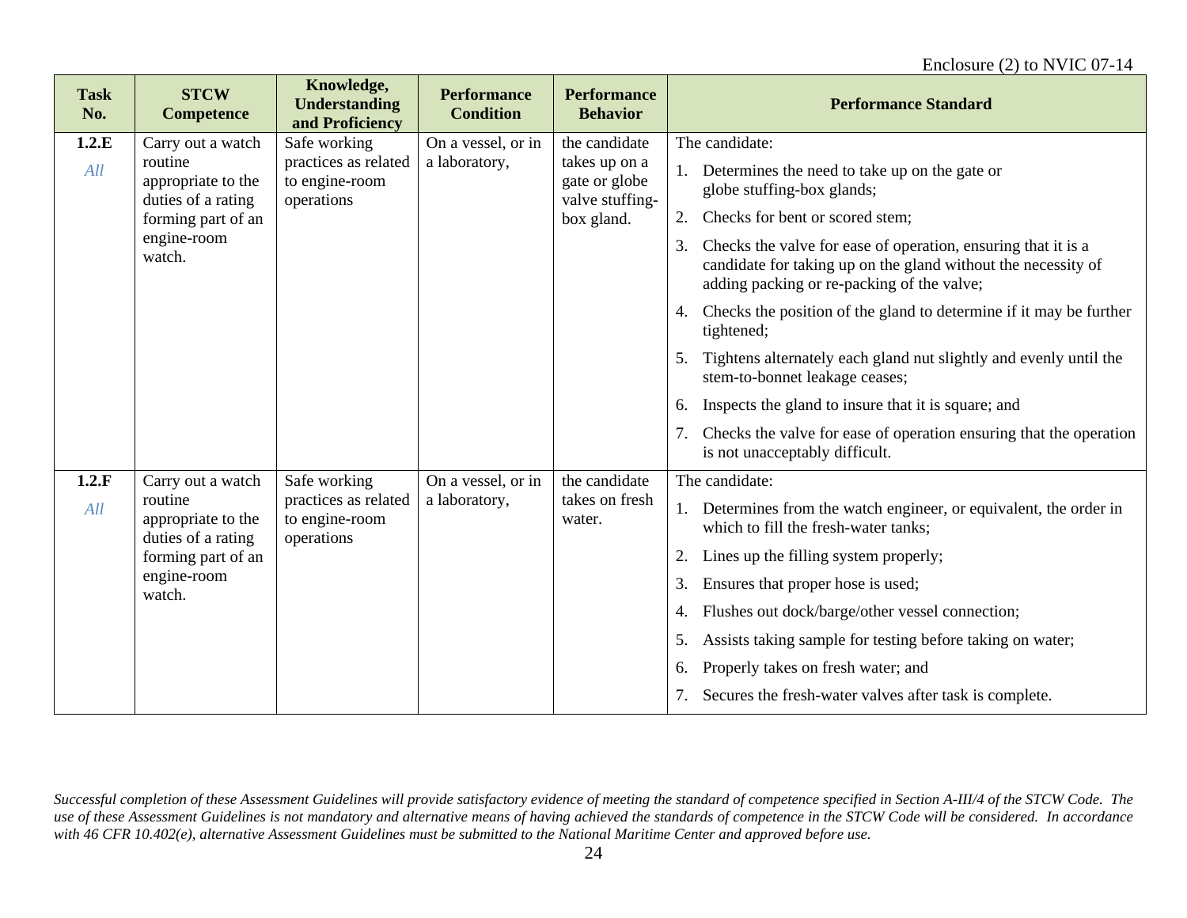| Task No. | STCW Competence | Knowledge, Understanding and Proficiency | Performance Condition | Performance Behavior | Performance Standard |
|---|---|---|---|---|---|
| **1.2.E** *All* | Carry out a watch routine appropriate to the duties of a rating forming part of an engine-room watch. | Safe working practices as related to engine-room operations | On a vessel, or in a laboratory, | the candidate takes up on a gate or globe valve stuffing-box gland. | The candidate: 1. Determines the need to take up on the gate or globe stuffing-box glands; 2. Checks for bent or scored stem; 3. Checks the valve for ease of operation, ensuring that it is a candidate for taking up on the gland without the necessity of adding packing or re-packing of the valve; 4. Checks the position of the gland to determine if it may be further tightened; 5. Tightens alternately each gland nut slightly and evenly until the stem-to-bonnet leakage ceases; 6. Inspects the gland to insure that it is square; and 7. Checks the valve for ease of operation ensuring that the operation is not unacceptably difficult. |
| **1.2.F** *All* | Carry out a watch routine appropriate to the duties of a rating forming part of an engine-room watch. | Safe working practices as related to engine-room operations | On a vessel, or in a laboratory, | the candidate takes on fresh water. | The candidate: 1. Determines from the watch engineer, or equivalent, the order in which to fill the fresh-water tanks; 2. Lines up the filling system properly; 3. Ensures that proper hose is used; 4. Flushes out dock/barge/other vessel connection; 5. Assists taking sample for testing before taking on water; 6. Properly takes on fresh water; and 7. Secures the fresh-water valves after task is complete. |

*Successful completion of these Assessment Guidelines will provide satisfactory evidence of meeting the standard of competence specified in Section A-III/4 of the STCW Code. The use of these Assessment Guidelines is not mandatory and alternative means of having achieved the standards of competence in the STCW Code will be considered. In accordance with 46 CFR 10.402(e), alternative Assessment Guidelines must be submitted to the National Maritime Center and approved before use.*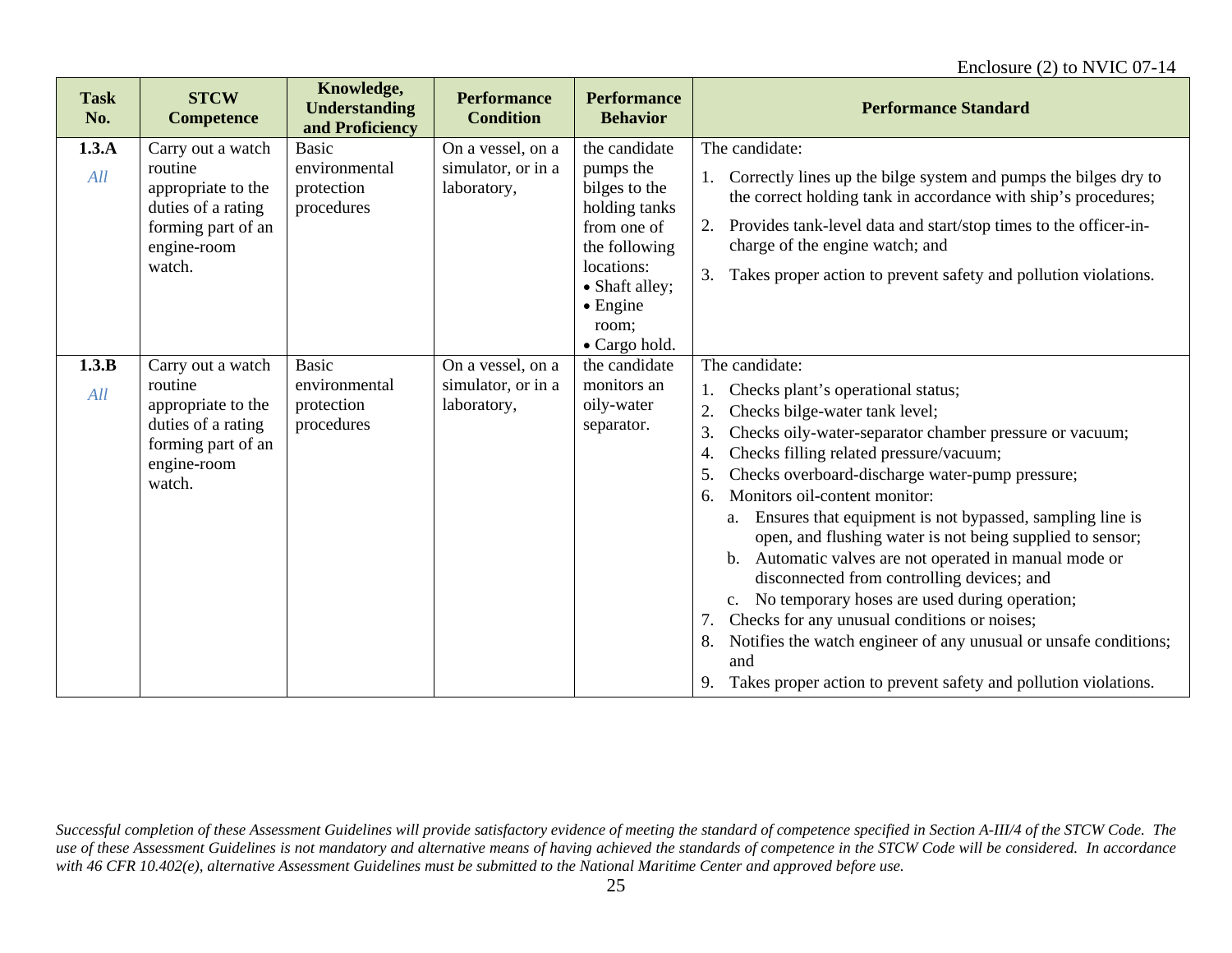| Task No. | STCW Competence | Knowledge, Understanding and Proficiency | Performance Condition | Performance Behavior | Performance Standard |
|---|---|---|---|---|---|
| **1.3.A**<br>*All* | Carry out a watch routine appropriate to the duties of a rating forming part of an engine-room watch. | Basic environmental protection procedures | On a vessel, on a simulator, or in a laboratory, | the candidate pumps the bilges to the holding tanks from one of the following locations:<br>• Shaft alley;<br>• Engine room;<br>• Cargo hold. | The candidate:<br>1. Correctly lines up the bilge system and pumps the bilges dry to the correct holding tank in accordance with ship's procedures;<br>2. Provides tank-level data and start/stop times to the officer-in-charge of the engine watch; and<br>3. Takes proper action to prevent safety and pollution violations. |
| **1.3.B**<br>*All* | Carry out a watch routine appropriate to the duties of a rating forming part of an engine-room watch. | Basic environmental protection procedures | On a vessel, on a simulator, or in a laboratory, | the candidate monitors an oily-water separator. | The candidate:<br>1. Checks plant's operational status;<br>2. Checks bilge-water tank level;<br>3. Checks oily-water-separator chamber pressure or vacuum;<br>4. Checks filling related pressure/vacuum;<br>5. Checks overboard-discharge water-pump pressure;<br>6. Monitors oil-content monitor:<br>a. Ensures that equipment is not bypassed, sampling line is open, and flushing water is not being supplied to sensor;<br>b. Automatic valves are not operated in manual mode or disconnected from controlling devices; and<br>c. No temporary hoses are used during operation;<br>7. Checks for any unusual conditions or noises;<br>8. Notifies the watch engineer of any unusual or unsafe conditions; and<br>9. Takes proper action to prevent safety and pollution violations. |

*Successful completion of these Assessment Guidelines will provide satisfactory evidence of meeting the standard of competence specified in Section A-III/4 of the STCW Code. The use of these Assessment Guidelines is not mandatory and alternative means of having achieved the standards of competence in the STCW Code will be considered. In accordance with 46 CFR 10.402(e), alternative Assessment Guidelines must be submitted to the National Maritime Center and approved before use.*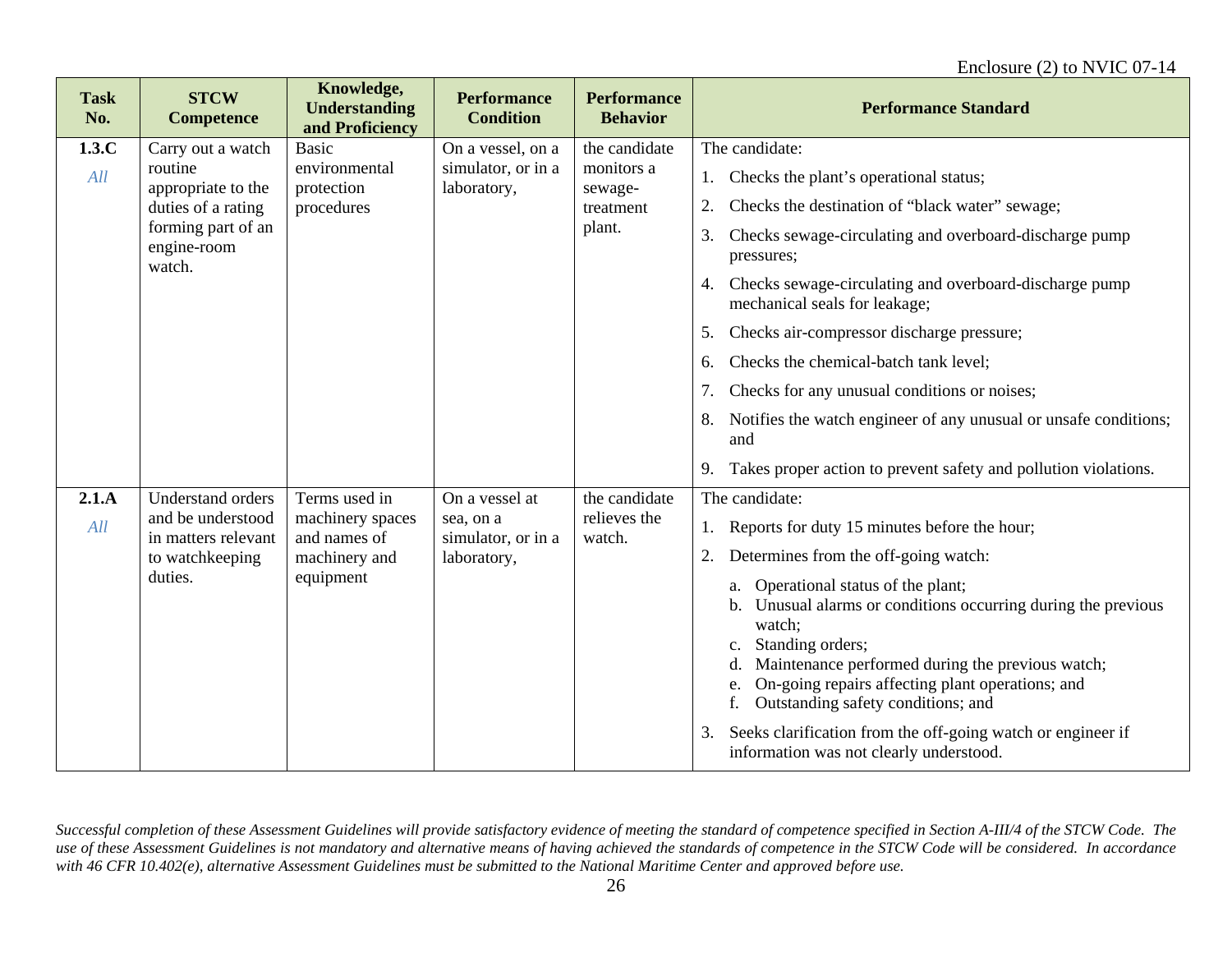Enclosure (2) to NVIC 07-14

| Task No. | STCW Competence | Knowledge, Understanding and Proficiency | Performance Condition | Performance Behavior | Performance Standard |
|---|---|---|---|---|---|
| **1.3.C** *All* | Carry out a watch routine appropriate to the duties of a rating forming part of an engine-room watch. | Basic environmental protection procedures | On a vessel, on a simulator, or in a laboratory, | the candidate monitors a sewage-treatment plant. | The candidate: <br> 1. Checks the plant's operational status; <br> 2. Checks the destination of "black water" sewage; <br> 3. Checks sewage-circulating and overboard-discharge pump pressures; <br> 4. Checks sewage-circulating and overboard-discharge pump mechanical seals for leakage; <br> 5. Checks air-compressor discharge pressure; <br> 6. Checks the chemical-batch tank level; <br> 7. Checks for any unusual conditions or noises; <br> 8. Notifies the watch engineer of any unusual or unsafe conditions; and <br> 9. Takes proper action to prevent safety and pollution violations. |
| **2.1.A** *All* | Understand orders and be understood in matters relevant to watchkeeping duties. | Terms used in machinery spaces and names of machinery and equipment | On a vessel at sea, on a simulator, or in a laboratory, | the candidate relieves the watch. | The candidate: <br> 1. Reports for duty 15 minutes before the hour; <br> 2. Determines from the off-going watch: <br> a. Operational status of the plant; <br> b. Unusual alarms or conditions occurring during the previous watch; <br> c. Standing orders; <br> d. Maintenance performed during the previous watch; <br> e. On-going repairs affecting plant operations; and <br> f. Outstanding safety conditions; and <br> 3. Seeks clarification from the off-going watch or engineer if information was not clearly understood. |

*Successful completion of these Assessment Guidelines will provide satisfactory evidence of meeting the standard of competence specified in Section A-III/4 of the STCW Code. The use of these Assessment Guidelines is not mandatory and alternative means of having achieved the standards of competence in the STCW Code will be considered. In accordance with 46 CFR 10.402(e), alternative Assessment Guidelines must be submitted to the National Maritime Center and approved before use.*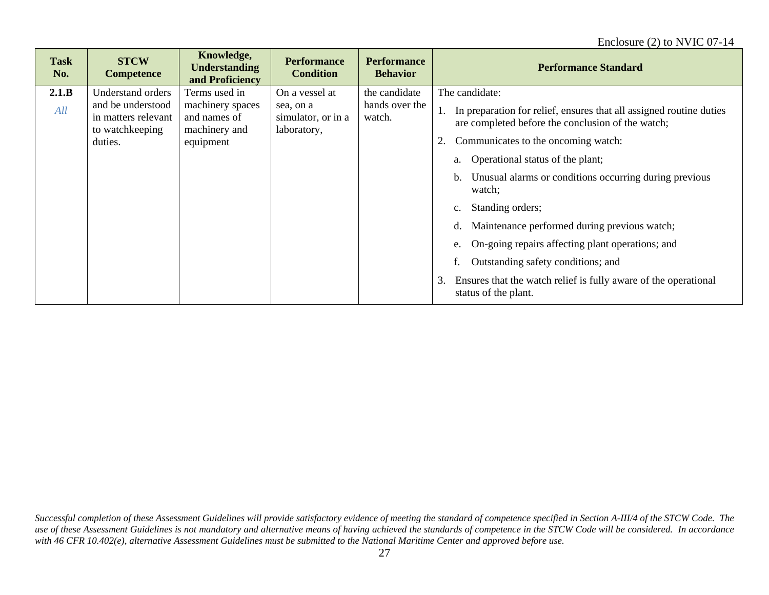| Task No. | STCW Competence | Knowledge, Understanding and Proficiency | Performance Condition | Performance Behavior | Performance Standard |
|---|---|---|---|---|---|
| **2.1.B** *All* | Understand orders and be understood in matters relevant to watchkeeping duties. | Terms used in machinery spaces and names of machinery and equipment | On a vessel at sea, on a simulator, or in a laboratory, | the candidate hands over the watch. | The candidate:<br>1. In preparation for relief, ensures that all assigned routine duties are completed before the conclusion of the watch;<br>2. Communicates to the oncoming watch:<br>a. Operational status of the plant;<br>b. Unusual alarms or conditions occurring during previous watch;<br>c. Standing orders;<br>d. Maintenance performed during previous watch;<br>e. On-going repairs affecting plant operations; and<br>f. Outstanding safety conditions; and<br>3. Ensures that the watch relief is fully aware of the operational status of the plant. |

*Successful completion of these Assessment Guidelines will provide satisfactory evidence of meeting the standard of competence specified in Section A-III/4 of the STCW Code. The use of these Assessment Guidelines is not mandatory and alternative means of having achieved the standards of competence in the STCW Code will be considered. In accordance with 46 CFR 10.402(e), alternative Assessment Guidelines must be submitted to the National Maritime Center and approved before use.*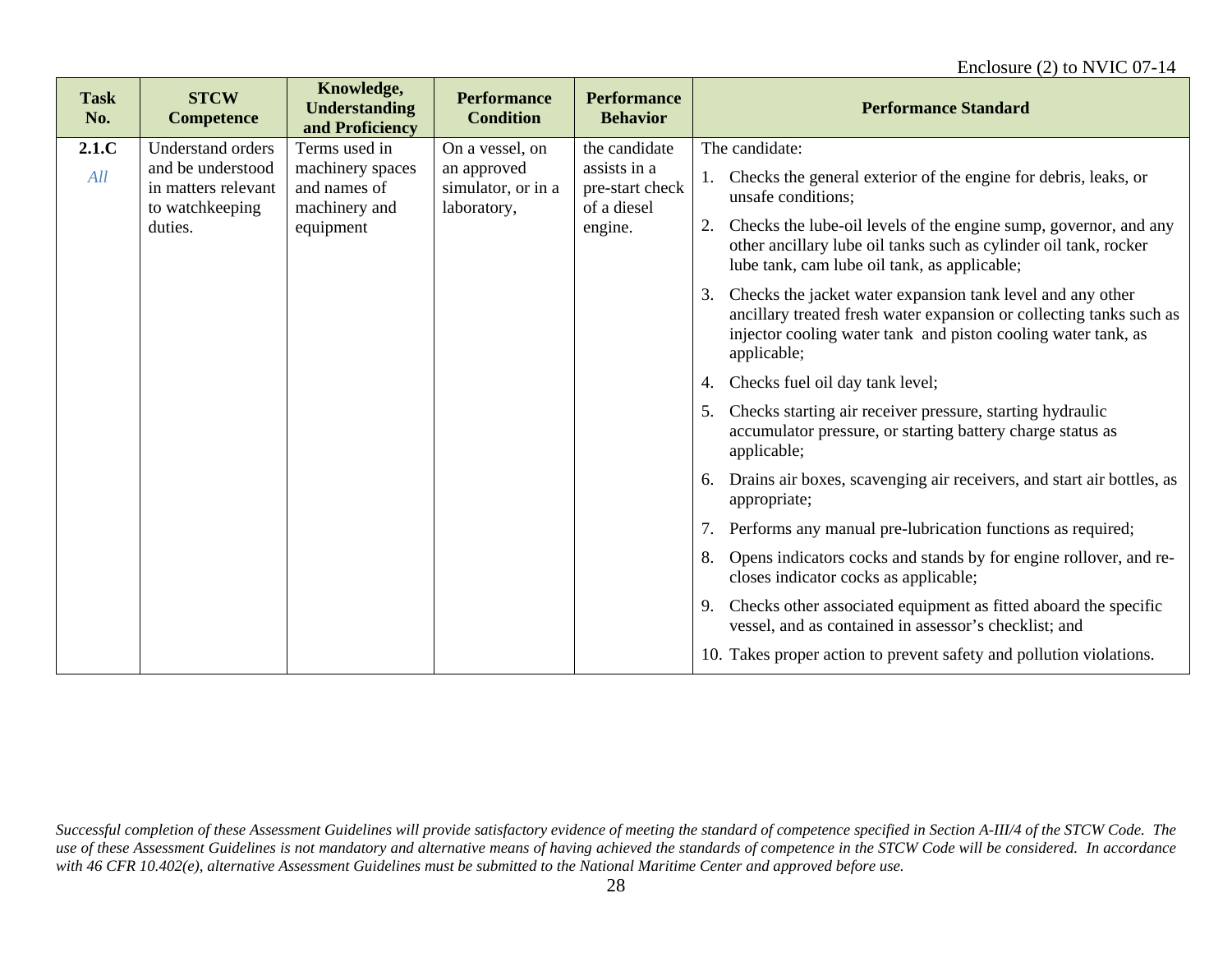Enclosure (2) to NVIC 07-14

| Task No. | STCW Competence | Knowledge, Understanding and Proficiency | Performance Condition | Performance Behavior | Performance Standard |
|---|---|---|---|---|---|
| **2.1.C** *All* | Understand orders and be understood in matters relevant to watchkeeping duties. | Terms used in machinery spaces and names of machinery and equipment | On a vessel, on an approved simulator, or in a laboratory, | the candidate assists in a pre-start check of a diesel engine. | The candidate:<br>1. Checks the general exterior of the engine for debris, leaks, or unsafe conditions;<br>2. Checks the lube-oil levels of the engine sump, governor, and any other ancillary lube oil tanks such as cylinder oil tank, rocker lube tank, cam lube oil tank, as applicable;<br>3. Checks the jacket water expansion tank level and any other ancillary treated fresh water expansion or collecting tanks such as injector cooling water tank and piston cooling water tank, as applicable;<br>4. Checks fuel oil day tank level;<br>5. Checks starting air receiver pressure, starting hydraulic accumulator pressure, or starting battery charge status as applicable;<br>6. Drains air boxes, scavenging air receivers, and start air bottles, as appropriate;<br>7. Performs any manual pre-lubrication functions as required;<br>8. Opens indicators cocks and stands by for engine rollover, and re-closes indicator cocks as applicable;<br>9. Checks other associated equipment as fitted aboard the specific vessel, and as contained in assessor's checklist; and<br>10. Takes proper action to prevent safety and pollution violations. |

*Successful completion of these Assessment Guidelines will provide satisfactory evidence of meeting the standard of competence specified in Section A-III/4 of the STCW Code. The use of these Assessment Guidelines is not mandatory and alternative means of having achieved the standards of competence in the STCW Code will be considered. In accordance with 46 CFR 10.402(e), alternative Assessment Guidelines must be submitted to the National Maritime Center and approved before use.*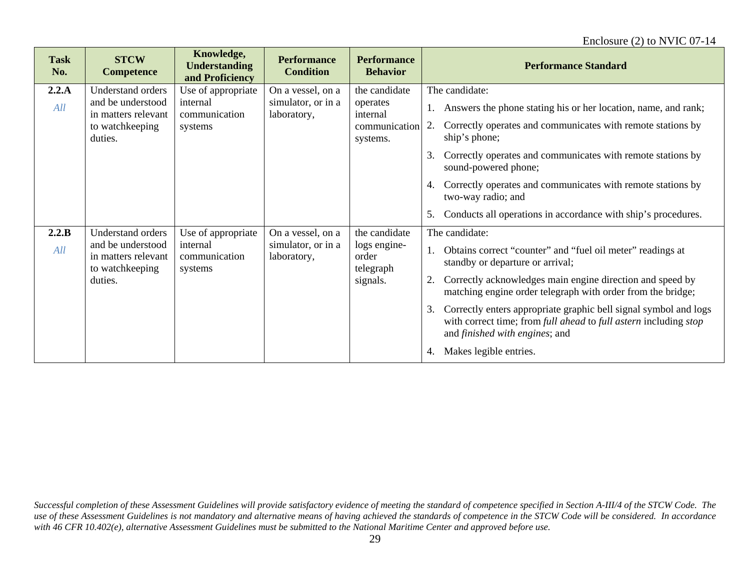Enclosure (2) to NVIC 07-14

| Task No. | STCW Competence | Knowledge, Understanding and Proficiency | Performance Condition | Performance Behavior | Performance Standard |
|---|---|---|---|---|---|
| **2.2.A** *All* | Understand orders and be understood in matters relevant to watchkeeping duties. | Use of appropriate internal communication systems | On a vessel, on a simulator, or in a laboratory, | the candidate operates internal communication systems. | The candidate: 1. Answers the phone stating his or her location, name, and rank; 2. Correctly operates and communicates with remote stations by ship's phone; 3. Correctly operates and communicates with remote stations by sound-powered phone; 4. Correctly operates and communicates with remote stations by two-way radio; and 5. Conducts all operations in accordance with ship's procedures. |
| **2.2.B** *All* | Understand orders and be understood in matters relevant to watchkeeping duties. | Use of appropriate internal communication systems | On a vessel, on a simulator, or in a laboratory, | the candidate logs engine-order telegraph signals. | The candidate: 1. Obtains correct "counter" and "fuel oil meter" readings at standby or departure or arrival; 2. Correctly acknowledges main engine direction and speed by matching engine order telegraph with order from the bridge; 3. Correctly enters appropriate graphic bell signal symbol and logs with correct time; from *full ahead* to *full astern* including *stop* and *finished with engines*; and 4. Makes legible entries. |

*Successful completion of these Assessment Guidelines will provide satisfactory evidence of meeting the standard of competence specified in Section A-III/4 of the STCW Code. The use of these Assessment Guidelines is not mandatory and alternative means of having achieved the standards of competence in the STCW Code will be considered. In accordance with 46 CFR 10.402(e), alternative Assessment Guidelines must be submitted to the National Maritime Center and approved before use.*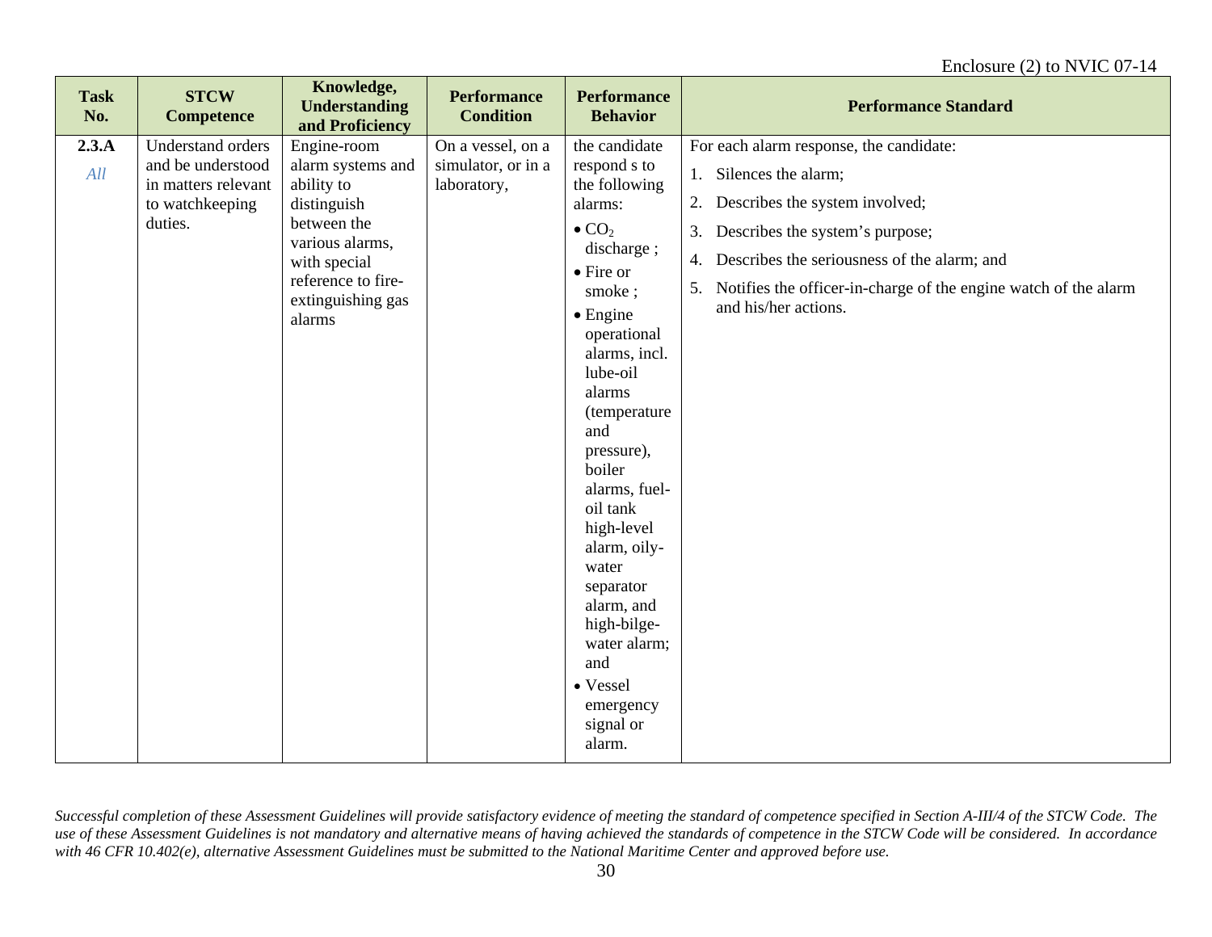| Task No. | STCW Competence | Knowledge, Understanding and Proficiency | Performance Condition | Performance Behavior | Performance Standard |
|---|---|---|---|---|---|
| **2.3.A** *All* | Understand orders and be understood in matters relevant to watchkeeping duties. | Engine-room alarm systems and ability to distinguish between the various alarms, with special reference to fire-extinguishing gas alarms | On a vessel, on a simulator, or in a laboratory, | the candidate respond s to the following alarms: • $CO_2$ discharge ; • Fire or smoke ; • Engine operational alarms, incl. lube-oil alarms (temperature and pressure), boiler alarms, fuel-oil tank high-level alarm, oily-water separator alarm, and high-bilge-water alarm; and • Vessel emergency signal or alarm. | For each alarm response, the candidate: 1. Silences the alarm; 2. Describes the system involved; 3. Describes the system's purpose; 4. Describes the seriousness of the alarm; and 5. Notifies the officer-in-charge of the engine watch of the alarm and his/her actions. |

*Successful completion of these Assessment Guidelines will provide satisfactory evidence of meeting the standard of competence specified in Section A-III/4 of the STCW Code. The use of these Assessment Guidelines is not mandatory and alternative means of having achieved the standards of competence in the STCW Code will be considered. In accordance with 46 CFR 10.402(e), alternative Assessment Guidelines must be submitted to the National Maritime Center and approved before use.*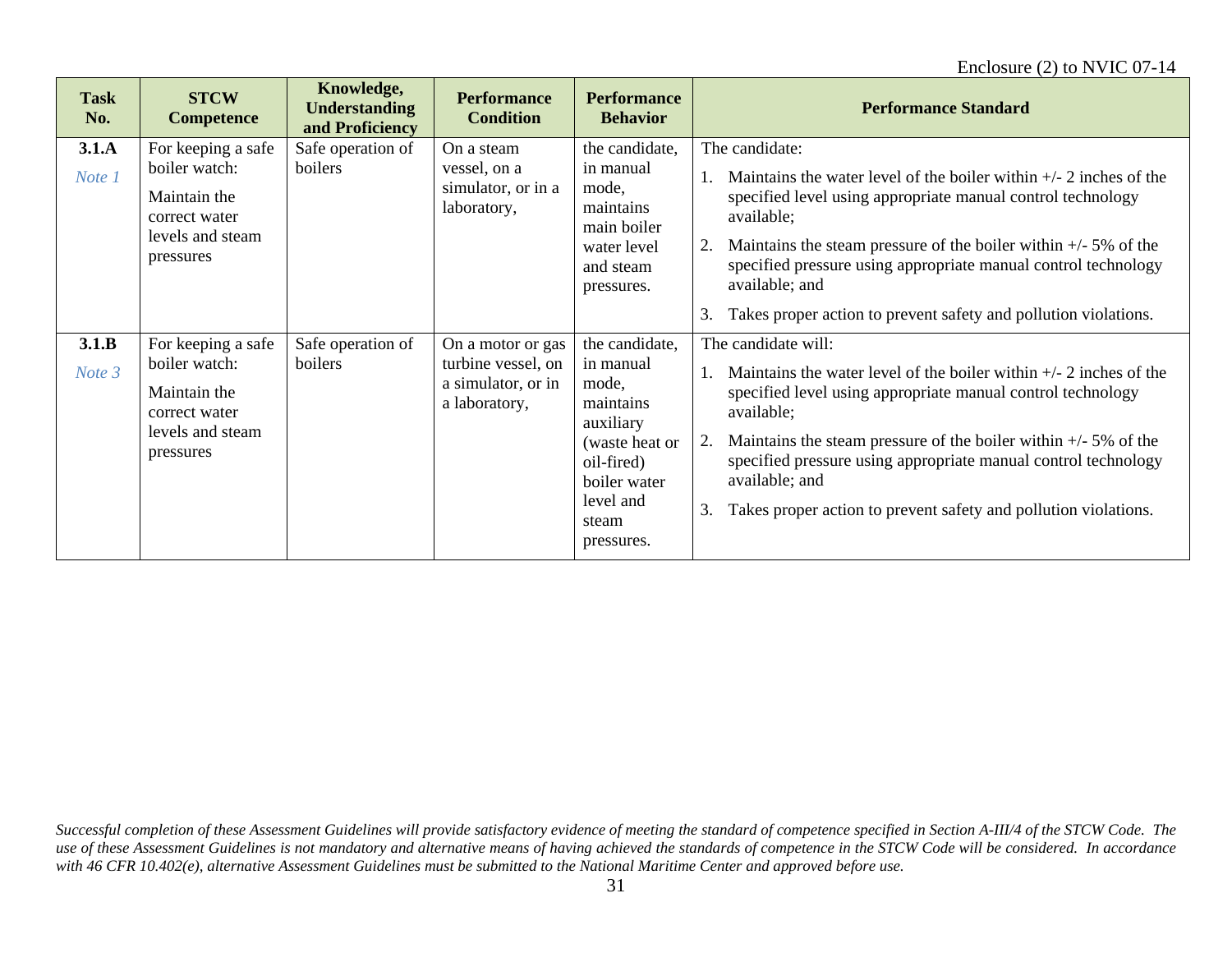| Task No. | STCW Competence | Knowledge, Understanding and Proficiency | Performance Condition | Performance Behavior | Performance Standard |
|---|---|---|---|---|---|
| **3.1.A** *Note 1* | For keeping a safe boiler watch: Maintain the correct water levels and steam pressures | Safe operation of boilers | On a steam vessel, on a simulator, or in a laboratory, | the candidate, in manual mode, maintains main boiler water level and steam pressures. | The candidate: 1. Maintains the water level of the boiler within +/- 2 inches of the specified level using appropriate manual control technology available; 2. Maintains the steam pressure of the boiler within +/- 5% of the specified pressure using appropriate manual control technology available; and 3. Takes proper action to prevent safety and pollution violations. |
| **3.1.B** *Note 3* | For keeping a safe boiler watch: Maintain the correct water levels and steam pressures | Safe operation of boilers | On a motor or gas turbine vessel, on a simulator, or in a laboratory, | the candidate, in manual mode, maintains auxiliary (waste heat or oil-fired) boiler water level and steam pressures. | The candidate will: 1. Maintains the water level of the boiler within +/- 2 inches of the specified level using appropriate manual control technology available; 2. Maintains the steam pressure of the boiler within +/- 5% of the specified pressure using appropriate manual control technology available; and 3. Takes proper action to prevent safety and pollution violations. |

*Successful completion of these Assessment Guidelines will provide satisfactory evidence of meeting the standard of competence specified in Section A-III/4 of the STCW Code. The use of these Assessment Guidelines is not mandatory and alternative means of having achieved the standards of competence in the STCW Code will be considered. In accordance with 46 CFR 10.402(e), alternative Assessment Guidelines must be submitted to the National Maritime Center and approved before use.*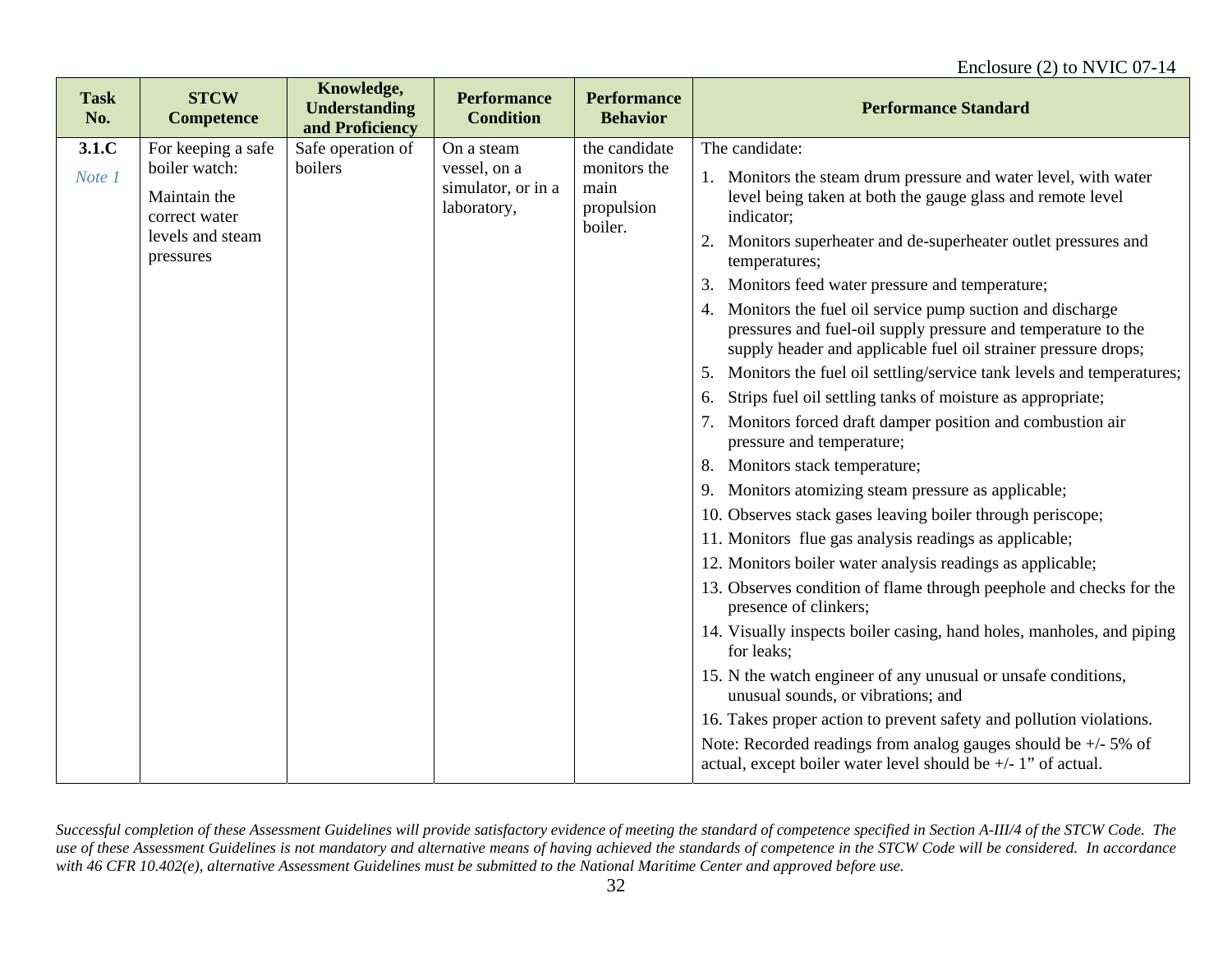| Task No. | STCW Competence | Knowledge, Understanding and Proficiency | Performance Condition | Performance Behavior | Performance Standard |
|---|---|---|---|---|---|
| **3.1.C**<br>*Note 1* | For keeping a safe boiler watch:<br>Maintain the correct water levels and steam pressures | Safe operation of boilers | On a steam vessel, on a simulator, or in a laboratory, | the candidate monitors the main propulsion boiler. | The candidate:<br>1. Monitors the steam drum pressure and water level, with water level being taken at both the gauge glass and remote level indicator;<br>2. Monitors superheater and de-superheater outlet pressures and temperatures;<br>3. Monitors feed water pressure and temperature;<br>4. Monitors the fuel oil service pump suction and discharge pressures and fuel-oil supply pressure and temperature to the supply header and applicable fuel oil strainer pressure drops;<br>5. Monitors the fuel oil settling/service tank levels and temperatures;<br>6. Strips fuel oil settling tanks of moisture as appropriate;<br>7. Monitors forced draft damper position and combustion air pressure and temperature;<br>8. Monitors stack temperature;<br>9. Monitors atomizing steam pressure as applicable;<br>10. Observes stack gases leaving boiler through periscope;<br>11. Monitors flue gas analysis readings as applicable;<br>12. Monitors boiler water analysis readings as applicable;<br>13. Observes condition of flame through peephole and checks for the presence of clinkers;<br>14. Visually inspects boiler casing, hand holes, manholes, and piping for leaks;<br>15. N the watch engineer of any unusual or unsafe conditions, unusual sounds, or vibrations; and<br>16. Takes proper action to prevent safety and pollution violations.<br>Note: Recorded readings from analog gauges should be +/- 5% of actual, except boiler water level should be +/- 1" of actual. |

*Successful completion of these Assessment Guidelines will provide satisfactory evidence of meeting the standard of competence specified in Section A-III/4 of the STCW Code. The use of these Assessment Guidelines is not mandatory and alternative means of having achieved the standards of competence in the STCW Code will be considered. In accordance with 46 CFR 10.402(e), alternative Assessment Guidelines must be submitted to the National Maritime Center and approved before use.*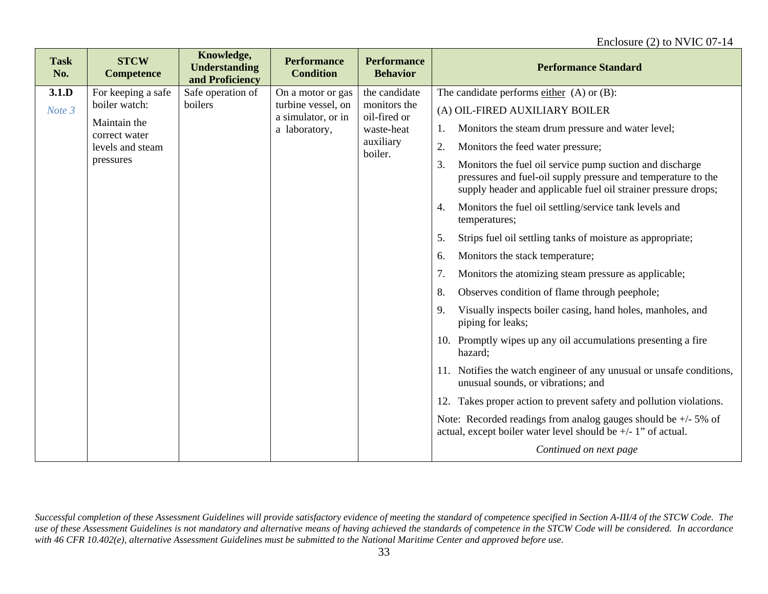| Task No. | STCW Competence | Knowledge, Understanding and Proficiency | Performance Condition | Performance Behavior | Performance Standard |
|---|---|---|---|---|---|
| **3.1.D**<br>*Note 3* | For keeping a safe boiler watch:<br>Maintain the correct water levels and steam pressures | Safe operation of boilers | On a motor or gas turbine vessel, on a simulator, or in a laboratory, | the candidate monitors the oil-fired or waste-heat auxiliary boiler. | The candidate performs <u>either</u> (A) or (B):<br>(A) OIL-FIRED AUXILIARY BOILER<br>1. Monitors the steam drum pressure and water level;<br>2. Monitors the feed water pressure;<br>3. Monitors the fuel oil service pump suction and discharge pressures and fuel-oil supply pressure and temperature to the supply header and applicable fuel oil strainer pressure drops;<br>4. Monitors the fuel oil settling/service tank levels and temperatures;<br>5. Strips fuel oil settling tanks of moisture as appropriate;<br>6. Monitors the stack temperature;<br>7. Monitors the atomizing steam pressure as applicable;<br>8. Observes condition of flame through peephole;<br>9. Visually inspects boiler casing, hand holes, manholes, and piping for leaks;<br>10. Promptly wipes up any oil accumulations presenting a fire hazard;<br>11. Notifies the watch engineer of any unusual or unsafe conditions, unusual sounds, or vibrations; and<br>12. Takes proper action to prevent safety and pollution violations.<br>Note: Recorded readings from analog gauges should be +/- 5% of actual, except boiler water level should be +/- 1" of actual.<br>*Continued on next page* |

*Successful completion of these Assessment Guidelines will provide satisfactory evidence of meeting the standard of competence specified in Section A-III/4 of the STCW Code. The use of these Assessment Guidelines is not mandatory and alternative means of having achieved the standards of competence in the STCW Code will be considered. In accordance with 46 CFR 10.402(e), alternative Assessment Guidelines must be submitted to the National Maritime Center and approved before use.*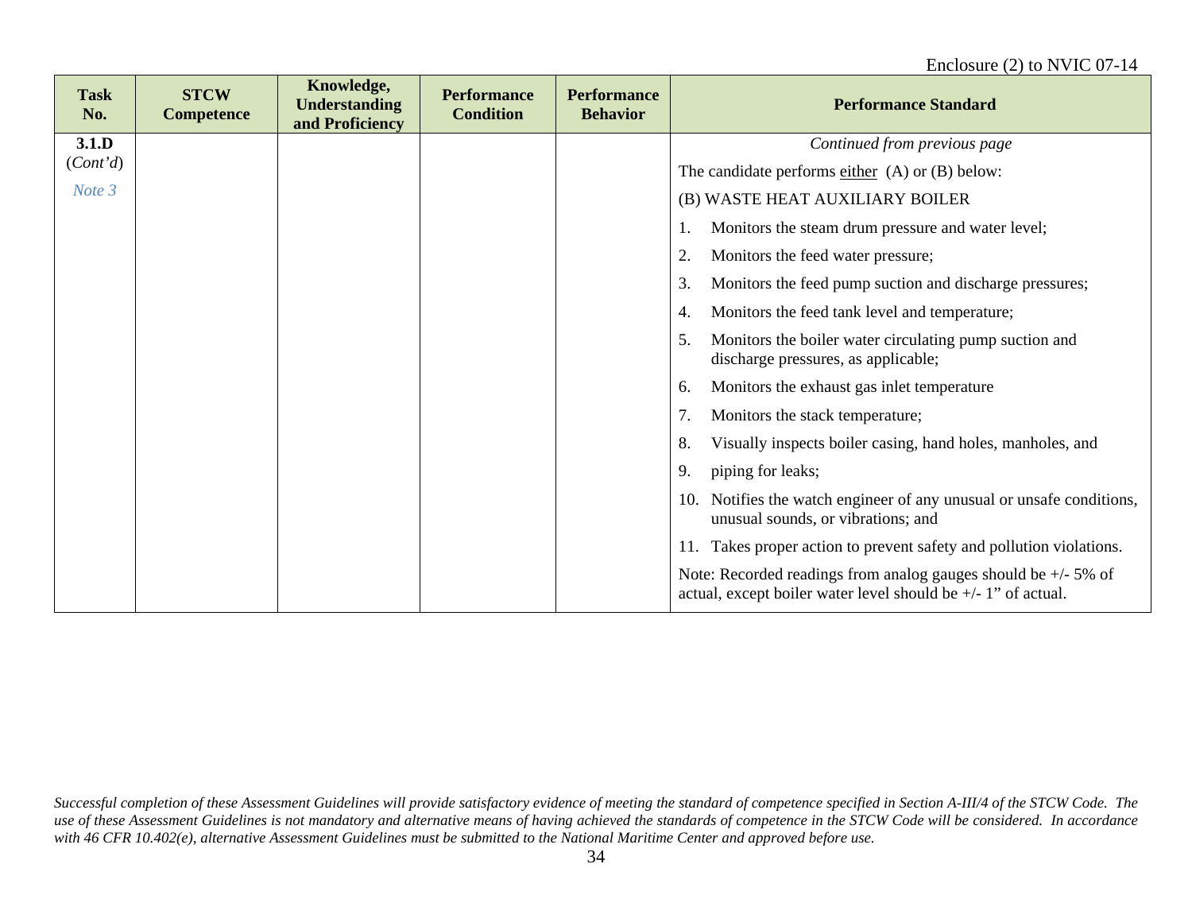Enclosure (2) to NVIC 07-14

| Task No. | STCW Competence | Knowledge, Understanding and Proficiency | Performance Condition | Performance Behavior | Performance Standard |
|---|---|---|---|---|---|
| **3.1.D** (*Cont'd*) *Note 3* | | | | | *Continued from previous page*<br>The candidate performs either (A) or (B) below:<br>(B) WASTE HEAT AUXILIARY BOILER<br>1. Monitors the steam drum pressure and water level;<br>2. Monitors the feed water pressure;<br>3. Monitors the feed pump suction and discharge pressures;<br>4. Monitors the feed tank level and temperature;<br>5. Monitors the boiler water circulating pump suction and discharge pressures, as applicable;<br>6. Monitors the exhaust gas inlet temperature<br>7. Monitors the stack temperature;<br>8. Visually inspects boiler casing, hand holes, manholes, and<br>9. piping for leaks;<br>10. Notifies the watch engineer of any unusual or unsafe conditions, unusual sounds, or vibrations; and<br>11. Takes proper action to prevent safety and pollution violations.<br>Note: Recorded readings from analog gauges should be +/- 5% of actual, except boiler water level should be +/- 1" of actual. |

*Successful completion of these Assessment Guidelines will provide satisfactory evidence of meeting the standard of competence specified in Section A-III/4 of the STCW Code. The use of these Assessment Guidelines is not mandatory and alternative means of having achieved the standards of competence in the STCW Code will be considered. In accordance with 46 CFR 10.402(e), alternative Assessment Guidelines must be submitted to the National Maritime Center and approved before use.*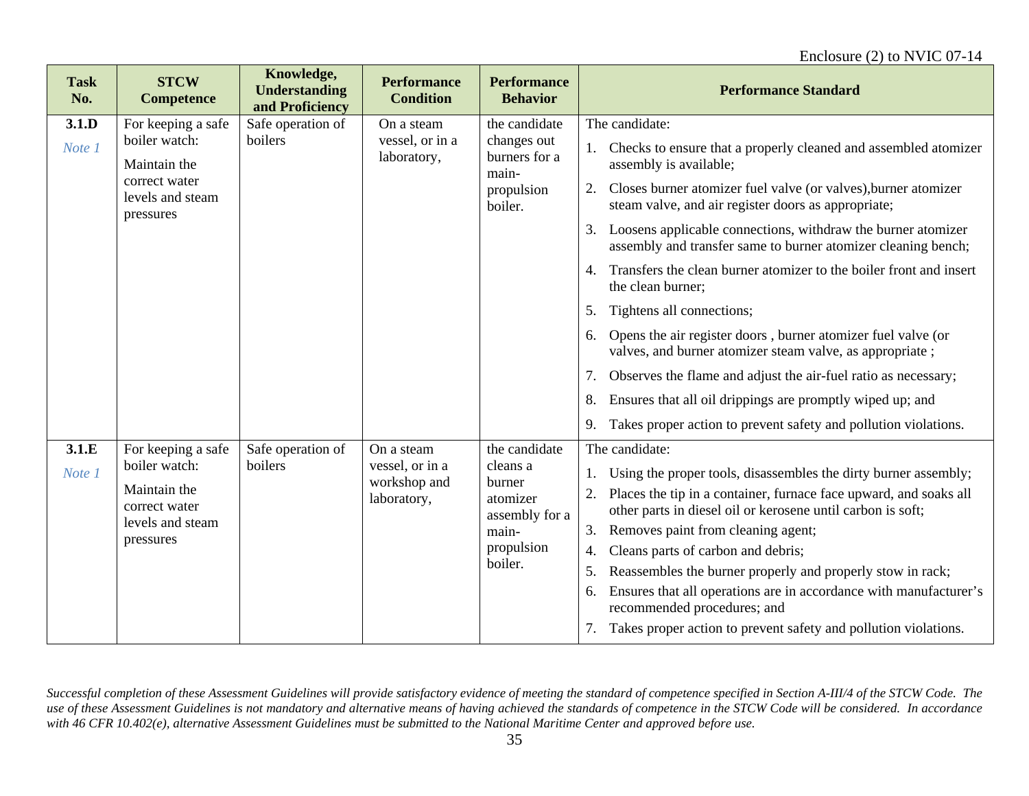Enclosure (2) to NVIC 07-14

| Task No. | STCW Competence | Knowledge, Understanding and Proficiency | Performance Condition | Performance Behavior | Performance Standard |
|---|---|---|---|---|---|
| **3.1.D** *Note 1* | For keeping a safe boiler watch: Maintain the correct water levels and steam pressures | Safe operation of boilers | On a steam vessel, or in a laboratory, | the candidate changes out burners for a main-propulsion boiler. | The candidate: 1. Checks to ensure that a properly cleaned and assembled atomizer assembly is available; 2. Closes burner atomizer fuel valve (or valves),burner atomizer steam valve, and air register doors as appropriate; 3. Loosens applicable connections, withdraw the burner atomizer assembly and transfer same to burner atomizer cleaning bench; 4. Transfers the clean burner atomizer to the boiler front and insert the clean burner; 5. Tightens all connections; 6. Opens the air register doors , burner atomizer fuel valve (or valves, and burner atomizer steam valve, as appropriate ; 7. Observes the flame and adjust the air-fuel ratio as necessary; 8. Ensures that all oil drippings are promptly wiped up; and 9. Takes proper action to prevent safety and pollution violations. |
| **3.1.E** *Note 1* | For keeping a safe boiler watch: Maintain the correct water levels and steam pressures | Safe operation of boilers | On a steam vessel, or in a workshop and laboratory, | the candidate cleans a burner atomizer assembly for a main-propulsion boiler. | The candidate: 1. Using the proper tools, disassembles the dirty burner assembly; 2. Places the tip in a container, furnace face upward, and soaks all other parts in diesel oil or kerosene until carbon is soft; 3. Removes paint from cleaning agent; 4. Cleans parts of carbon and debris; 5. Reassembles the burner properly and properly stow in rack; 6. Ensures that all operations are in accordance with manufacturer's recommended procedures; and 7. Takes proper action to prevent safety and pollution violations. |

*Successful completion of these Assessment Guidelines will provide satisfactory evidence of meeting the standard of competence specified in Section A-III/4 of the STCW Code. The use of these Assessment Guidelines is not mandatory and alternative means of having achieved the standards of competence in the STCW Code will be considered. In accordance with 46 CFR 10.402(e), alternative Assessment Guidelines must be submitted to the National Maritime Center and approved before use.*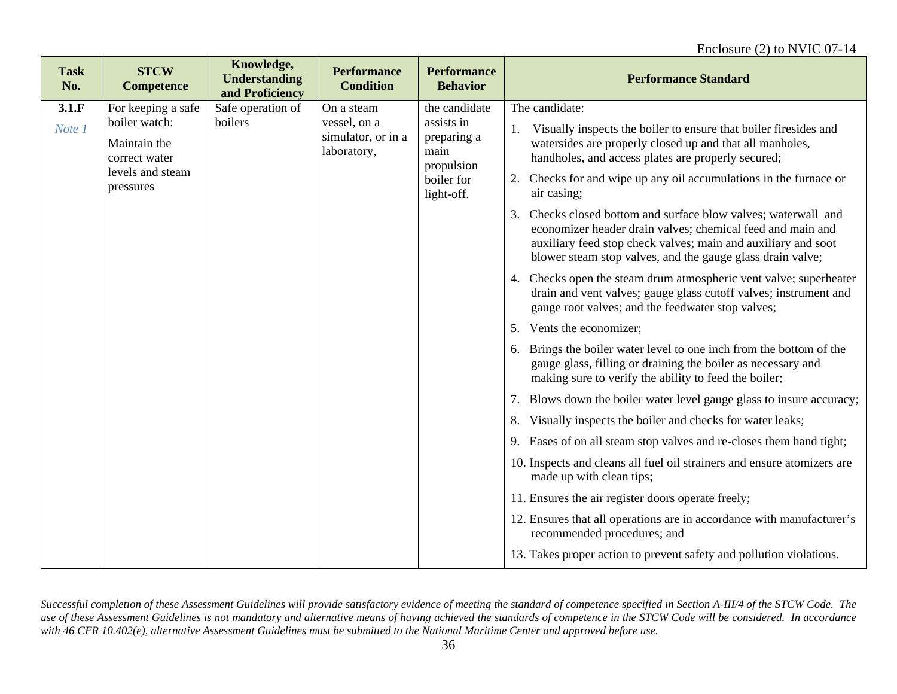Enclosure (2) to NVIC 07-14

| Task No. | STCW Competence | Knowledge, Understanding and Proficiency | Performance Condition | Performance Behavior | Performance Standard |
|---|---|---|---|---|---|
| **3.1.F** *Note 1* | For keeping a safe boiler watch: Maintain the correct water levels and steam pressures | Safe operation of boilers | On a steam vessel, on a simulator, or in a laboratory, | the candidate assists in preparing a main propulsion boiler for light-off. | The candidate: 1. Visually inspects the boiler to ensure that boiler firesides and watersides are properly closed up and that all manholes, handholes, and access plates are properly secured; 2. Checks for and wipe up any oil accumulations in the furnace or air casing; 3. Checks closed bottom and surface blow valves; waterwall and economizer header drain valves; chemical feed and main and auxiliary feed stop check valves; main and auxiliary and soot blower steam stop valves, and the gauge glass drain valve; 4. Checks open the steam drum atmospheric vent valve; superheater drain and vent valves; gauge glass cutoff valves; instrument and gauge root valves; and the feedwater stop valves; 5. Vents the economizer; 6. Brings the boiler water level to one inch from the bottom of the gauge glass, filling or draining the boiler as necessary and making sure to verify the ability to feed the boiler; 7. Blows down the boiler water level gauge glass to insure accuracy; 8. Visually inspects the boiler and checks for water leaks; 9. Eases of on all steam stop valves and re-closes them hand tight; 10. Inspects and cleans all fuel oil strainers and ensure atomizers are made up with clean tips; 11. Ensures the air register doors operate freely; 12. Ensures that all operations are in accordance with manufacturer's recommended procedures; and 13. Takes proper action to prevent safety and pollution violations. |

*Successful completion of these Assessment Guidelines will provide satisfactory evidence of meeting the standard of competence specified in Section A-III/4 of the STCW Code. The use of these Assessment Guidelines is not mandatory and alternative means of having achieved the standards of competence in the STCW Code will be considered. In accordance with 46 CFR 10.402(e), alternative Assessment Guidelines must be submitted to the National Maritime Center and approved before use.*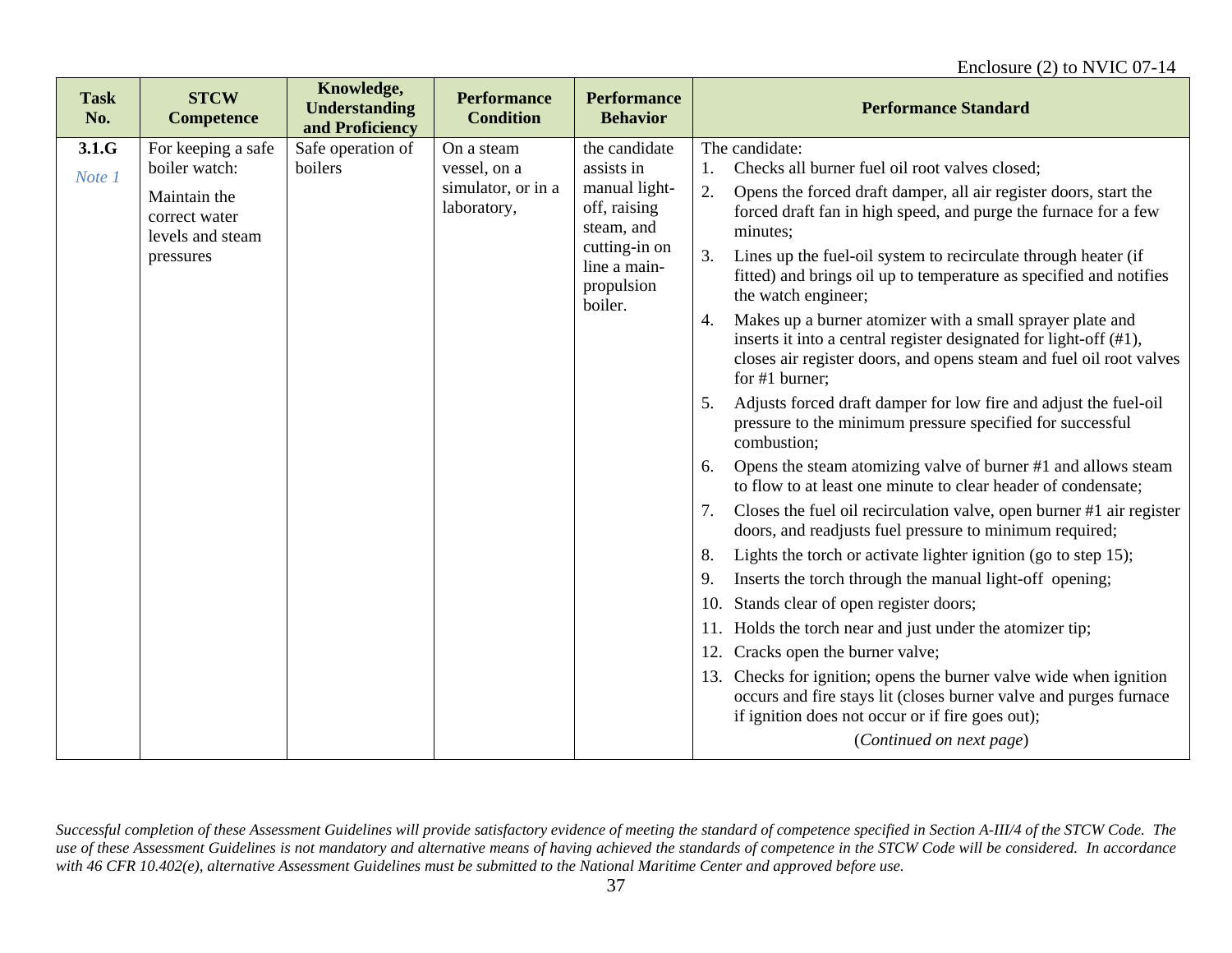Enclosure (2) to NVIC 07-14

| Task No. | STCW Competence | Knowledge, Understanding and Proficiency | Performance Condition | Performance Behavior | Performance Standard |
|---|---|---|---|---|---|
| **3.1.G** *Note 1* | For keeping a safe boiler watch: Maintain the correct water levels and steam pressures | Safe operation of boilers | On a steam vessel, on a simulator, or in a laboratory, | the candidate assists in manual light-off, raising steam, and cutting-in on line a main-propulsion boiler. | The candidate:<br>1. Checks all burner fuel oil root valves closed;<br>2. Opens the forced draft damper, all air register doors, start the forced draft fan in high speed, and purge the furnace for a few minutes;<br>3. Lines up the fuel-oil system to recirculate through heater (if fitted) and brings oil up to temperature as specified and notifies the watch engineer;<br>4. Makes up a burner atomizer with a small sprayer plate and inserts it into a central register designated for light-off (#1), closes air register doors, and opens steam and fuel oil root valves for #1 burner;<br>5. Adjusts forced draft damper for low fire and adjust the fuel-oil pressure to the minimum pressure specified for successful combustion;<br>6. Opens the steam atomizing valve of burner #1 and allows steam to flow to at least one minute to clear header of condensate;<br>7. Closes the fuel oil recirculation valve, open burner #1 air register doors, and readjusts fuel pressure to minimum required;<br>8. Lights the torch or activate lighter ignition (go to step 15);<br>9. Inserts the torch through the manual light-off opening;<br>10. Stands clear of open register doors;<br>11. Holds the torch near and just under the atomizer tip;<br>12. Cracks open the burner valve;<br>13. Checks for ignition; opens the burner valve wide when ignition occurs and fire stays lit (closes burner valve and purges furnace if ignition does not occur or if fire goes out);<br>(*Continued on next page*) |

*Successful completion of these Assessment Guidelines will provide satisfactory evidence of meeting the standard of competence specified in Section A-III/4 of the STCW Code. The use of these Assessment Guidelines is not mandatory and alternative means of having achieved the standards of competence in the STCW Code will be considered. In accordance with 46 CFR 10.402(e), alternative Assessment Guidelines must be submitted to the National Maritime Center and approved before use.*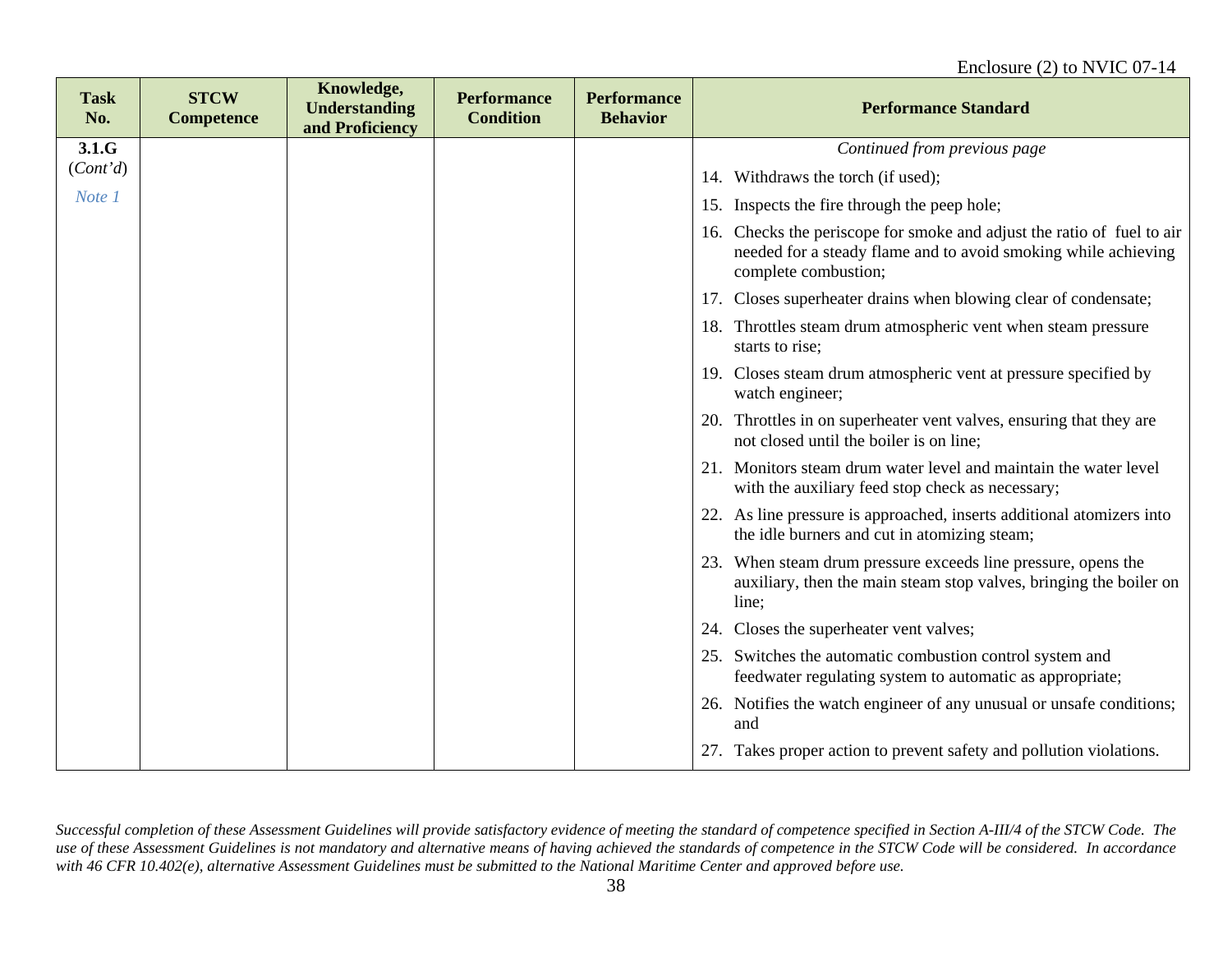| Task No. | STCW Competence | Knowledge, Understanding and Proficiency | Performance Condition | Performance Behavior | Performance Standard |
|---|---|---|---|---|---|
| **3.1.G** (*Cont'd*) *Note 1* | | | | | *Continued from previous page*<br>14. Withdraws the torch (if used);<br>15. Inspects the fire through the peep hole;<br>16. Checks the periscope for smoke and adjust the ratio of fuel to air needed for a steady flame and to avoid smoking while achieving complete combustion;<br>17. Closes superheater drains when blowing clear of condensate;<br>18. Throttles steam drum atmospheric vent when steam pressure starts to rise;<br>19. Closes steam drum atmospheric vent at pressure specified by watch engineer;<br>20. Throttles in on superheater vent valves, ensuring that they are not closed until the boiler is on line;<br>21. Monitors steam drum water level and maintain the water level with the auxiliary feed stop check as necessary;<br>22. As line pressure is approached, inserts additional atomizers into the idle burners and cut in atomizing steam;<br>23. When steam drum pressure exceeds line pressure, opens the auxiliary, then the main steam stop valves, bringing the boiler on line;<br>24. Closes the superheater vent valves;<br>25. Switches the automatic combustion control system and feedwater regulating system to automatic as appropriate;<br>26. Notifies the watch engineer of any unusual or unsafe conditions; and<br>27. Takes proper action to prevent safety and pollution violations. |

*Successful completion of these Assessment Guidelines will provide satisfactory evidence of meeting the standard of competence specified in Section A-III/4 of the STCW Code. The use of these Assessment Guidelines is not mandatory and alternative means of having achieved the standards of competence in the STCW Code will be considered. In accordance with 46 CFR 10.402(e), alternative Assessment Guidelines must be submitted to the National Maritime Center and approved before use.*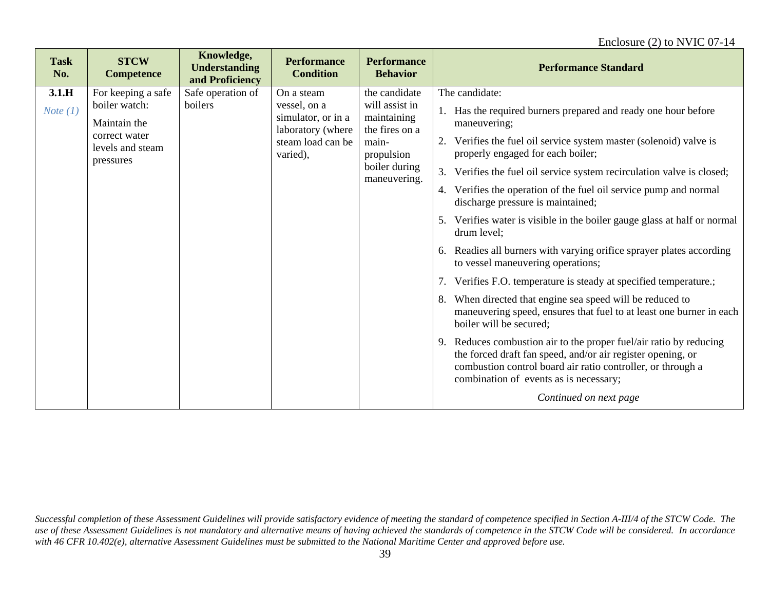| Task No. | STCW Competence | Knowledge, Understanding and Proficiency | Performance Condition | Performance Behavior | Performance Standard |
|---|---|---|---|---|---|
| **3.1.H**<br>*Note (1)* | For keeping a safe boiler watch:<br>Maintain the correct water levels and steam pressures | Safe operation of boilers | On a steam vessel, on a simulator, or in a laboratory (where steam load can be varied), | the candidate will assist in maintaining the fires on a main-propulsion boiler during maneuvering. | The candidate:<br>1. Has the required burners prepared and ready one hour before maneuvering;<br>2. Verifies the fuel oil service system master (solenoid) valve is properly engaged for each boiler;<br>3. Verifies the fuel oil service system recirculation valve is closed;<br>4. Verifies the operation of the fuel oil service pump and normal discharge pressure is maintained;<br>5. Verifies water is visible in the boiler gauge glass at half or normal drum level;<br>6. Readies all burners with varying orifice sprayer plates according to vessel maneuvering operations;<br>7. Verifies F.O. temperature is steady at specified temperature.;<br>8. When directed that engine sea speed will be reduced to maneuvering speed, ensures that fuel to at least one burner in each boiler will be secured;<br>9. Reduces combustion air to the proper fuel/air ratio by reducing the forced draft fan speed, and/or air register opening, or combustion control board air ratio controller, or through a combination of events as is necessary;<br>*Continued on next page* |

*Successful completion of these Assessment Guidelines will provide satisfactory evidence of meeting the standard of competence specified in Section A-III/4 of the STCW Code. The use of these Assessment Guidelines is not mandatory and alternative means of having achieved the standards of competence in the STCW Code will be considered. In accordance with 46 CFR 10.402(e), alternative Assessment Guidelines must be submitted to the National Maritime Center and approved before use.*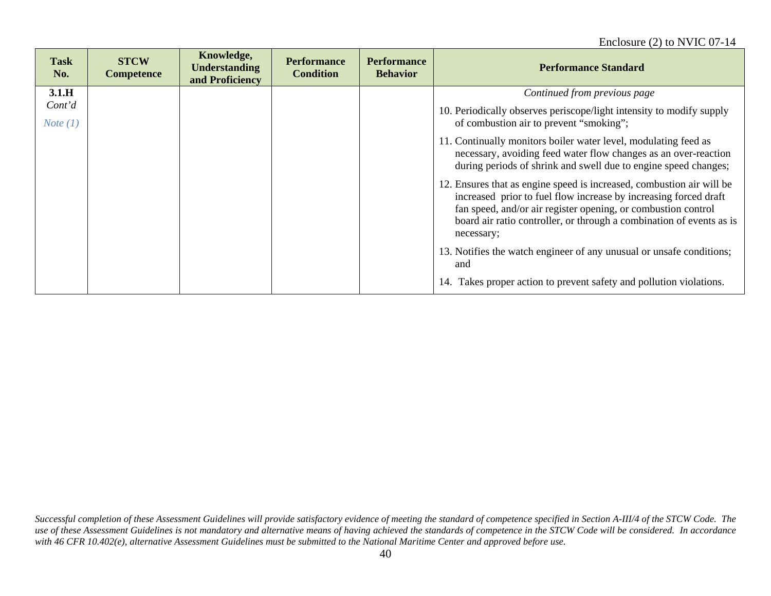| Task No. | STCW Competence | Knowledge, Understanding and Proficiency | Performance Condition | Performance Behavior | Performance Standard |
|---|---|---|---|---|---|
| **3.1.H** *Cont'd* *Note (1)* | | | | | *Continued from previous page*<br><br>10. Periodically observes periscope/light intensity to modify supply of combustion air to prevent "smoking";<br><br>11. Continually monitors boiler water level, modulating feed as necessary, avoiding feed water flow changes as an over-reaction during periods of shrink and swell due to engine speed changes;<br><br>12. Ensures that as engine speed is increased, combustion air will be increased prior to fuel flow increase by increasing forced draft fan speed, and/or air register opening, or combustion control board air ratio controller, or through a combination of events as is necessary;<br><br>13. Notifies the watch engineer of any unusual or unsafe conditions; and<br><br>14. Takes proper action to prevent safety and pollution violations. |

*Successful completion of these Assessment Guidelines will provide satisfactory evidence of meeting the standard of competence specified in Section A-III/4 of the STCW Code. The use of these Assessment Guidelines is not mandatory and alternative means of having achieved the standards of competence in the STCW Code will be considered. In accordance with 46 CFR 10.402(e), alternative Assessment Guidelines must be submitted to the National Maritime Center and approved before use.*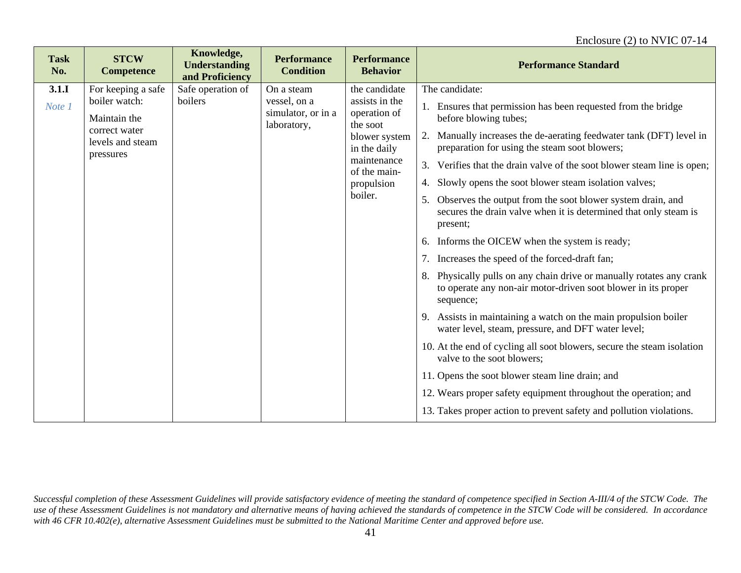| Task No. | STCW Competence | Knowledge, Understanding and Proficiency | Performance Condition | Performance Behavior | Performance Standard |
|---|---|---|---|---|---|
| **3.1.I**<br>*Note 1* | For keeping a safe boiler watch:<br>Maintain the correct water levels and steam pressures | Safe operation of boilers | On a steam vessel, on a simulator, or in a laboratory, | the candidate assists in the operation of the soot blower system in the daily maintenance of the main-propulsion boiler. | The candidate:<br>1. Ensures that permission has been requested from the bridge before blowing tubes;<br>2. Manually increases the de-aerating feedwater tank (DFT) level in preparation for using the steam soot blowers;<br>3. Verifies that the drain valve of the soot blower steam line is open;<br>4. Slowly opens the soot blower steam isolation valves;<br>5. Observes the output from the soot blower system drain, and secures the drain valve when it is determined that only steam is present;<br>6. Informs the OICEW when the system is ready;<br>7. Increases the speed of the forced-draft fan;<br>8. Physically pulls on any chain drive or manually rotates any crank to operate any non-air motor-driven soot blower in its proper sequence;<br>9. Assists in maintaining a watch on the main propulsion boiler water level, steam, pressure, and DFT water level;<br>10. At the end of cycling all soot blowers, secure the steam isolation valve to the soot blowers;<br>11. Opens the soot blower steam line drain; and<br>12. Wears proper safety equipment throughout the operation; and<br>13. Takes proper action to prevent safety and pollution violations. |

*Successful completion of these Assessment Guidelines will provide satisfactory evidence of meeting the standard of competence specified in Section A-III/4 of the STCW Code. The use of these Assessment Guidelines is not mandatory and alternative means of having achieved the standards of competence in the STCW Code will be considered. In accordance with 46 CFR 10.402(e), alternative Assessment Guidelines must be submitted to the National Maritime Center and approved before use.*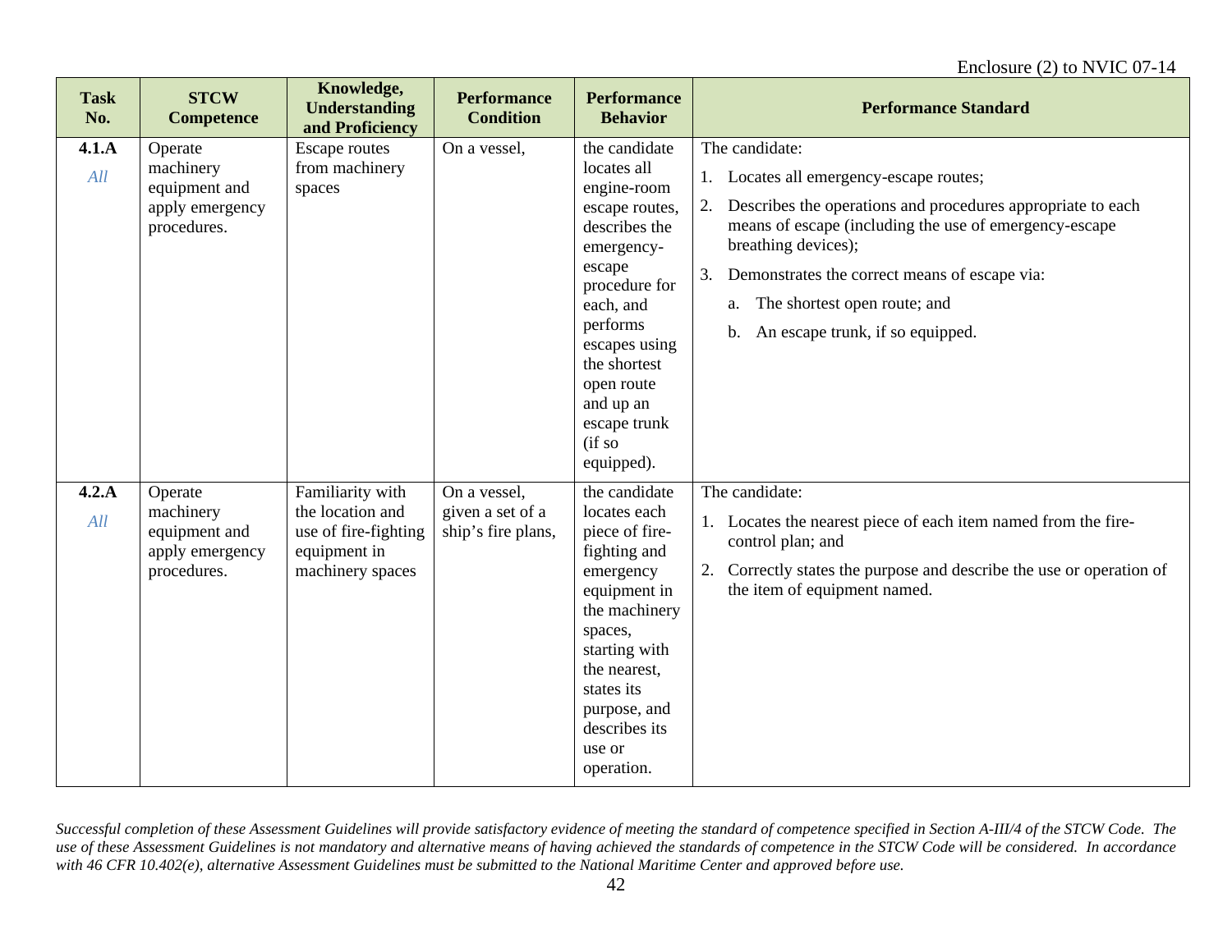| Task No. | STCW Competence | Knowledge, Understanding and Proficiency | Performance Condition | Performance Behavior | Performance Standard |
|---|---|---|---|---|---|
| **4.1.A** *All* | Operate machinery equipment and apply emergency procedures. | Escape routes from machinery spaces | On a vessel, | the candidate locates all engine-room escape routes, describes the emergency-escape procedure for each, and performs escapes using the shortest open route and up an escape trunk (if so equipped). | The candidate: 1. Locates all emergency-escape routes; 2. Describes the operations and procedures appropriate to each means of escape (including the use of emergency-escape breathing devices); 3. Demonstrates the correct means of escape via: a. The shortest open route; and b. An escape trunk, if so equipped. |
| **4.2.A** *All* | Operate machinery equipment and apply emergency procedures. | Familiarity with the location and use of fire-fighting equipment in machinery spaces | On a vessel, given a set of a ship's fire plans, | the candidate locates each piece of fire-fighting and emergency equipment in the machinery spaces, starting with the nearest, states its purpose, and describes its use or operation. | The candidate: 1. Locates the nearest piece of each item named from the fire-control plan; and 2. Correctly states the purpose and describe the use or operation of the item of equipment named. |

*Successful completion of these Assessment Guidelines will provide satisfactory evidence of meeting the standard of competence specified in Section A-III/4 of the STCW Code. The use of these Assessment Guidelines is not mandatory and alternative means of having achieved the standards of competence in the STCW Code will be considered. In accordance with 46 CFR 10.402(e), alternative Assessment Guidelines must be submitted to the National Maritime Center and approved before use.*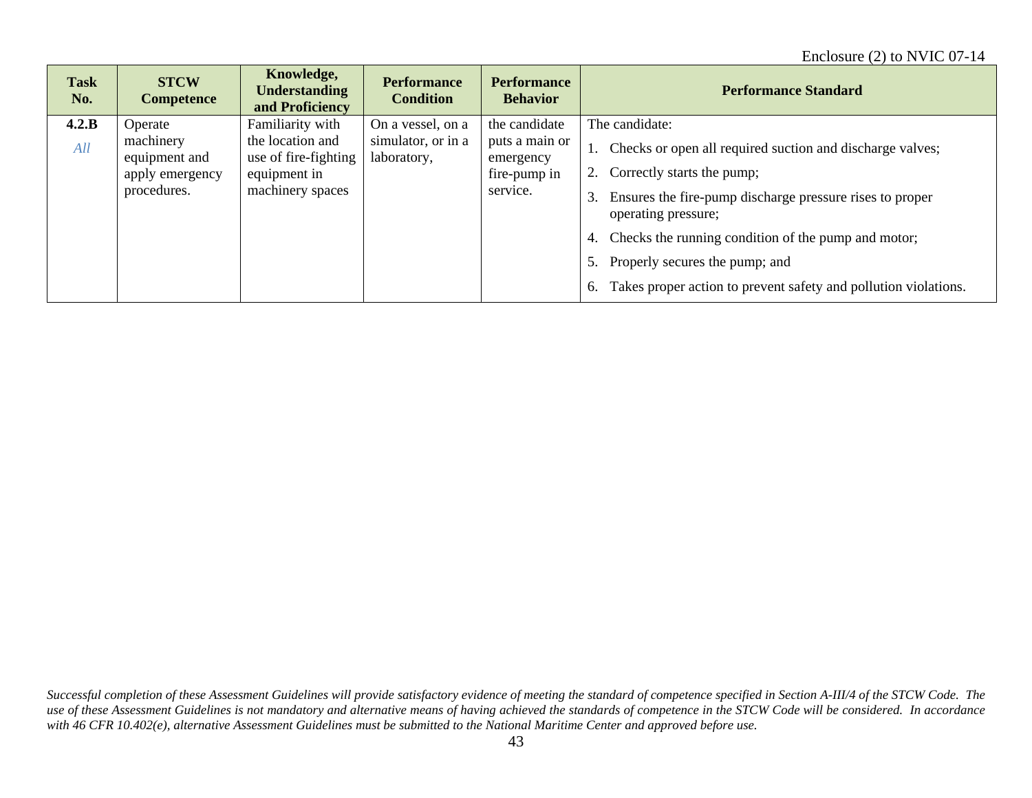Enclosure (2) to NVIC 07-14

| Task No. | STCW Competence | Knowledge, Understanding and Proficiency | Performance Condition | Performance Behavior | Performance Standard |
|---|---|---|---|---|---|
| **4.2.B**<br>*All* | Operate machinery equipment and apply emergency procedures. | Familiarity with the location and use of fire-fighting equipment in machinery spaces | On a vessel, on a simulator, or in a laboratory, | the candidate puts a main or emergency fire-pump in service. | The candidate:<br>1. Checks or open all required suction and discharge valves;<br>2. Correctly starts the pump;<br>3. Ensures the fire-pump discharge pressure rises to proper operating pressure;<br>4. Checks the running condition of the pump and motor;<br>5. Properly secures the pump; and<br>6. Takes proper action to prevent safety and pollution violations. |

*Successful completion of these Assessment Guidelines will provide satisfactory evidence of meeting the standard of competence specified in Section A-III/4 of the STCW Code. The use of these Assessment Guidelines is not mandatory and alternative means of having achieved the standards of competence in the STCW Code will be considered. In accordance with 46 CFR 10.402(e), alternative Assessment Guidelines must be submitted to the National Maritime Center and approved before use.*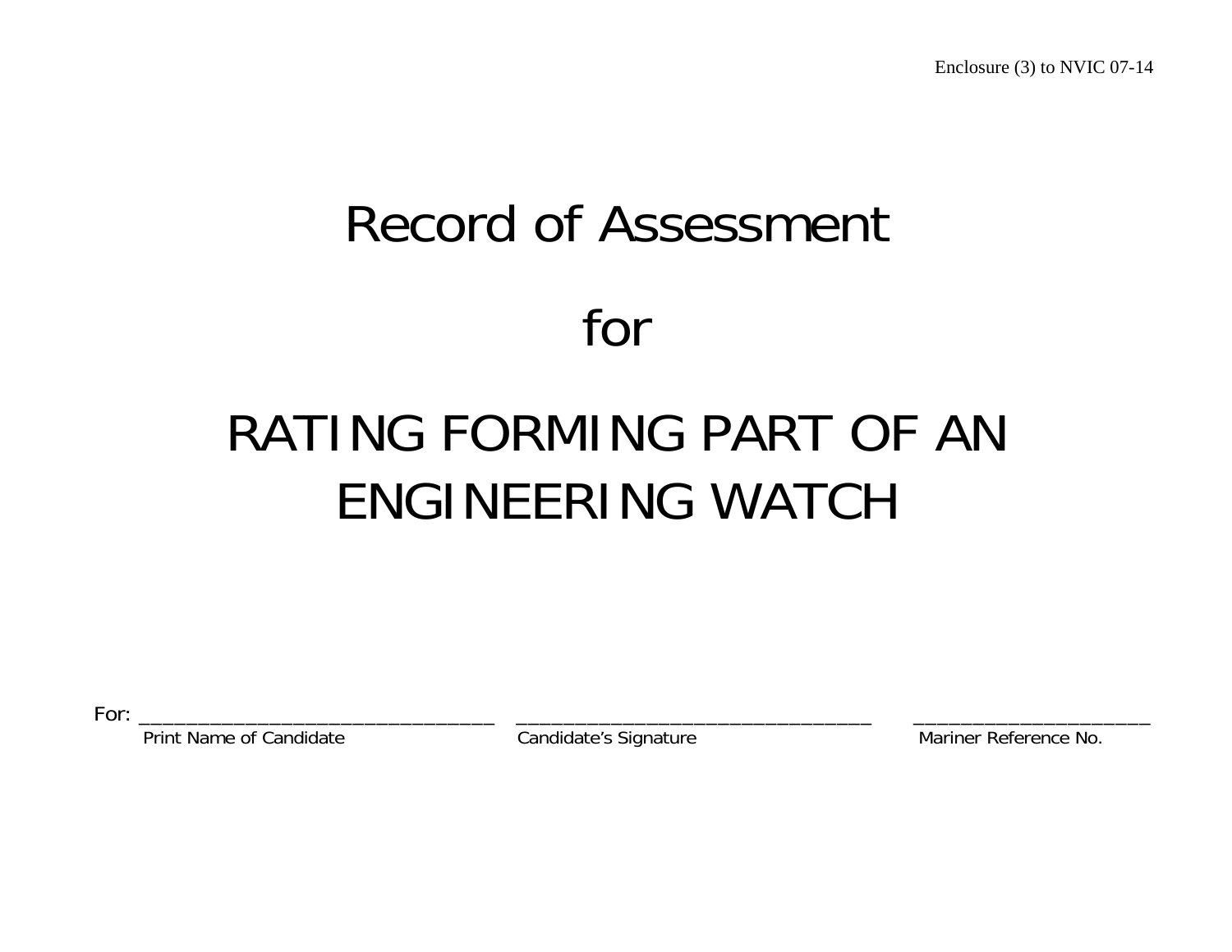Enclosure (3) to NVIC 07-14

# Record of Assessment

# for

# RATING FORMING PART OF AN ENGINEERING WATCH

For: ______________________________ ______________________________ ____________________

Print Name of Candidate | Candidate's Signature | Mariner Reference No.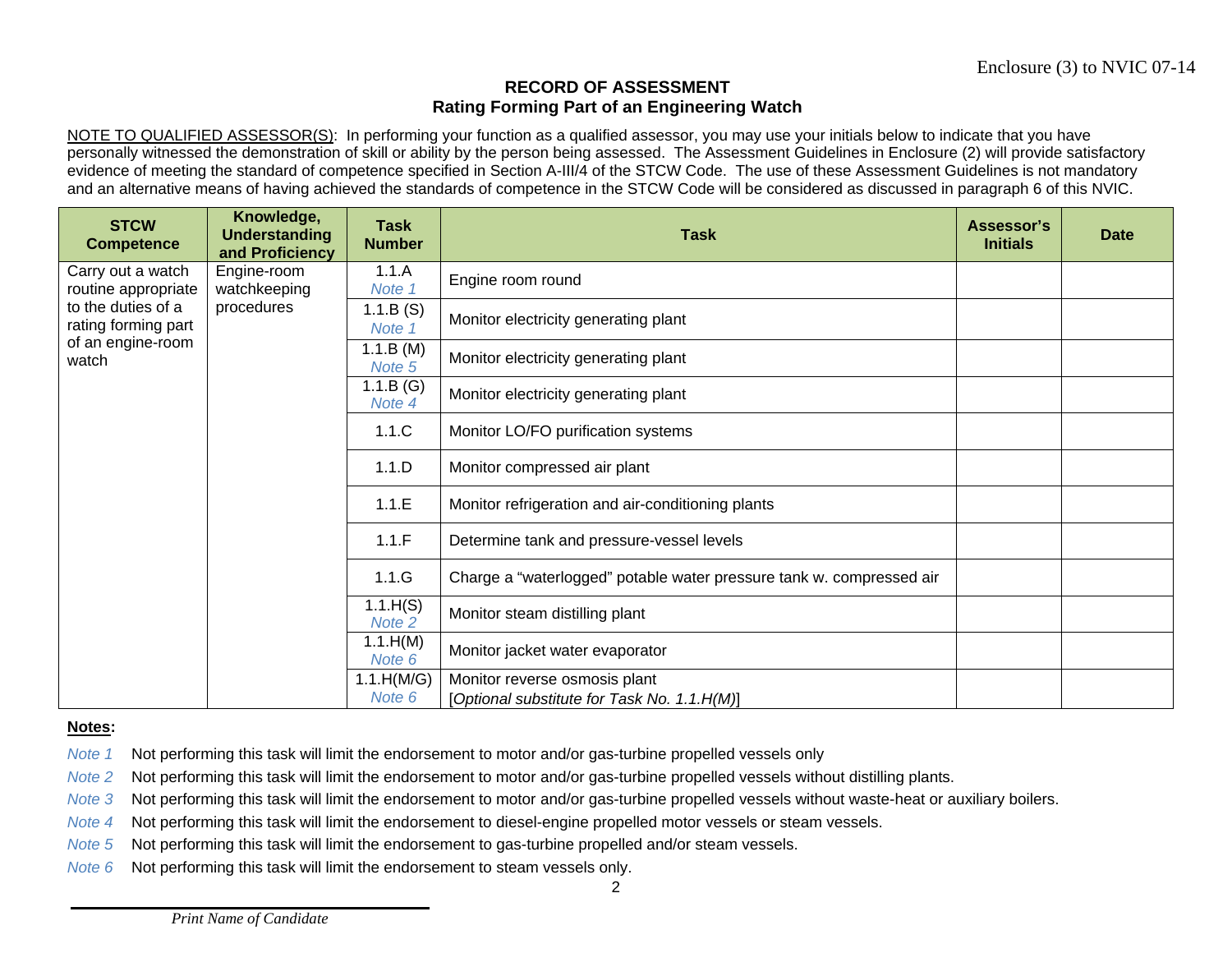Enclosure (3) to NVIC 07-14

## RECORD OF ASSESSMENT
## Rating Forming Part of an Engineering Watch

NOTE TO QUALIFIED ASSESSOR(S): In performing your function as a qualified assessor, you may use your initials below to indicate that you have personally witnessed the demonstration of skill or ability by the person being assessed. The Assessment Guidelines in Enclosure (2) will provide satisfactory evidence of meeting the standard of competence specified in Section A-III/4 of the STCW Code. The use of these Assessment Guidelines is not mandatory and an alternative means of having achieved the standards of competence in the STCW Code will be considered as discussed in paragraph 6 of this NVIC.

| STCW Competence | Knowledge, Understanding and Proficiency | Task Number | Task | Assessor's Initials | Date |
|---|---|---|---|---|---|
| Carry out a watch routine appropriate to the duties of a rating forming part of an engine-room watch | Engine-room watchkeeping procedures | 1.1.A *Note 1* | Engine room round | | |
| | | 1.1.B (S) *Note 1* | Monitor electricity generating plant | | |
| | | 1.1.B (M) *Note 5* | Monitor electricity generating plant | | |
| | | 1.1.B (G) *Note 4* | Monitor electricity generating plant | | |
| | | 1.1.C | Monitor LO/FO purification systems | | |
| | | 1.1.D | Monitor compressed air plant | | |
| | | 1.1.E | Monitor refrigeration and air-conditioning plants | | |
| | | 1.1.F | Determine tank and pressure-vessel levels | | |
| | | 1.1.G | Charge a "waterlogged" potable water pressure tank w. compressed air | | |
| | | 1.1.H(S) *Note 2* | Monitor steam distilling plant | | |
| | | 1.1.H(M) *Note 6* | Monitor jacket water evaporator | | |
| | | 1.1.H(M/G) *Note 6* | Monitor reverse osmosis plant [*Optional substitute for Task No. 1.1.H(M)*] | | |

**Notes:**

*Note 1* Not performing this task will limit the endorsement to motor and/or gas-turbine propelled vessels only

*Note 2* Not performing this task will limit the endorsement to motor and/or gas-turbine propelled vessels without distilling plants.

*Note 3* Not performing this task will limit the endorsement to motor and/or gas-turbine propelled vessels without waste-heat or auxiliary boilers.

*Note 4* Not performing this task will limit the endorsement to diesel-engine propelled motor vessels or steam vessels.

*Note 5* Not performing this task will limit the endorsement to gas-turbine propelled and/or steam vessels.

*Note 6* Not performing this task will limit the endorsement to steam vessels only.

_______________________________
*Print Name of Candidate*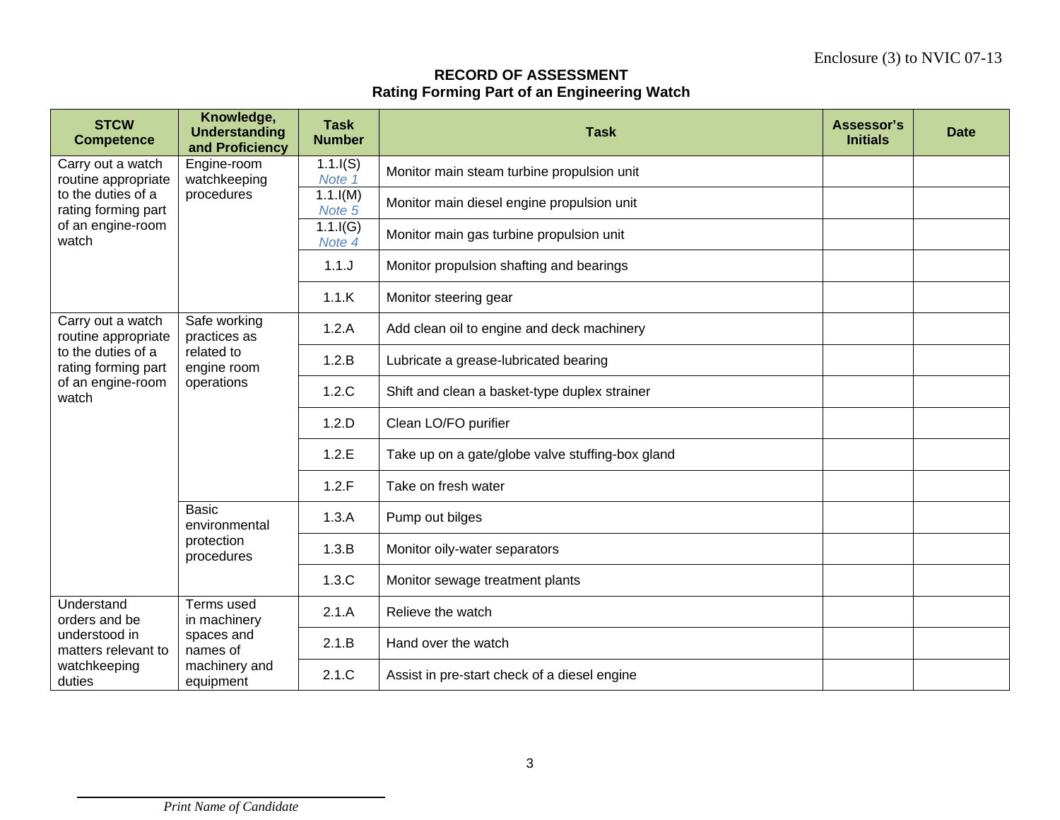Enclosure (3) to NVIC 07-13

## RECORD OF ASSESSMENT
## Rating Forming Part of an Engineering Watch

| STCW Competence | Knowledge, Understanding and Proficiency | Task Number | Task | Assessor's Initials | Date |
|---|---|---|---|---|---|
| Carry out a watch routine appropriate to the duties of a rating forming part of an engine-room watch | Engine-room watchkeeping procedures | 1.1.I(S) *Note 1* | Monitor main steam turbine propulsion unit | | |
| | | 1.1.I(M) *Note 5* | Monitor main diesel engine propulsion unit | | |
| | | 1.1.I(G) *Note 4* | Monitor main gas turbine propulsion unit | | |
| | | 1.1.J | Monitor propulsion shafting and bearings | | |
| | | 1.1.K | Monitor steering gear | | |
| Carry out a watch routine appropriate to the duties of a rating forming part of an engine-room watch | Safe working practices as related to engine room operations | 1.2.A | Add clean oil to engine and deck machinery | | |
| | | 1.2.B | Lubricate a grease-lubricated bearing | | |
| | | 1.2.C | Shift and clean a basket-type duplex strainer | | |
| | | 1.2.D | Clean LO/FO purifier | | |
| | | 1.2.E | Take up on a gate/globe valve stuffing-box gland | | |
| | | 1.2.F | Take on fresh water | | |
| | Basic environmental protection procedures | 1.3.A | Pump out bilges | | |
| | | 1.3.B | Monitor oily-water separators | | |
| | | 1.3.C | Monitor sewage treatment plants | | |
| Understand orders and be understood in matters relevant to watchkeeping duties | Terms used in machinery spaces and names of machinery and equipment | 2.1.A | Relieve the watch | | |
| | | 2.1.B | Hand over the watch | | |
| | | 2.1.C | Assist in pre-start check of a diesel engine | | |

______________________________
*Print Name of Candidate*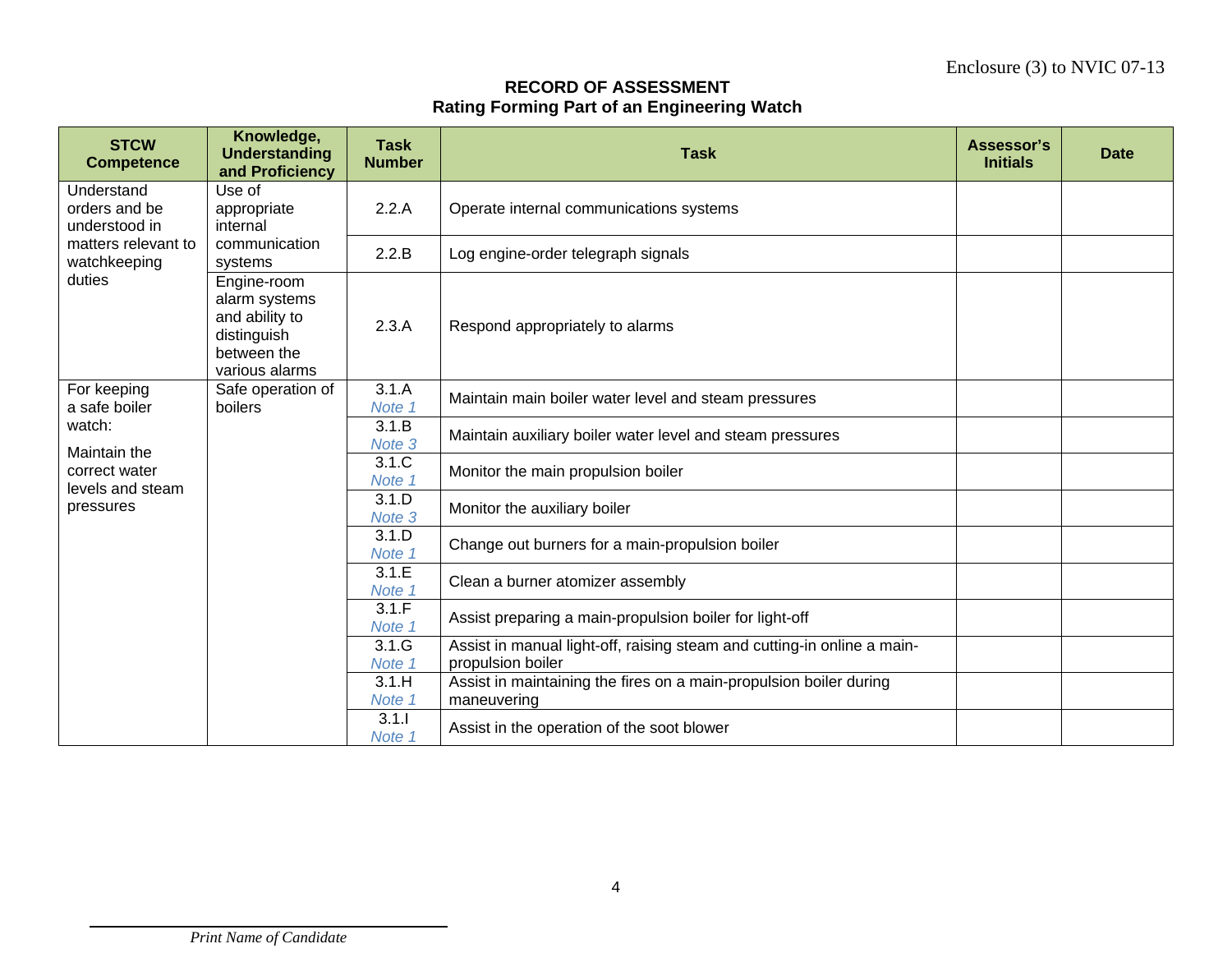Enclosure (3) to NVIC 07-13

**RECORD OF ASSESSMENT**
**Rating Forming Part of an Engineering Watch**

| STCW Competence | Knowledge, Understanding and Proficiency | Task Number | Task | Assessor's Initials | Date |
|---|---|---|---|---|---|
| Understand orders and be understood in matters relevant to watchkeeping duties | Use of appropriate internal communication systems | 2.2.A | Operate internal communications systems | | |
| | | 2.2.B | Log engine-order telegraph signals | | |
| | Engine-room alarm systems and ability to distinguish between the various alarms | 2.3.A | Respond appropriately to alarms | | |
| For keeping a safe boiler watch: Maintain the correct water levels and steam pressures | Safe operation of boilers | 3.1.A *Note 1* | Maintain main boiler water level and steam pressures | | |
| | | 3.1.B *Note 3* | Maintain auxiliary boiler water level and steam pressures | | |
| | | 3.1.C *Note 1* | Monitor the main propulsion boiler | | |
| | | 3.1.D *Note 3* | Monitor the auxiliary boiler | | |
| | | 3.1.D *Note 1* | Change out burners for a main-propulsion boiler | | |
| | | 3.1.E *Note 1* | Clean a burner atomizer assembly | | |
| | | 3.1.F *Note 1* | Assist preparing a main-propulsion boiler for light-off | | |
| | | 3.1.G *Note 1* | Assist in manual light-off, raising steam and cutting-in online a main-propulsion boiler | | |
| | | 3.1.H *Note 1* | Assist in maintaining the fires on a main-propulsion boiler during maneuvering | | |
| | | 3.1.I *Note 1* | Assist in the operation of the soot blower | | |

_______________________________
*Print Name of Candidate*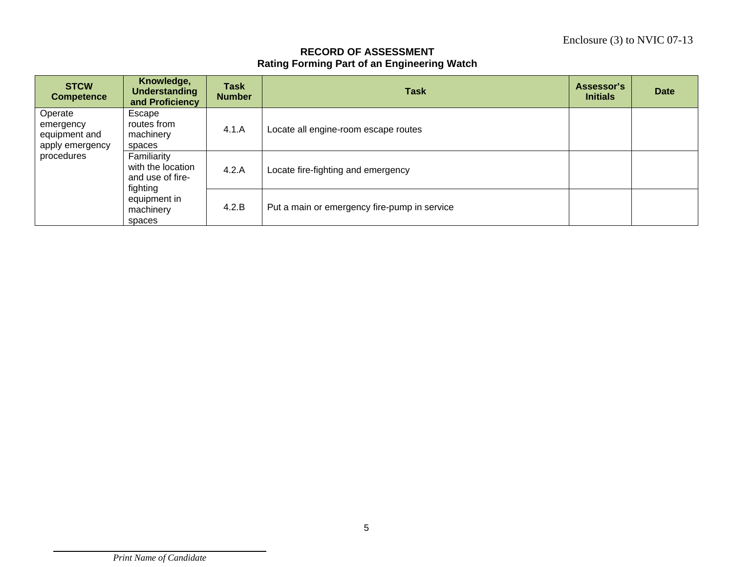Enclosure (3) to NVIC 07-13

**RECORD OF ASSESSMENT**
**Rating Forming Part of an Engineering Watch**

| STCW Competence | Knowledge, Understanding and Proficiency | Task Number | Task | Assessor's Initials | Date |
|---|---|---|---|---|---|
| Operate emergency equipment and apply emergency procedures | Escape routes from machinery spaces | 4.1.A | Locate all engine-room escape routes | | |
| | Familiarity with the location and use of fire-fighting equipment in machinery spaces | 4.2.A | Locate fire-fighting and emergency | | |
| | | 4.2.B | Put a main or emergency fire-pump in service | | |

*Print Name of Candidate*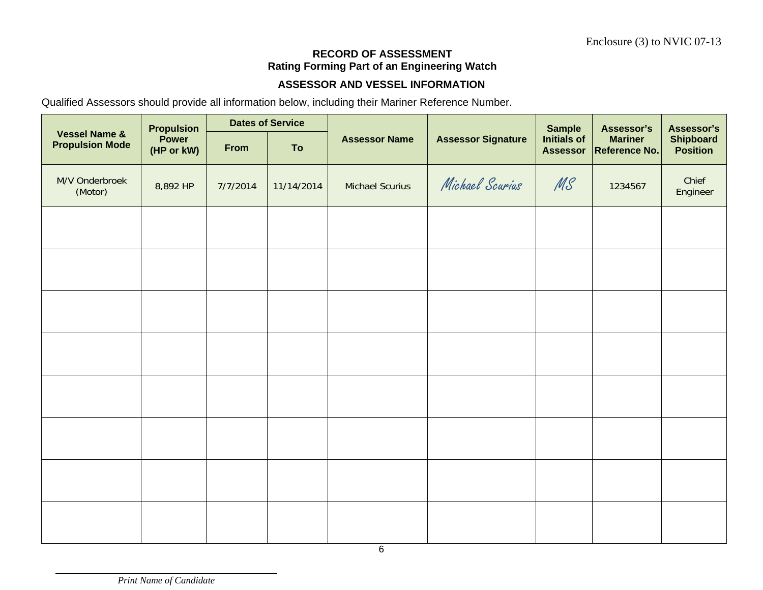Enclosure (3) to NVIC 07-13

## RECORD OF ASSESSMENT
### Rating Forming Part of an Engineering Watch

### ASSESSOR AND VESSEL INFORMATION

Qualified Assessors should provide all information below, including their Mariner Reference Number.

| Vessel Name & Propulsion Mode | Propulsion Power (HP or kW) | Dates of Service | | Assessor Name | Assessor Signature | Sample Initials of Assessor | Assessor's Mariner Reference No. | Assessor's Shipboard Position |
|---|---|---|---|---|---|---|---|---|
| | | From | To | | | | | |
| M/V Onderbroek (Motor) | 8,892 HP | 7/7/2014 | 11/14/2014 | Michael Scurius | Michael Scurius | MS | 1234567 | Chief Engineer |
| | | | | | | | | |
| | | | | | | | | |
| | | | | | | | | |
| | | | | | | | | |
| | | | | | | | | |
| | | | | | | | | |
| | | | | | | | | |
| | | | | | | | | |

_______________________________
*Print Name of Candidate*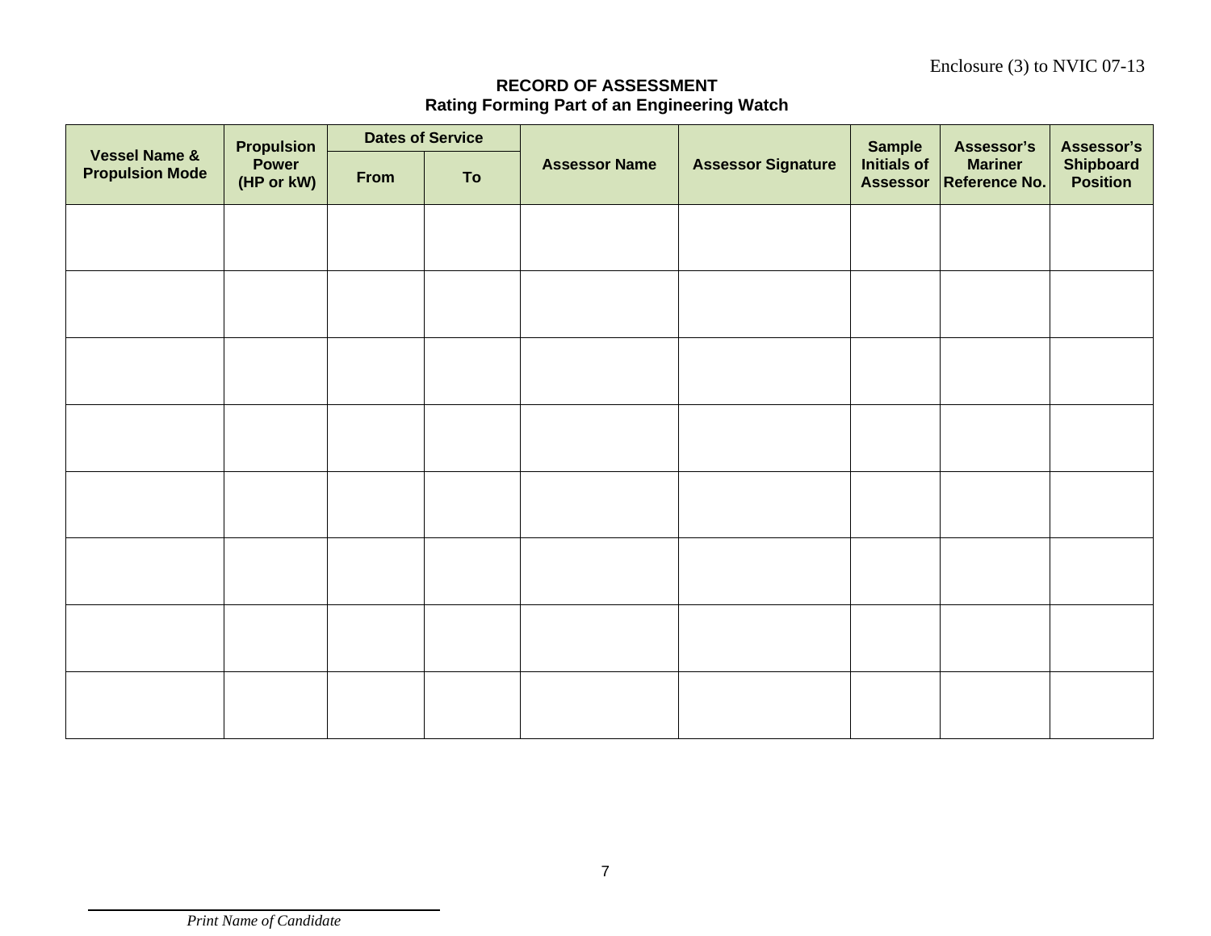Enclosure (3) to NVIC 07-13

**RECORD OF ASSESSMENT**
**Rating Forming Part of an Engineering Watch**

| Vessel Name & Propulsion Mode | Propulsion Power (HP or kW) | Dates of Service | | Assessor Name | Assessor Signature | Sample Initials of Assessor | Assessor's Mariner Reference No. | Assessor's Shipboard Position |
|---|---|---|---|---|---|---|---|---|
| | | From | To | | | | | |
| | | | | | | | | |
| | | | | | | | | |
| | | | | | | | | |
| | | | | | | | | |
| | | | | | | | | |
| | | | | | | | | |
| | | | | | | | | |
| | | | | | | | | |

_______________________________
*Print Name of Candidate*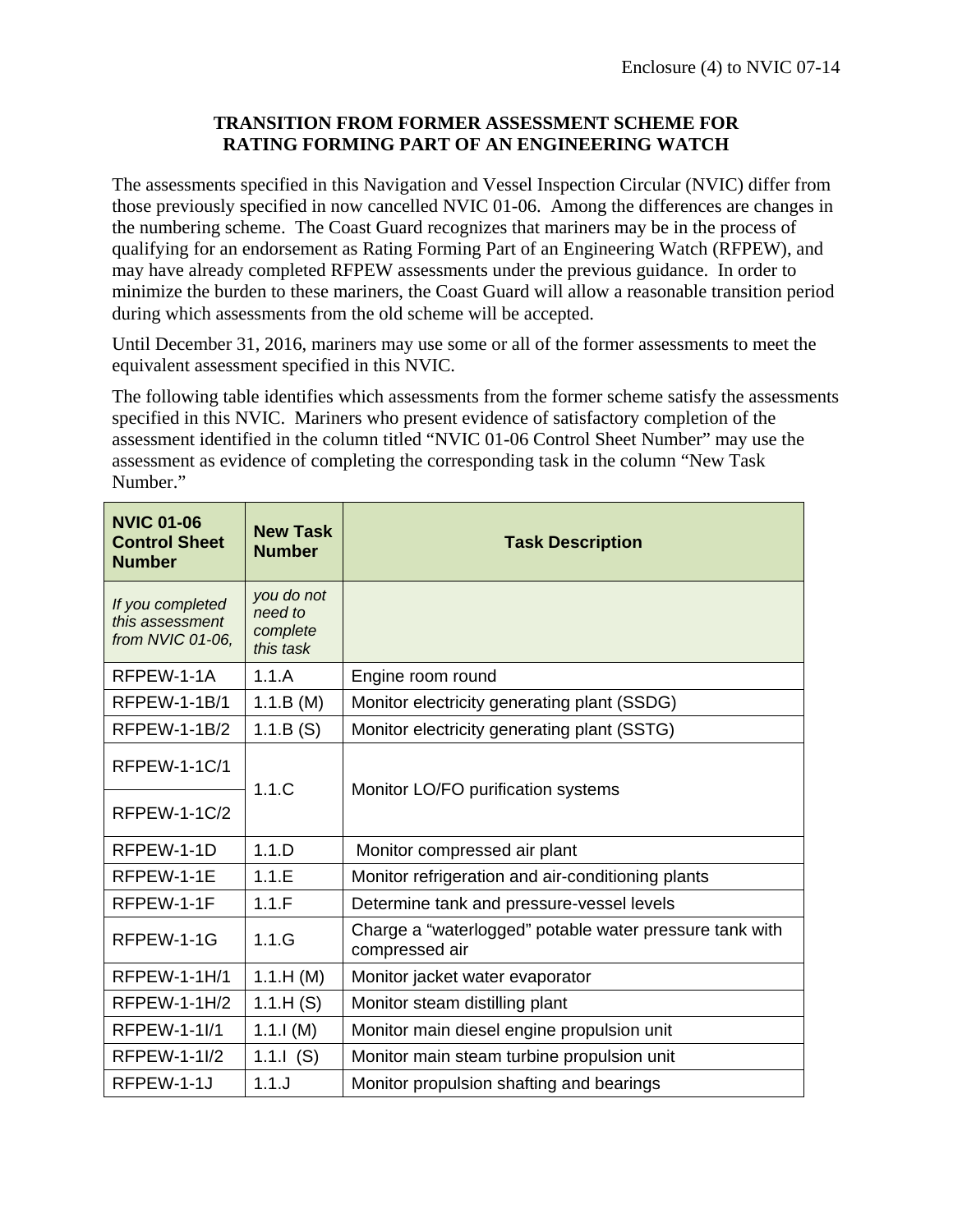Enclosure (4) to NVIC 07-14

## TRANSITION FROM FORMER ASSESSMENT SCHEME FOR RATING FORMING PART OF AN ENGINEERING WATCH

The assessments specified in this Navigation and Vessel Inspection Circular (NVIC) differ from those previously specified in now cancelled NVIC 01-06. Among the differences are changes in the numbering scheme. The Coast Guard recognizes that mariners may be in the process of qualifying for an endorsement as Rating Forming Part of an Engineering Watch (RFPEW), and may have already completed RFPEW assessments under the previous guidance. In order to minimize the burden to these mariners, the Coast Guard will allow a reasonable transition period during which assessments from the old scheme will be accepted.

Until December 31, 2016, mariners may use some or all of the former assessments to meet the equivalent assessment specified in this NVIC.

The following table identifies which assessments from the former scheme satisfy the assessments specified in this NVIC. Mariners who present evidence of satisfactory completion of the assessment identified in the column titled "NVIC 01-06 Control Sheet Number" may use the assessment as evidence of completing the corresponding task in the column "New Task Number."

| NVIC 01-06 Control Sheet Number | New Task Number | Task Description |
|---|---|---|
| *If you completed this assessment from NVIC 01-06,* | *you do not need to complete this task* | |
| RFPEW-1-1A | 1.1.A | Engine room round |
| RFPEW-1-1B/1 | 1.1.B (M) | Monitor electricity generating plant (SSDG) |
| RFPEW-1-1B/2 | 1.1.B (S) | Monitor electricity generating plant (SSTG) |
| RFPEW-1-1C/1 | 1.1.C | Monitor LO/FO purification systems |
| RFPEW-1-1C/2 | | |
| RFPEW-1-1D | 1.1.D | Monitor compressed air plant |
| RFPEW-1-1E | 1.1.E | Monitor refrigeration and air-conditioning plants |
| RFPEW-1-1F | 1.1.F | Determine tank and pressure-vessel levels |
| RFPEW-1-1G | 1.1.G | Charge a "waterlogged" potable water pressure tank with compressed air |
| RFPEW-1-1H/1 | 1.1.H (M) | Monitor jacket water evaporator |
| RFPEW-1-1H/2 | 1.1.H (S) | Monitor steam distilling plant |
| RFPEW-1-1I/1 | 1.1.I (M) | Monitor main diesel engine propulsion unit |
| RFPEW-1-1I/2 | 1.1.I (S) | Monitor main steam turbine propulsion unit |
| RFPEW-1-1J | 1.1.J | Monitor propulsion shafting and bearings |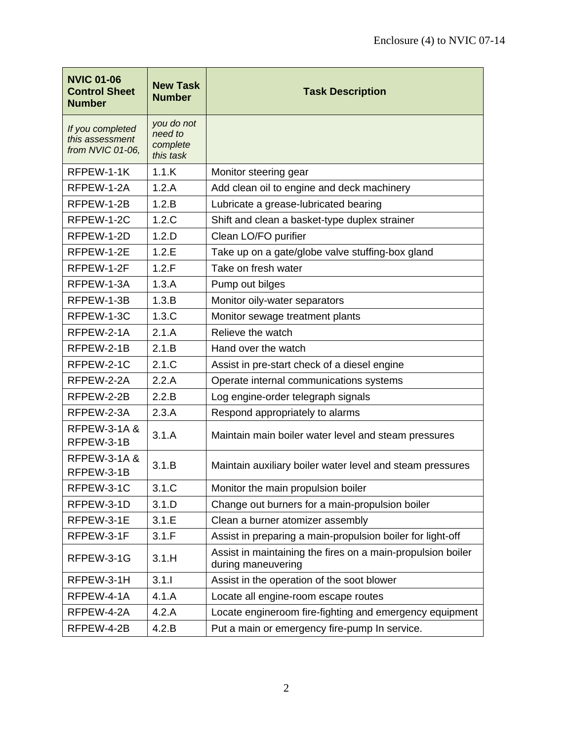| NVIC 01-06 Control Sheet Number | New Task Number | Task Description |
|---|---|---|
| *If you completed this assessment from NVIC 01-06,* | *you do not need to complete this task* | |
| RFPEW-1-1K | 1.1.K | Monitor steering gear |
| RFPEW-1-2A | 1.2.A | Add clean oil to engine and deck machinery |
| RFPEW-1-2B | 1.2.B | Lubricate a grease-lubricated bearing |
| RFPEW-1-2C | 1.2.C | Shift and clean a basket-type duplex strainer |
| RFPEW-1-2D | 1.2.D | Clean LO/FO purifier |
| RFPEW-1-2E | 1.2.E | Take up on a gate/globe valve stuffing-box gland |
| RFPEW-1-2F | 1.2.F | Take on fresh water |
| RFPEW-1-3A | 1.3.A | Pump out bilges |
| RFPEW-1-3B | 1.3.B | Monitor oily-water separators |
| RFPEW-1-3C | 1.3.C | Monitor sewage treatment plants |
| RFPEW-2-1A | 2.1.A | Relieve the watch |
| RFPEW-2-1B | 2.1.B | Hand over the watch |
| RFPEW-2-1C | 2.1.C | Assist in pre-start check of a diesel engine |
| RFPEW-2-2A | 2.2.A | Operate internal communications systems |
| RFPEW-2-2B | 2.2.B | Log engine-order telegraph signals |
| RFPEW-2-3A | 2.3.A | Respond appropriately to alarms |
| RFPEW-3-1A & RFPEW-3-1B | 3.1.A | Maintain main boiler water level and steam pressures |
| RFPEW-3-1A & RFPEW-3-1B | 3.1.B | Maintain auxiliary boiler water level and steam pressures |
| RFPEW-3-1C | 3.1.C | Monitor the main propulsion boiler |
| RFPEW-3-1D | 3.1.D | Change out burners for a main-propulsion boiler |
| RFPEW-3-1E | 3.1.E | Clean a burner atomizer assembly |
| RFPEW-3-1F | 3.1.F | Assist in preparing a main-propulsion boiler for light-off |
| RFPEW-3-1G | 3.1.H | Assist in maintaining the fires on a main-propulsion boiler during maneuvering |
| RFPEW-3-1H | 3.1.I | Assist in the operation of the soot blower |
| RFPEW-4-1A | 4.1.A | Locate all engine-room escape routes |
| RFPEW-4-2A | 4.2.A | Locate engineroom fire-fighting and emergency equipment |
| RFPEW-4-2B | 4.2.B | Put a main or emergency fire-pump In service. |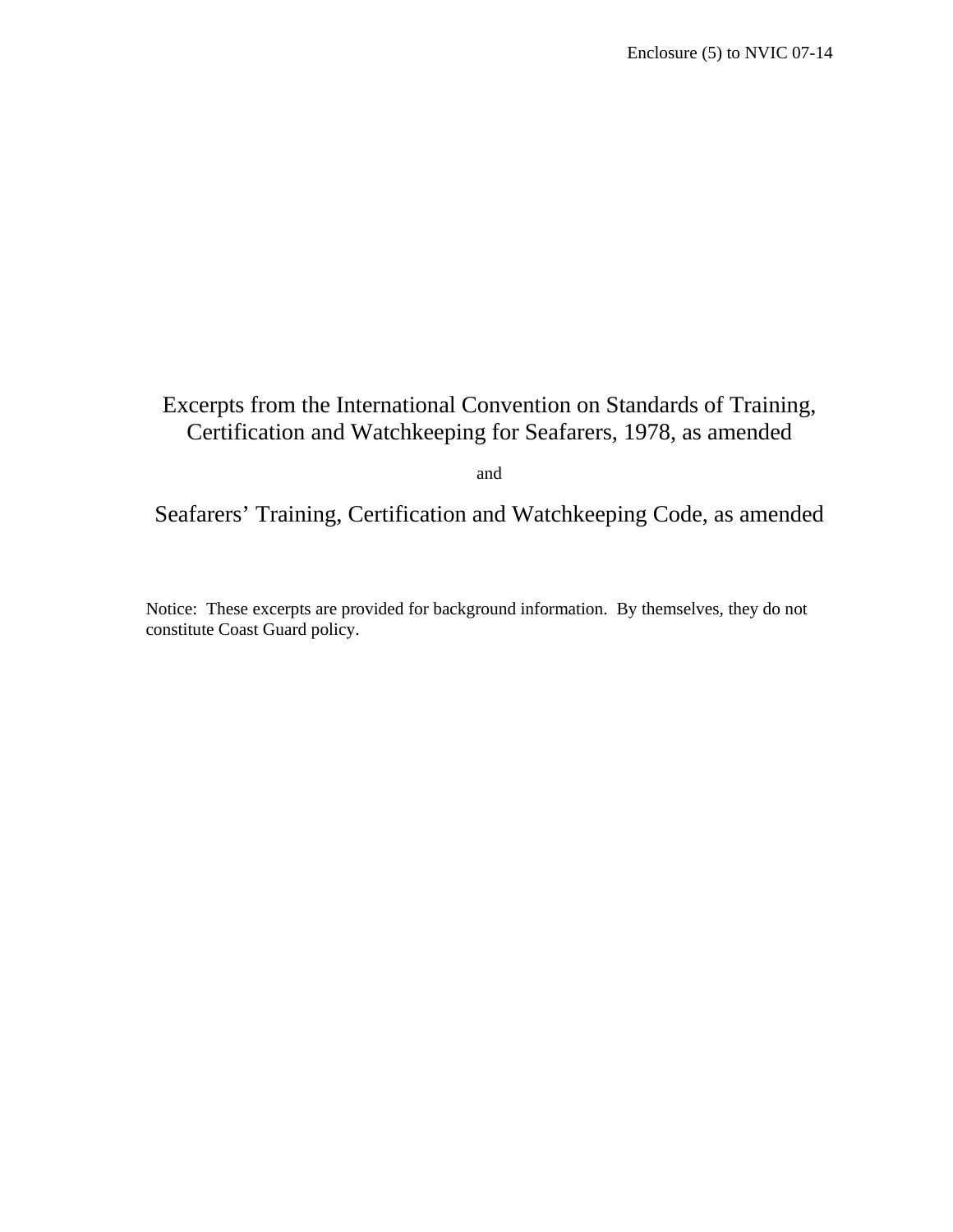Enclosure (5) to NVIC 07-14

# Excerpts from the International Convention on Standards of Training, Certification and Watchkeeping for Seafarers, 1978, as amended

and

# Seafarers' Training, Certification and Watchkeeping Code, as amended

Notice: These excerpts are provided for background information. By themselves, they do not constitute Coast Guard policy.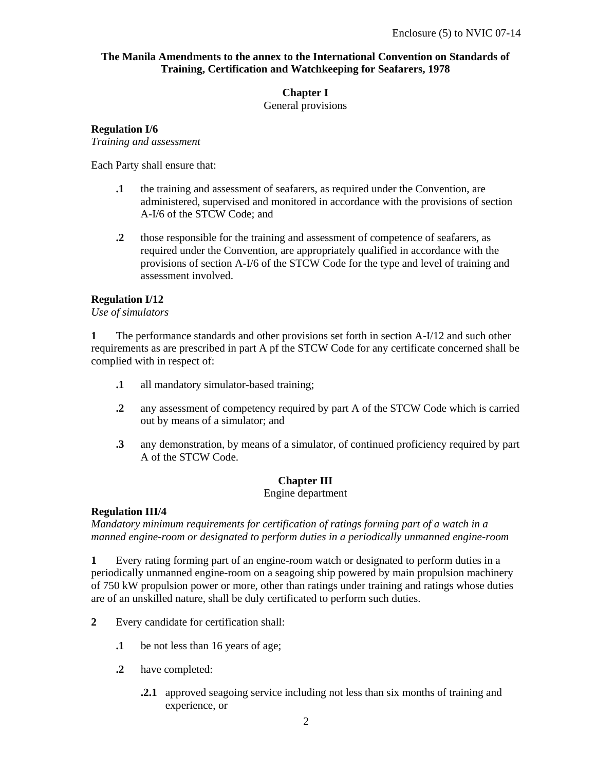**The Manila Amendments to the annex to the International Convention on Standards of Training, Certification and Watchkeeping for Seafarers, 1978**

## Chapter I

General provisions

### Regulation I/6

*Training and assessment*

Each Party shall ensure that:

- **.1** the training and assessment of seafarers, as required under the Convention, are administered, supervised and monitored in accordance with the provisions of section A-I/6 of the STCW Code; and
- **.2** those responsible for the training and assessment of competence of seafarers, as required under the Convention, are appropriately qualified in accordance with the provisions of section A-I/6 of the STCW Code for the type and level of training and assessment involved.

### Regulation I/12

*Use of simulators*

**1** The performance standards and other provisions set forth in section A-I/12 and such other requirements as are prescribed in part A pf the STCW Code for any certificate concerned shall be complied with in respect of:

- **.1** all mandatory simulator-based training;
- **.2** any assessment of competency required by part A of the STCW Code which is carried out by means of a simulator; and
- **.3** any demonstration, by means of a simulator, of continued proficiency required by part A of the STCW Code.

## Chapter III

Engine department

### Regulation III/4

*Mandatory minimum requirements for certification of ratings forming part of a watch in a manned engine-room or designated to perform duties in a periodically unmanned engine-room*

**1** Every rating forming part of an engine-room watch or designated to perform duties in a periodically unmanned engine-room on a seagoing ship powered by main propulsion machinery of 750 kW propulsion power or more, other than ratings under training and ratings whose duties are of an unskilled nature, shall be duly certificated to perform such duties.

**2** Every candidate for certification shall:

- **.1** be not less than 16 years of age;
- **.2** have completed:
  - **.2.1** approved seagoing service including not less than six months of training and experience, or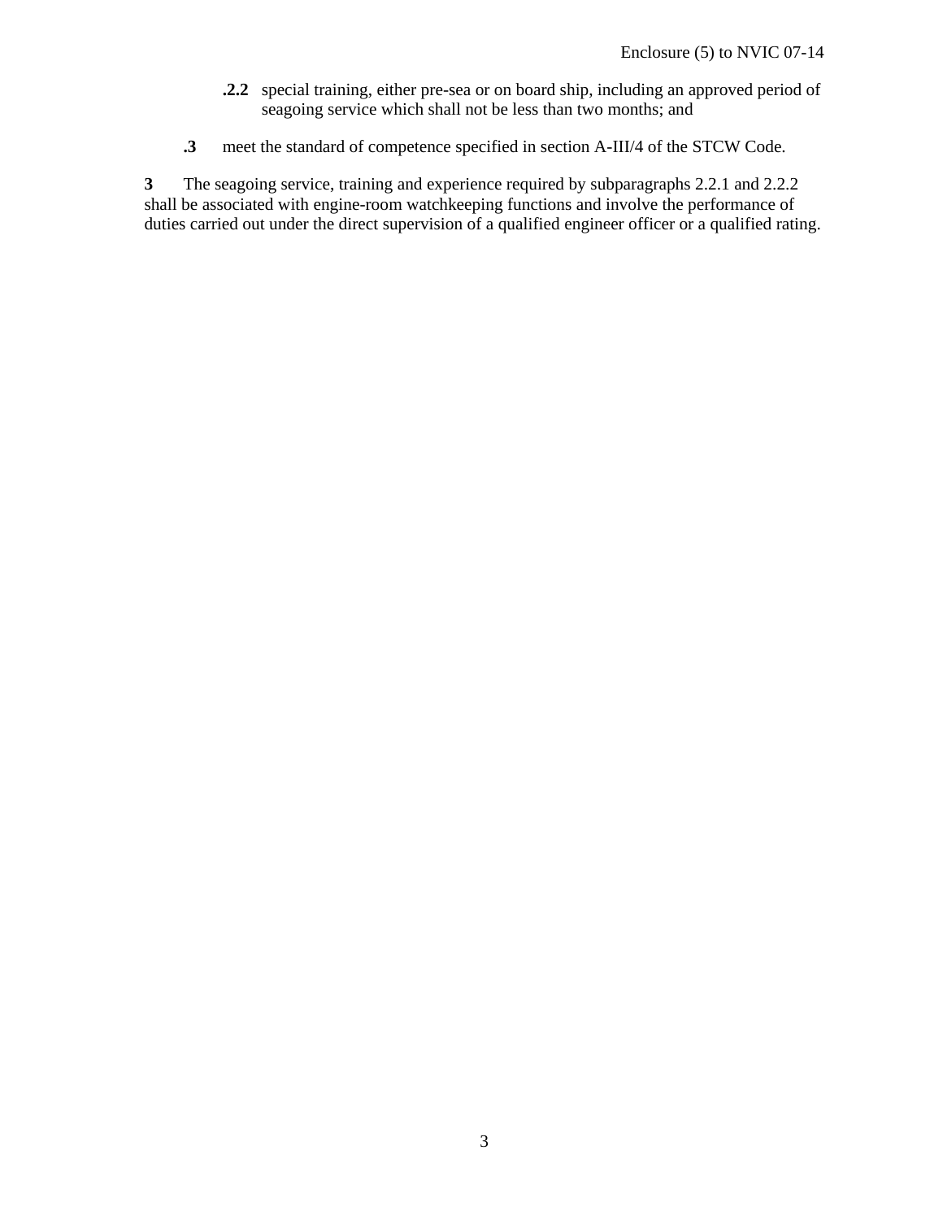**.2.2** special training, either pre-sea or on board ship, including an approved period of seagoing service which shall not be less than two months; and

**.3** meet the standard of competence specified in section A-III/4 of the STCW Code.

**3** The seagoing service, training and experience required by subparagraphs 2.2.1 and 2.2.2 shall be associated with engine-room watchkeeping functions and involve the performance of duties carried out under the direct supervision of a qualified engineer officer or a qualified rating.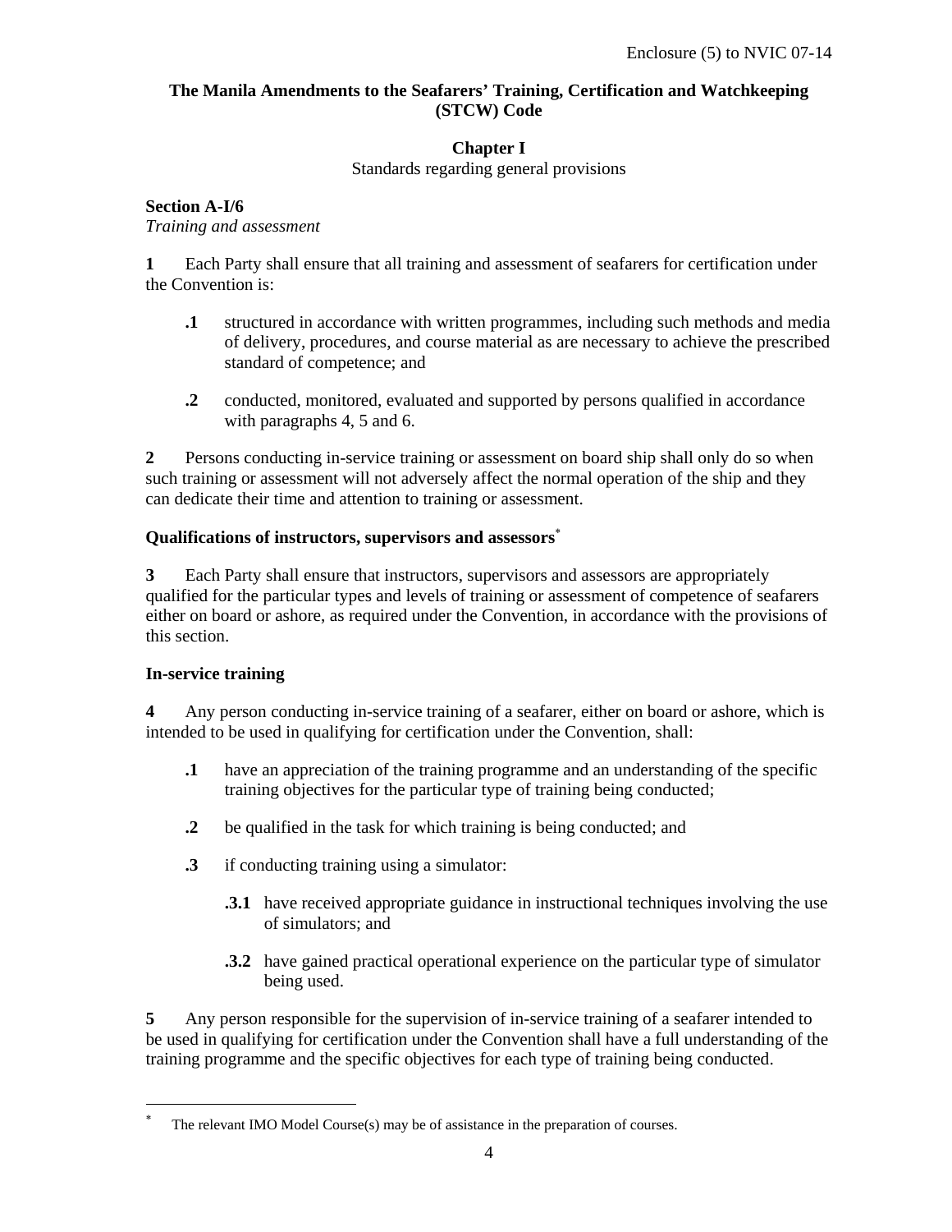# The Manila Amendments to the Seafarers' Training, Certification and Watchkeeping (STCW) Code

## Chapter I

Standards regarding general provisions

### Section A-I/6

*Training and assessment*

**1** Each Party shall ensure that all training and assessment of seafarers for certification under the Convention is:

**.1** structured in accordance with written programmes, including such methods and media of delivery, procedures, and course material as are necessary to achieve the prescribed standard of competence; and

**.2** conducted, monitored, evaluated and supported by persons qualified in accordance with paragraphs 4, 5 and 6.

**2** Persons conducting in-service training or assessment on board ship shall only do so when such training or assessment will not adversely affect the normal operation of the ship and they can dedicate their time and attention to training or assessment.

### Qualifications of instructors, supervisors and assessors*

**3** Each Party shall ensure that instructors, supervisors and assessors are appropriately qualified for the particular types and levels of training or assessment of competence of seafarers either on board or ashore, as required under the Convention, in accordance with the provisions of this section.

### In-service training

**4** Any person conducting in-service training of a seafarer, either on board or ashore, which is intended to be used in qualifying for certification under the Convention, shall:

**.1** have an appreciation of the training programme and an understanding of the specific training objectives for the particular type of training being conducted;

**.2** be qualified in the task for which training is being conducted; and

**.3** if conducting training using a simulator:

**.3.1** have received appropriate guidance in instructional techniques involving the use of simulators; and

**.3.2** have gained practical operational experience on the particular type of simulator being used.

**5** Any person responsible for the supervision of in-service training of a seafarer intended to be used in qualifying for certification under the Convention shall have a full understanding of the training programme and the specific objectives for each type of training being conducted.

---

* The relevant IMO Model Course(s) may be of assistance in the preparation of courses.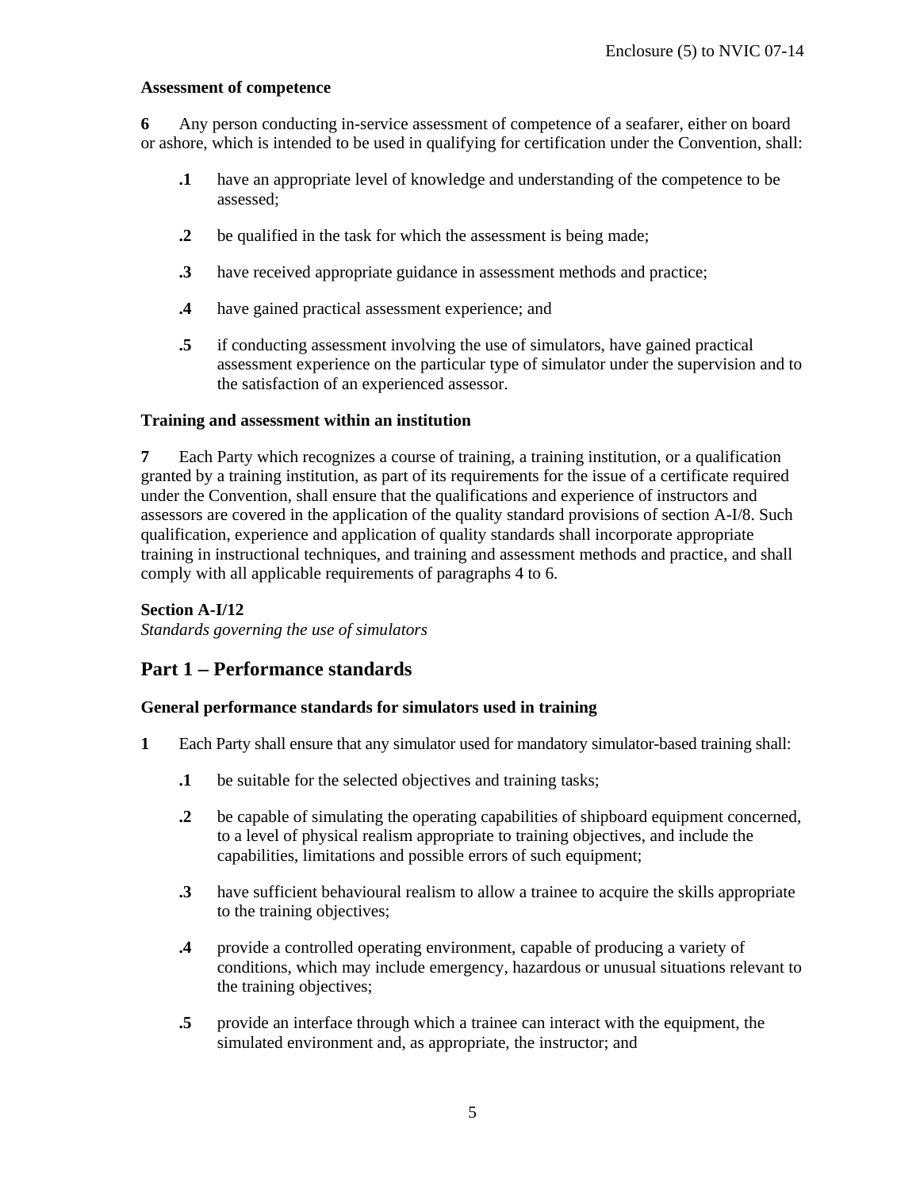**Assessment of competence**

**6** Any person conducting in-service assessment of competence of a seafarer, either on board or ashore, which is intended to be used in qualifying for certification under the Convention, shall:

- **.1** have an appropriate level of knowledge and understanding of the competence to be assessed;
- **.2** be qualified in the task for which the assessment is being made;
- **.3** have received appropriate guidance in assessment methods and practice;
- **.4** have gained practical assessment experience; and
- **.5** if conducting assessment involving the use of simulators, have gained practical assessment experience on the particular type of simulator under the supervision and to the satisfaction of an experienced assessor.

**Training and assessment within an institution**

**7** Each Party which recognizes a course of training, a training institution, or a qualification granted by a training institution, as part of its requirements for the issue of a certificate required under the Convention, shall ensure that the qualifications and experience of instructors and assessors are covered in the application of the quality standard provisions of section A-I/8. Such qualification, experience and application of quality standards shall incorporate appropriate training in instructional techniques, and training and assessment methods and practice, and shall comply with all applicable requirements of paragraphs 4 to 6.

**Section A-I/12**
*Standards governing the use of simulators*

## Part 1 – Performance standards

**General performance standards for simulators used in training**

**1** Each Party shall ensure that any simulator used for mandatory simulator-based training shall:

- **.1** be suitable for the selected objectives and training tasks;
- **.2** be capable of simulating the operating capabilities of shipboard equipment concerned, to a level of physical realism appropriate to training objectives, and include the capabilities, limitations and possible errors of such equipment;
- **.3** have sufficient behavioural realism to allow a trainee to acquire the skills appropriate to the training objectives;
- **.4** provide a controlled operating environment, capable of producing a variety of conditions, which may include emergency, hazardous or unusual situations relevant to the training objectives;
- **.5** provide an interface through which a trainee can interact with the equipment, the simulated environment and, as appropriate, the instructor; and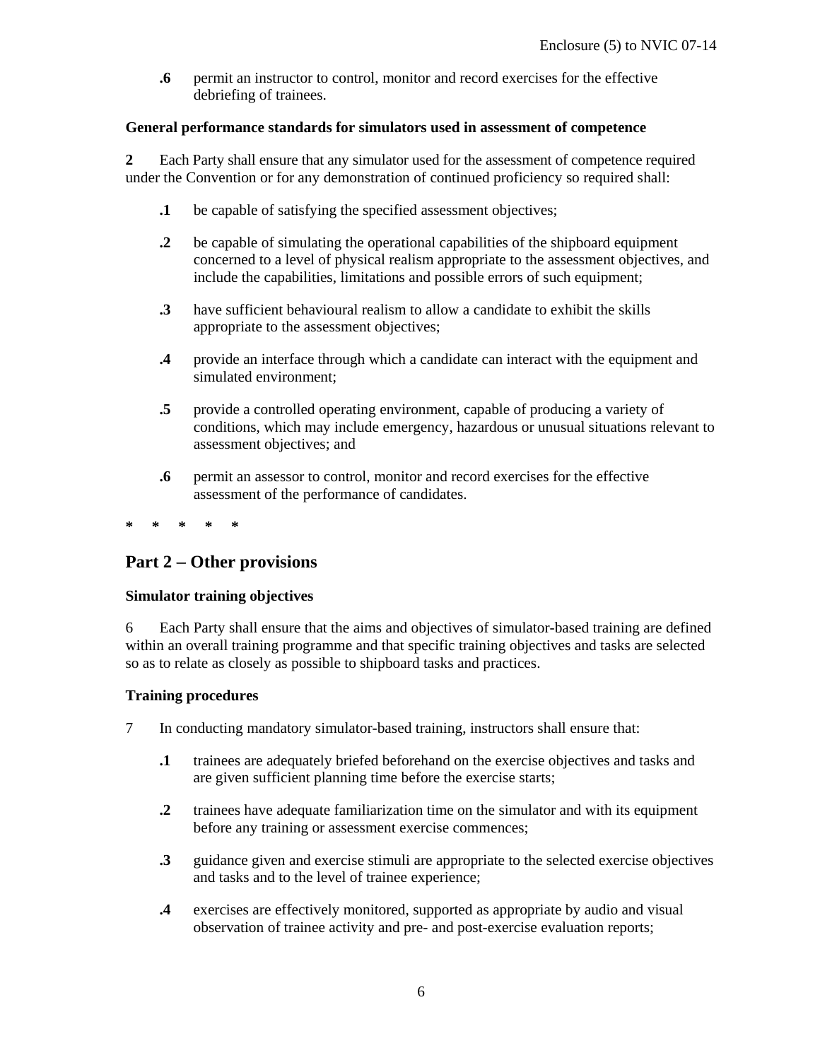**.6** permit an instructor to control, monitor and record exercises for the effective debriefing of trainees.

**General performance standards for simulators used in assessment of competence**

**2** Each Party shall ensure that any simulator used for the assessment of competence required under the Convention or for any demonstration of continued proficiency so required shall:

**.1** be capable of satisfying the specified assessment objectives;

**.2** be capable of simulating the operational capabilities of the shipboard equipment concerned to a level of physical realism appropriate to the assessment objectives, and include the capabilities, limitations and possible errors of such equipment;

**.3** have sufficient behavioural realism to allow a candidate to exhibit the skills appropriate to the assessment objectives;

**.4** provide an interface through which a candidate can interact with the equipment and simulated environment;

**.5** provide a controlled operating environment, capable of producing a variety of conditions, which may include emergency, hazardous or unusual situations relevant to assessment objectives; and

**.6** permit an assessor to control, monitor and record exercises for the effective assessment of the performance of candidates.

**\* \* \* \* \***

## Part 2 – Other provisions

**Simulator training objectives**

6 Each Party shall ensure that the aims and objectives of simulator-based training are defined within an overall training programme and that specific training objectives and tasks are selected so as to relate as closely as possible to shipboard tasks and practices.

**Training procedures**

7 In conducting mandatory simulator-based training, instructors shall ensure that:

**.1** trainees are adequately briefed beforehand on the exercise objectives and tasks and are given sufficient planning time before the exercise starts;

**.2** trainees have adequate familiarization time on the simulator and with its equipment before any training or assessment exercise commences;

**.3** guidance given and exercise stimuli are appropriate to the selected exercise objectives and tasks and to the level of trainee experience;

**.4** exercises are effectively monitored, supported as appropriate by audio and visual observation of trainee activity and pre- and post-exercise evaluation reports;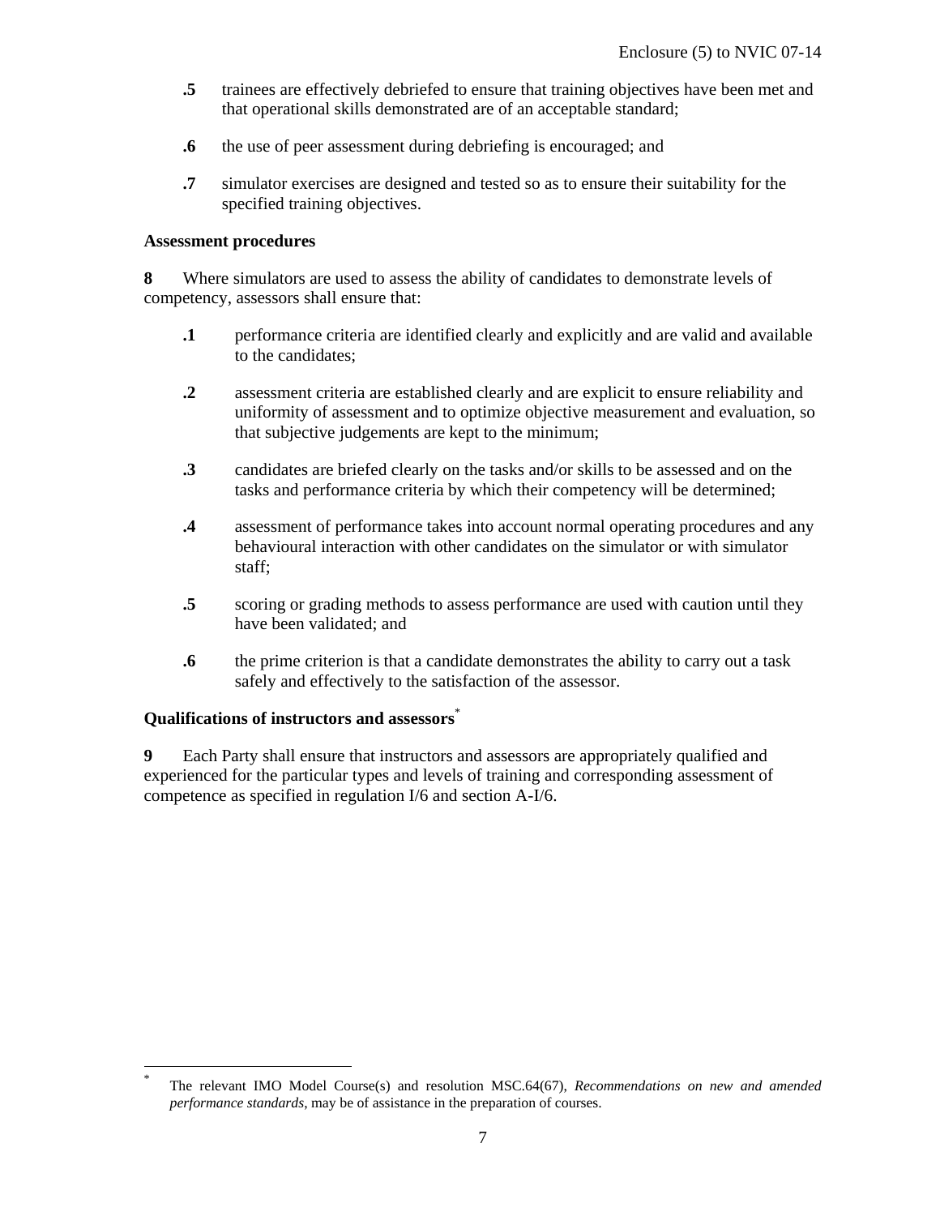**.5** trainees are effectively debriefed to ensure that training objectives have been met and that operational skills demonstrated are of an acceptable standard;

**.6** the use of peer assessment during debriefing is encouraged; and

**.7** simulator exercises are designed and tested so as to ensure their suitability for the specified training objectives.

**Assessment procedures**

**8** Where simulators are used to assess the ability of candidates to demonstrate levels of competency, assessors shall ensure that:

**.1** performance criteria are identified clearly and explicitly and are valid and available to the candidates;

**.2** assessment criteria are established clearly and are explicit to ensure reliability and uniformity of assessment and to optimize objective measurement and evaluation, so that subjective judgements are kept to the minimum;

**.3** candidates are briefed clearly on the tasks and/or skills to be assessed and on the tasks and performance criteria by which their competency will be determined;

**.4** assessment of performance takes into account normal operating procedures and any behavioural interaction with other candidates on the simulator or with simulator staff;

**.5** scoring or grading methods to assess performance are used with caution until they have been validated; and

**.6** the prime criterion is that a candidate demonstrates the ability to carry out a task safely and effectively to the satisfaction of the assessor.

**Qualifications of instructors and assessors***

**9** Each Party shall ensure that instructors and assessors are appropriately qualified and experienced for the particular types and levels of training and corresponding assessment of competence as specified in regulation I/6 and section A-I/6.

---

* The relevant IMO Model Course(s) and resolution MSC.64(67), *Recommendations on new and amended performance standards*, may be of assistance in the preparation of courses.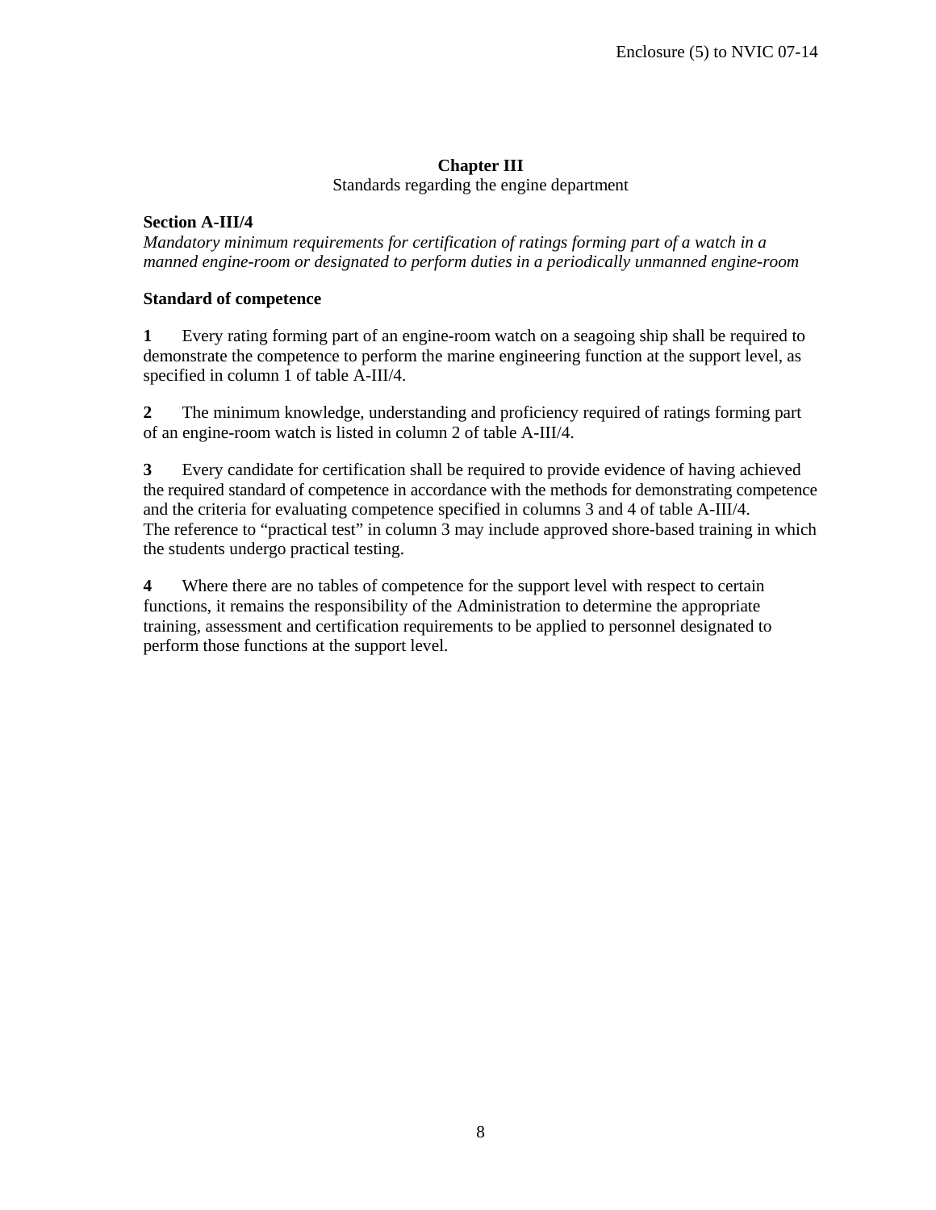## Chapter III

Standards regarding the engine department

### Section A-III/4

*Mandatory minimum requirements for certification of ratings forming part of a watch in a manned engine-room or designated to perform duties in a periodically unmanned engine-room*

#### Standard of competence

**1** Every rating forming part of an engine-room watch on a seagoing ship shall be required to demonstrate the competence to perform the marine engineering function at the support level, as specified in column 1 of table A-III/4.

**2** The minimum knowledge, understanding and proficiency required of ratings forming part of an engine-room watch is listed in column 2 of table A-III/4.

**3** Every candidate for certification shall be required to provide evidence of having achieved the required standard of competence in accordance with the methods for demonstrating competence and the criteria for evaluating competence specified in columns 3 and 4 of table A-III/4. The reference to "practical test" in column 3 may include approved shore-based training in which the students undergo practical testing.

**4** Where there are no tables of competence for the support level with respect to certain functions, it remains the responsibility of the Administration to determine the appropriate training, assessment and certification requirements to be applied to personnel designated to perform those functions at the support level.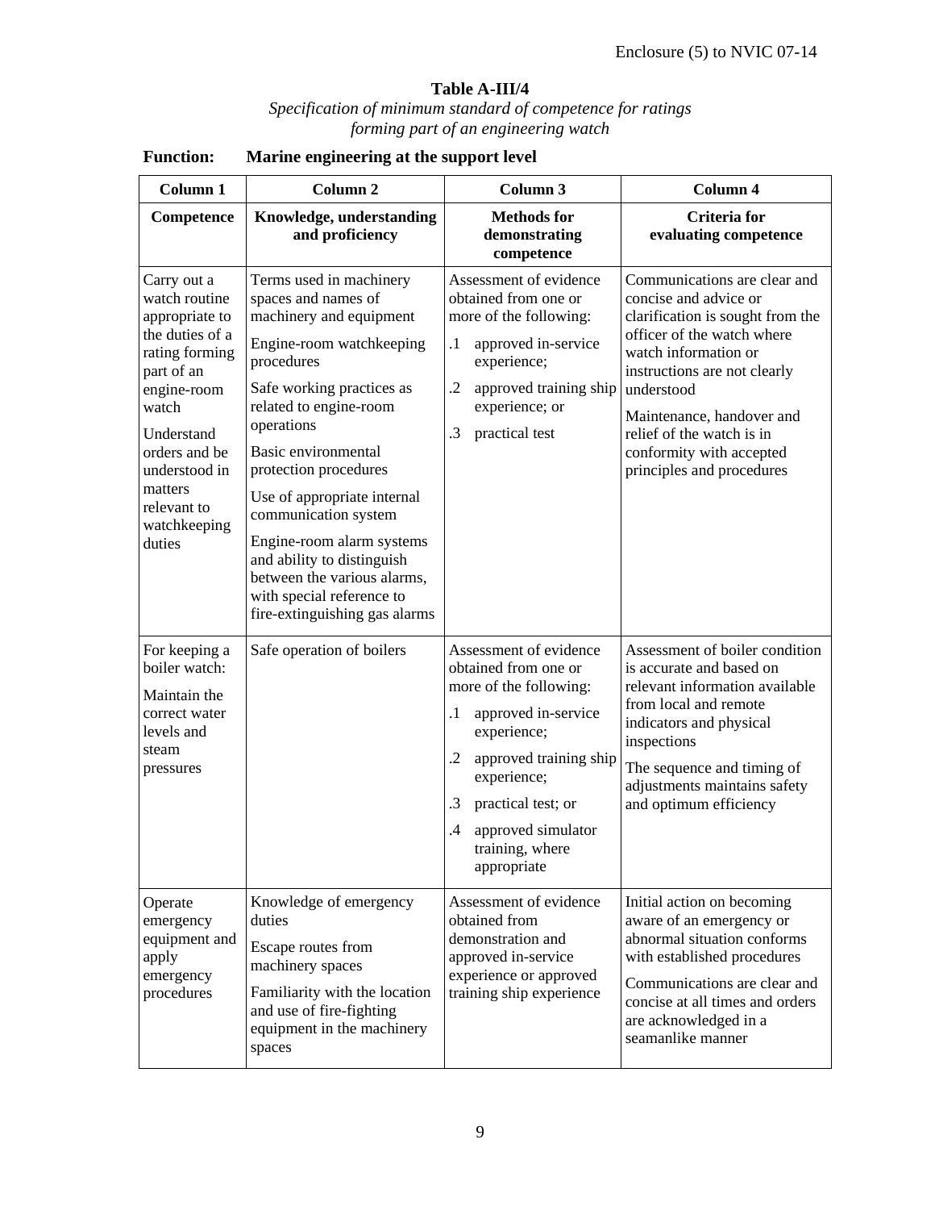Enclosure (5) to NVIC 07-14

### Table A-III/4

*Specification of minimum standard of competence for ratings forming part of an engineering watch*

**Function: Marine engineering at the support level**

| Column 1 | Column 2 | Column 3 | Column 4 |
|---|---|---|---|
| **Competence** | **Knowledge, understanding and proficiency** | **Methods for demonstrating competence** | **Criteria for evaluating competence** |
| Carry out a watch routine appropriate to the duties of a rating forming part of an engine-room watch<br><br>Understand orders and be understood in matters relevant to watchkeeping duties | Terms used in machinery spaces and names of machinery and equipment<br><br>Engine-room watchkeeping procedures<br><br>Safe working practices as related to engine-room operations<br><br>Basic environmental protection procedures<br><br>Use of appropriate internal communication system<br><br>Engine-room alarm systems and ability to distinguish between the various alarms, with special reference to fire-extinguishing gas alarms | Assessment of evidence obtained from one or more of the following:<br><br>.1 approved in-service experience;<br><br>.2 approved training ship experience; or<br><br>.3 practical test | Communications are clear and concise and advice or clarification is sought from the officer of the watch where watch information or instructions are not clearly understood<br><br>Maintenance, handover and relief of the watch is in conformity with accepted principles and procedures |
| For keeping a boiler watch:<br><br>Maintain the correct water levels and steam pressures | Safe operation of boilers | Assessment of evidence obtained from one or more of the following:<br><br>.1 approved in-service experience;<br><br>.2 approved training ship experience;<br><br>.3 practical test; or<br><br>.4 approved simulator training, where appropriate | Assessment of boiler condition is accurate and based on relevant information available from local and remote indicators and physical inspections<br><br>The sequence and timing of adjustments maintains safety and optimum efficiency |
| Operate emergency equipment and apply emergency procedures | Knowledge of emergency duties<br><br>Escape routes from machinery spaces<br><br>Familiarity with the location and use of fire-fighting equipment in the machinery spaces | Assessment of evidence obtained from demonstration and approved in-service experience or approved training ship experience | Initial action on becoming aware of an emergency or abnormal situation conforms with established procedures<br><br>Communications are clear and concise at all times and orders are acknowledged in a seamanlike manner |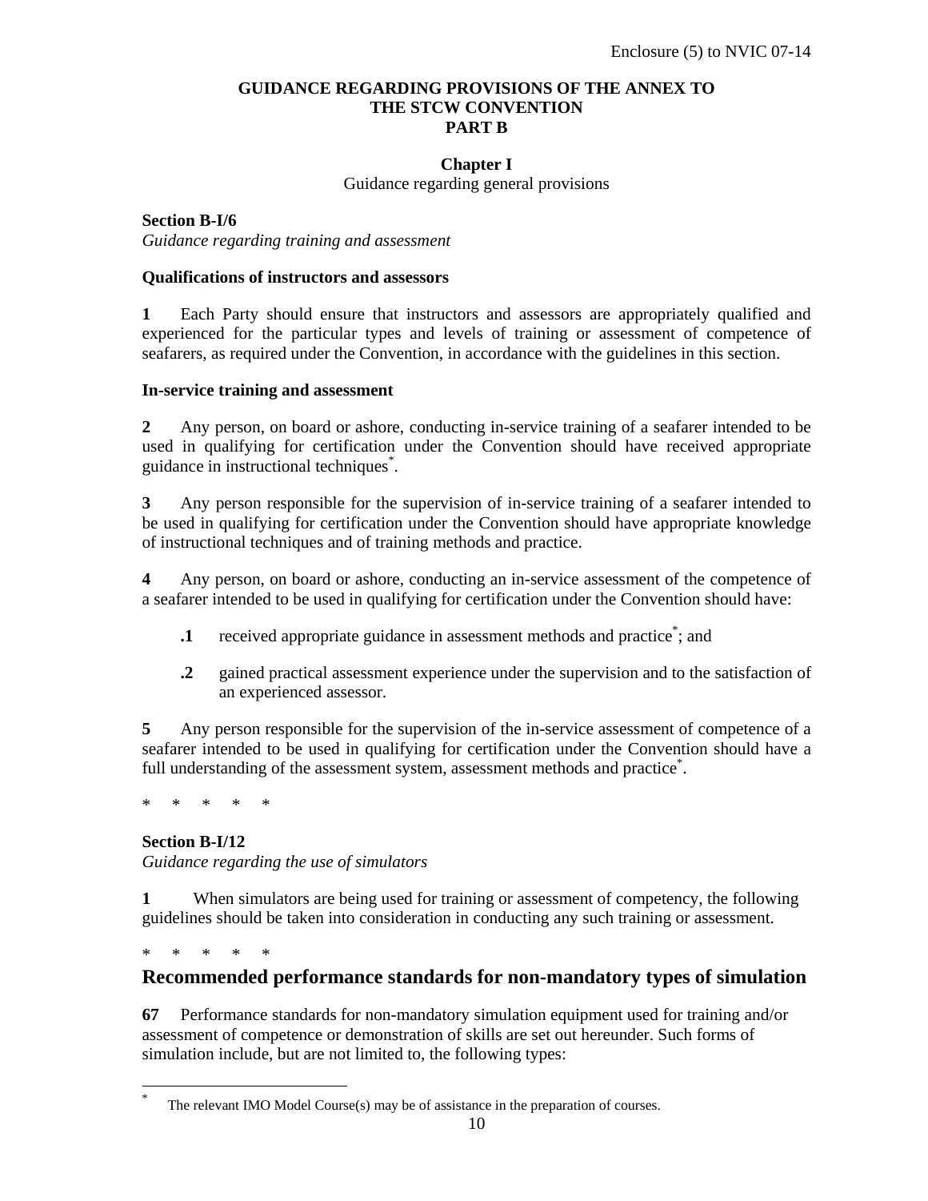# GUIDANCE REGARDING PROVISIONS OF THE ANNEX TO THE STCW CONVENTION PART B

## Chapter I

Guidance regarding general provisions

### Section B-I/6

*Guidance regarding training and assessment*

**Qualifications of instructors and assessors**

**1** Each Party should ensure that instructors and assessors are appropriately qualified and experienced for the particular types and levels of training or assessment of competence of seafarers, as required under the Convention, in accordance with the guidelines in this section.

**In-service training and assessment**

**2** Any person, on board or ashore, conducting in-service training of a seafarer intended to be used in qualifying for certification under the Convention should have received appropriate guidance in instructional techniques[*].

**3** Any person responsible for the supervision of in-service training of a seafarer intended to be used in qualifying for certification under the Convention should have appropriate knowledge of instructional techniques and of training methods and practice.

**4** Any person, on board or ashore, conducting an in-service assessment of the competence of a seafarer intended to be used in qualifying for certification under the Convention should have:

**.1** received appropriate guidance in assessment methods and practice[*]; and

**.2** gained practical assessment experience under the supervision and to the satisfaction of an experienced assessor.

**5** Any person responsible for the supervision of the in-service assessment of competence of a seafarer intended to be used in qualifying for certification under the Convention should have a full understanding of the assessment system, assessment methods and practice[*].

\* \* \* \* \*

### Section B-I/12

*Guidance regarding the use of simulators*

**1** When simulators are being used for training or assessment of competency, the following guidelines should be taken into consideration in conducting any such training or assessment.

\* \* \* \* \*

## Recommended performance standards for non-mandatory types of simulation

**67** Performance standards for non-mandatory simulation equipment used for training and/or assessment of competence or demonstration of skills are set out hereunder. Such forms of simulation include, but are not limited to, the following types:

---

[*] The relevant IMO Model Course(s) may be of assistance in the preparation of courses.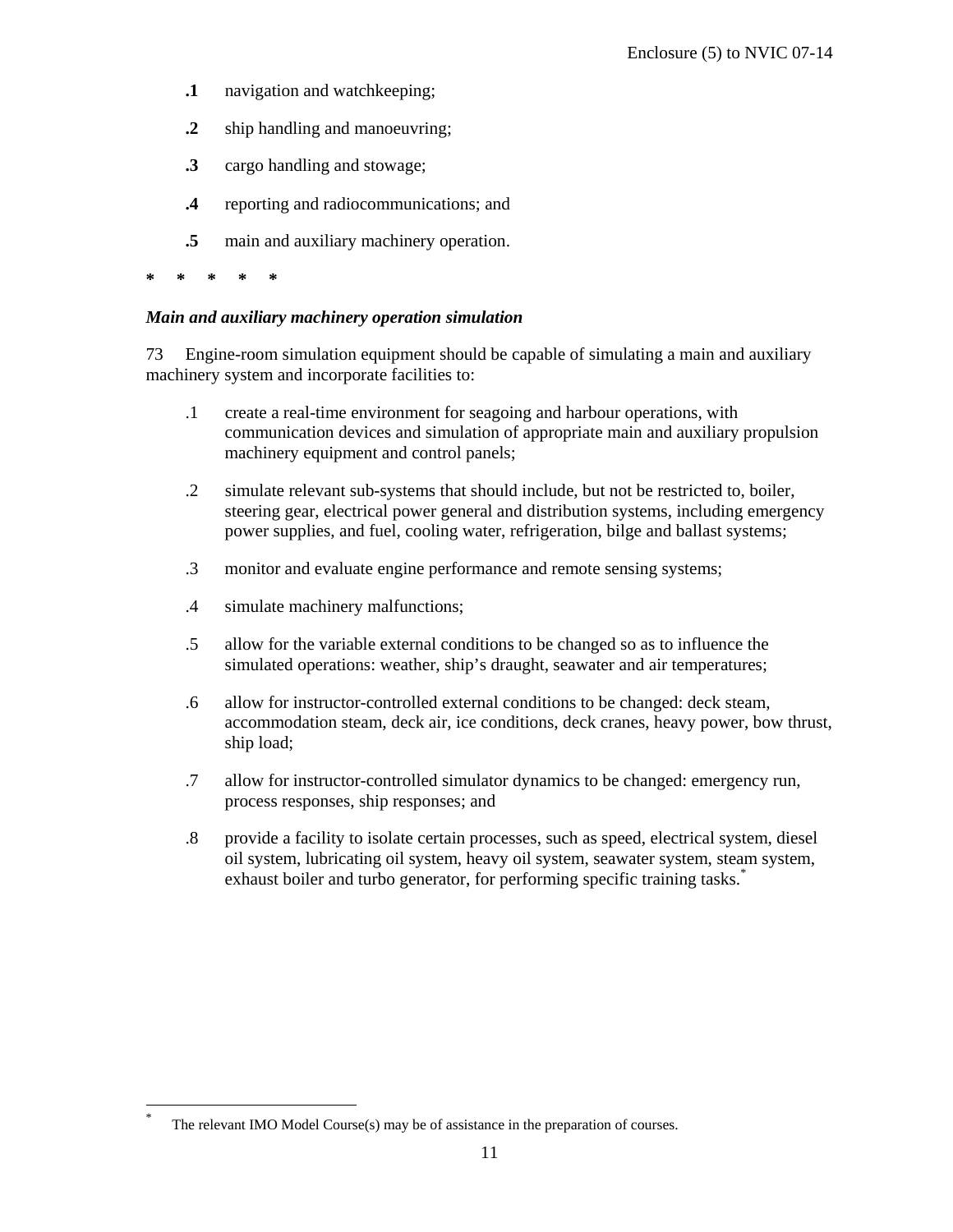**.1** navigation and watchkeeping;

**.2** ship handling and manoeuvring;

**.3** cargo handling and stowage;

**.4** reporting and radiocommunications; and

**.5** main and auxiliary machinery operation.

**\*   \*   \*   \*   \***

***Main and auxiliary machinery operation simulation***

73 Engine-room simulation equipment should be capable of simulating a main and auxiliary machinery system and incorporate facilities to:

.1 create a real-time environment for seagoing and harbour operations, with communication devices and simulation of appropriate main and auxiliary propulsion machinery equipment and control panels;

.2 simulate relevant sub-systems that should include, but not be restricted to, boiler, steering gear, electrical power general and distribution systems, including emergency power supplies, and fuel, cooling water, refrigeration, bilge and ballast systems;

.3 monitor and evaluate engine performance and remote sensing systems;

.4 simulate machinery malfunctions;

.5 allow for the variable external conditions to be changed so as to influence the simulated operations: weather, ship's draught, seawater and air temperatures;

.6 allow for instructor-controlled external conditions to be changed: deck steam, accommodation steam, deck air, ice conditions, deck cranes, heavy power, bow thrust, ship load;

.7 allow for instructor-controlled simulator dynamics to be changed: emergency run, process responses, ship responses; and

.8 provide a facility to isolate certain processes, such as speed, electrical system, diesel oil system, lubricating oil system, heavy oil system, seawater system, steam system, exhaust boiler and turbo generator, for performing specific training tasks.[*]

---

[*] The relevant IMO Model Course(s) may be of assistance in the preparation of courses.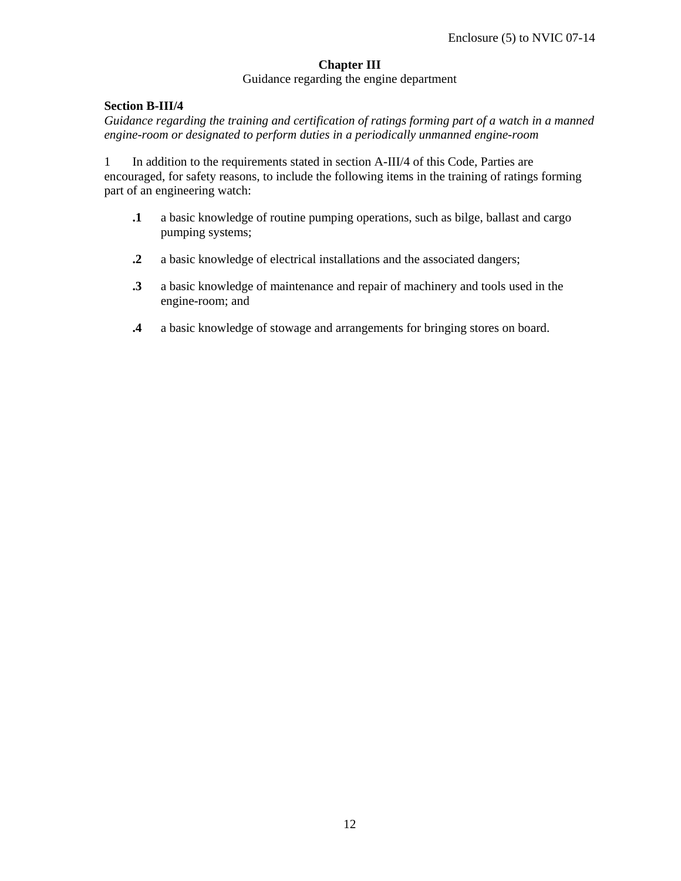## Chapter III

Guidance regarding the engine department

### Section B-III/4

*Guidance regarding the training and certification of ratings forming part of a watch in a manned engine-room or designated to perform duties in a periodically unmanned engine-room*

1 In addition to the requirements stated in section A-III/4 of this Code, Parties are encouraged, for safety reasons, to include the following items in the training of ratings forming part of an engineering watch:

- **.1** a basic knowledge of routine pumping operations, such as bilge, ballast and cargo pumping systems;
- **.2** a basic knowledge of electrical installations and the associated dangers;
- **.3** a basic knowledge of maintenance and repair of machinery and tools used in the engine-room; and
- **.4** a basic knowledge of stowage and arrangements for bringing stores on board.